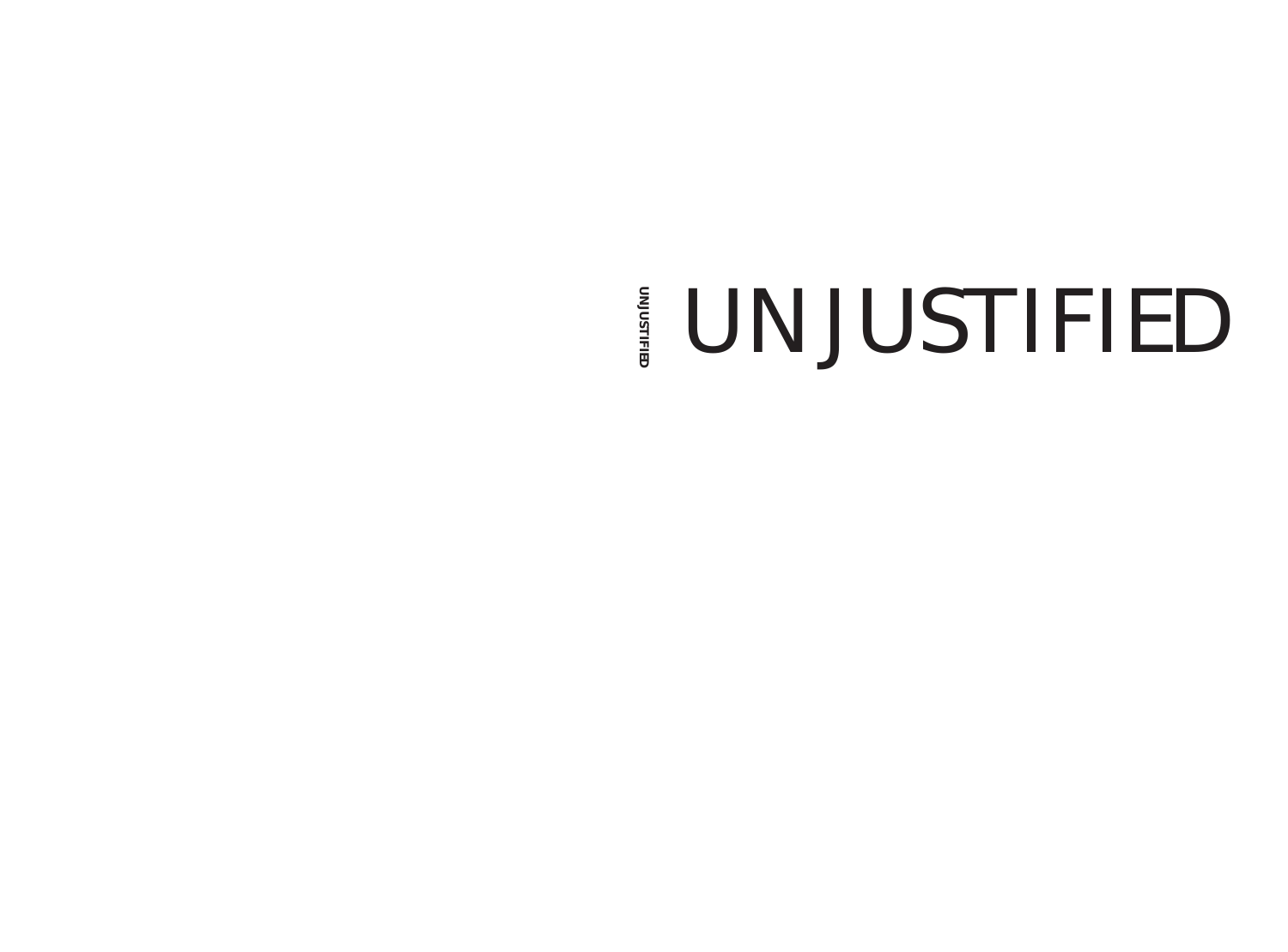UNJUSTIFIED

# UNJUSTIFIED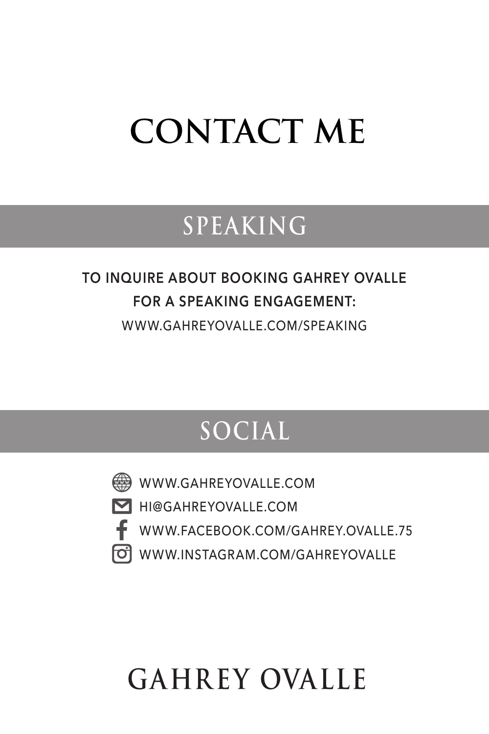# CONTACT ME

## SPEAKING

**TO INQUIRE ABOUT BOOKING GAHREY OVALLE FOR A SPEAKING ENGAGEMENT:**

WWW.GAHREYOVALLE.COM/SPEAKING

## SOCIAL

- WWW.GAHREYOVALLE.COM
- HI@GAHREYOVALLE.COM
- WWW.FACEBOOK.COM/GAHREY.OVALLE.75
- WWW.INSTAGRAM.COM/GAHREYOVALLE

GAHREY OVALLE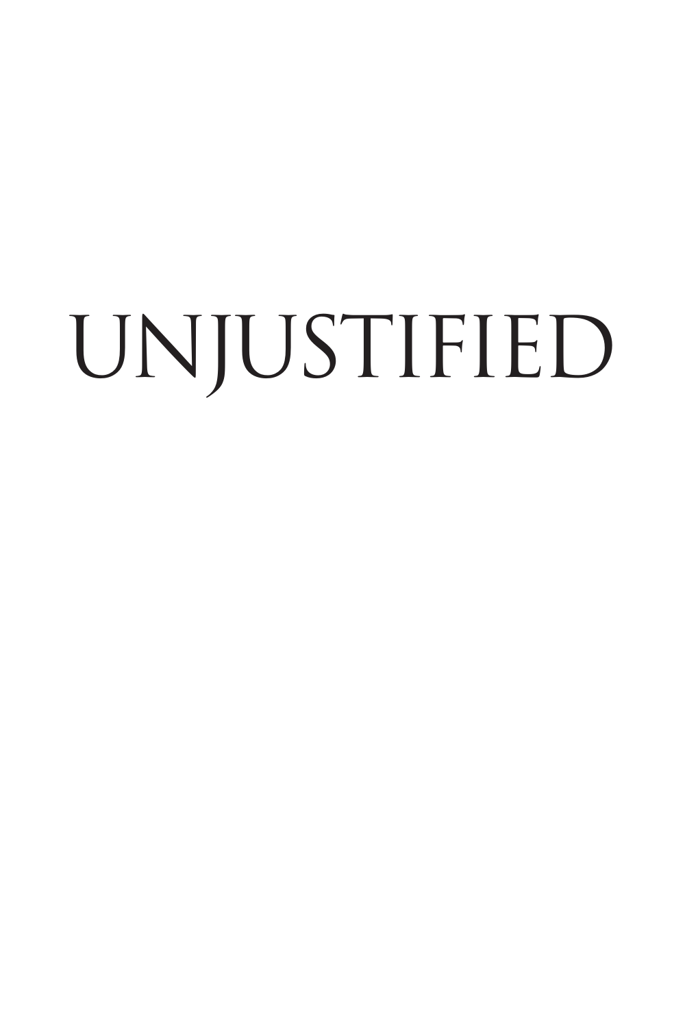# UNJUSTIFIED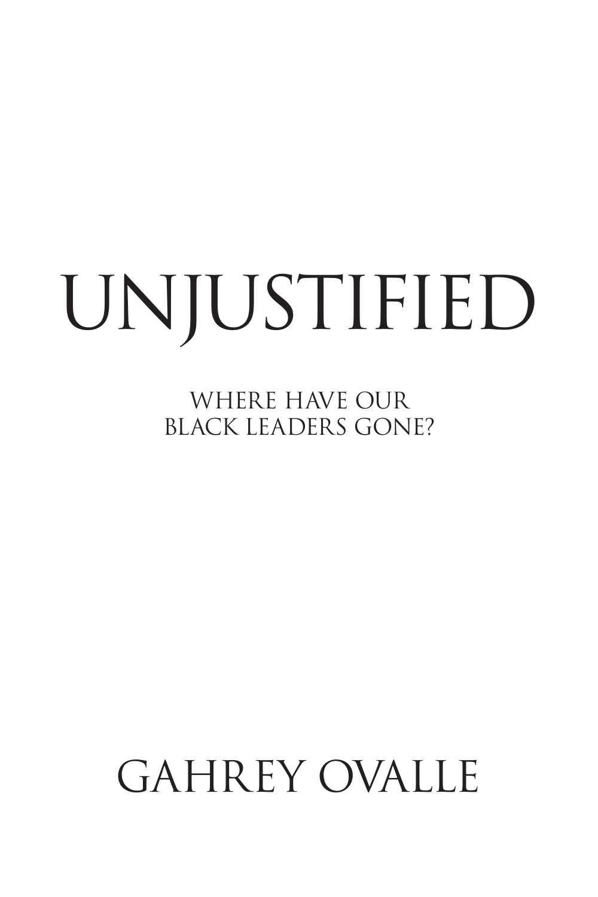# UNJUSTIFIED

## WHERE HAVE OUR BLACK LEADERS GONE?

GAHREY OVALLE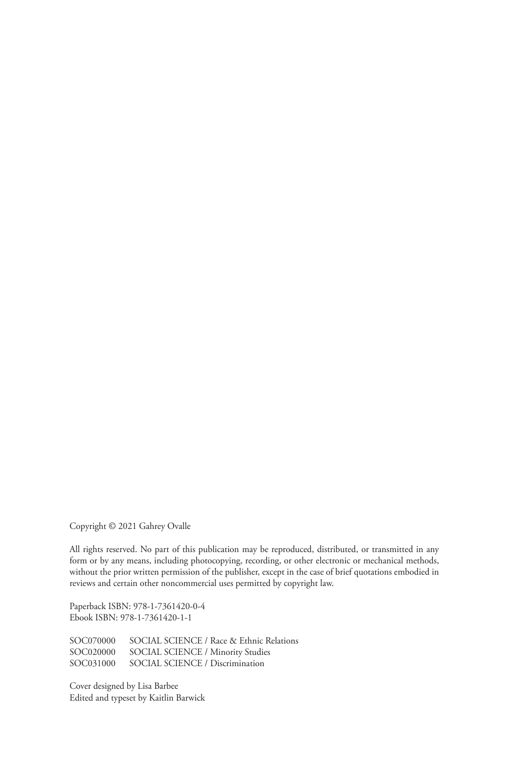Copyright © 2021 Gahrey Ovalle

All rights reserved. No part of this publication may be reproduced, distributed, or transmitted in any form or by any means, including photocopying, recording, or other electronic or mechanical methods, without the prior written permission of the publisher, except in the case of brief quotations embodied in reviews and certain other noncommercial uses permitted by copyright law.

Paperback ISBN: 978-1-7361420-0-4
Ebook ISBN: 978-1-7361420-1-1

SOC070000 SOCIAL SCIENCE / Race & Ethnic Relations
SOC020000 SOCIAL SCIENCE / Minority Studies
SOC031000 SOCIAL SCIENCE / Discrimination

Cover designed by Lisa Barbee
Edited and typeset by Kaitlin Barwick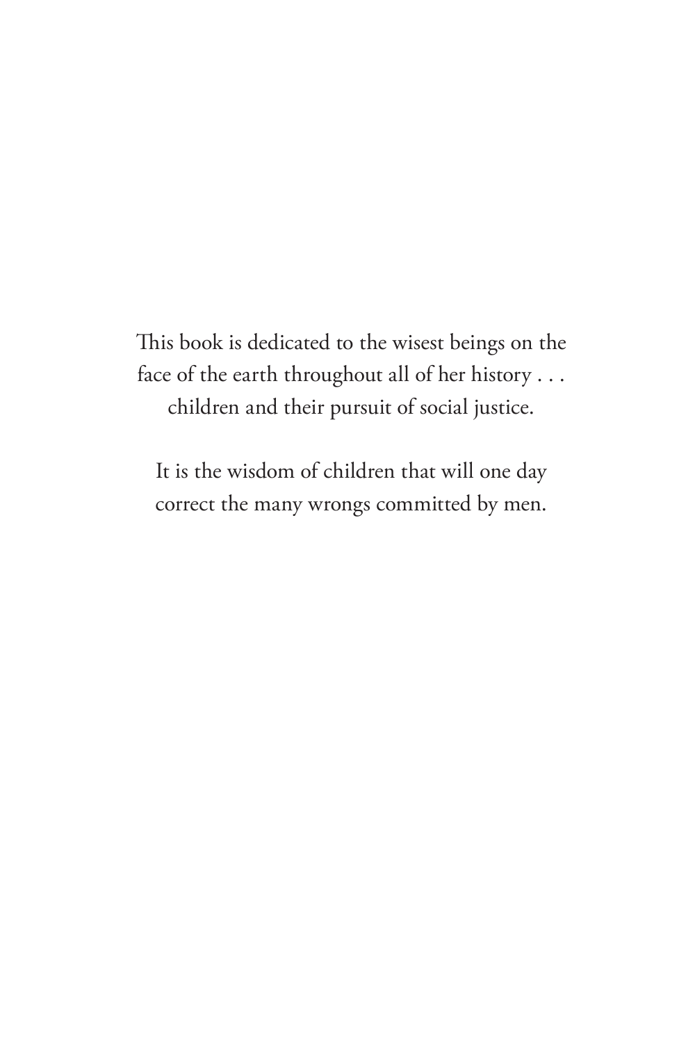This book is dedicated to the wisest beings on the face of the earth throughout all of her history . . . children and their pursuit of social justice.

It is the wisdom of children that will one day correct the many wrongs committed by men.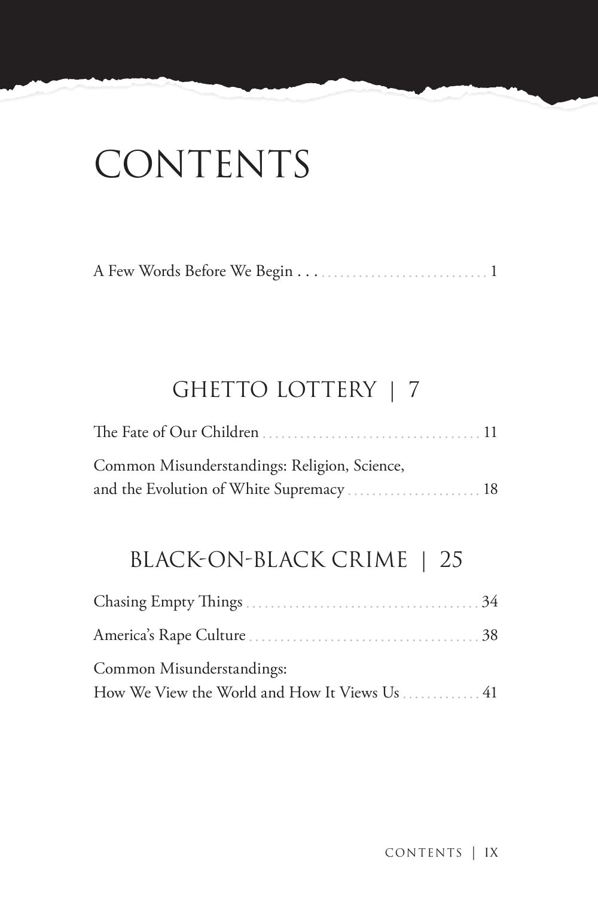# CONTENTS

A Few Words Before We Begin . . . 1

## GHETTO LOTTERY | 7

The Fate of Our Children . . . 11

Common Misunderstandings: Religion, Science, and the Evolution of White Supremacy . . . 18

## BLACK-ON-BLACK CRIME | 25

Chasing Empty Things . . . 34

America's Rape Culture . . . 38

Common Misunderstandings: How We View the World and How It Views Us . . . 41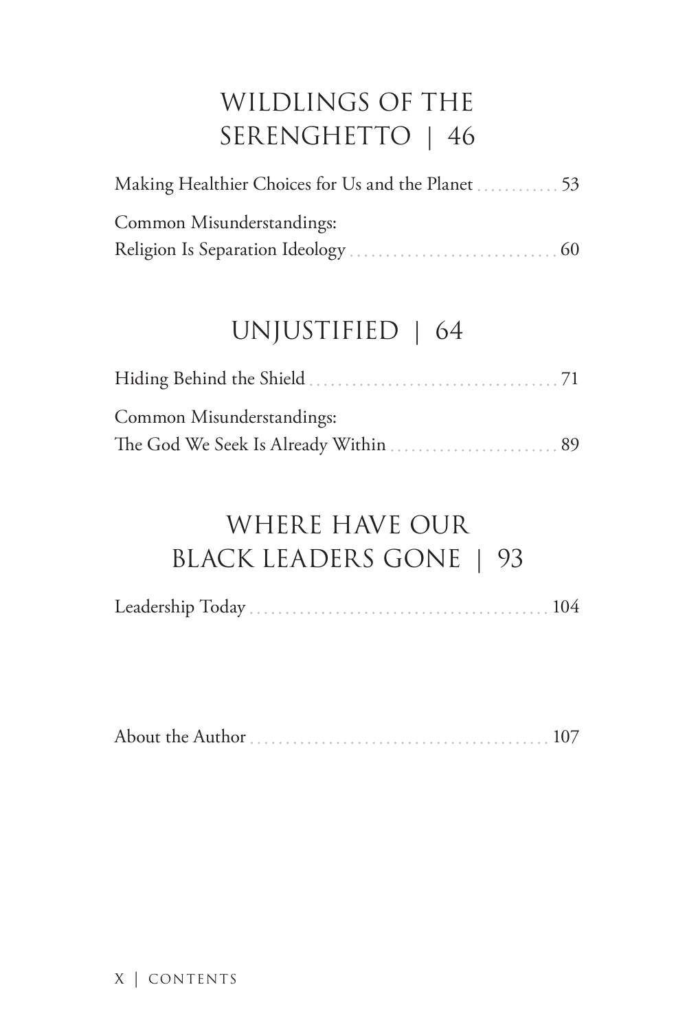## WILDLINGS OF THE SERENGHETTO | 46

Making Healthier Choices for Us and the Planet ............ 53

Common Misunderstandings:
Religion Is Separation Ideology .............................. 60

## UNJUSTIFIED | 64

Hiding Behind the Shield .................................... 71

Common Misunderstandings:
The God We Seek Is Already Within ......................... 89

## WHERE HAVE OUR BLACK LEADERS GONE | 93

Leadership Today ........................................... 104

About the Author ........................................... 107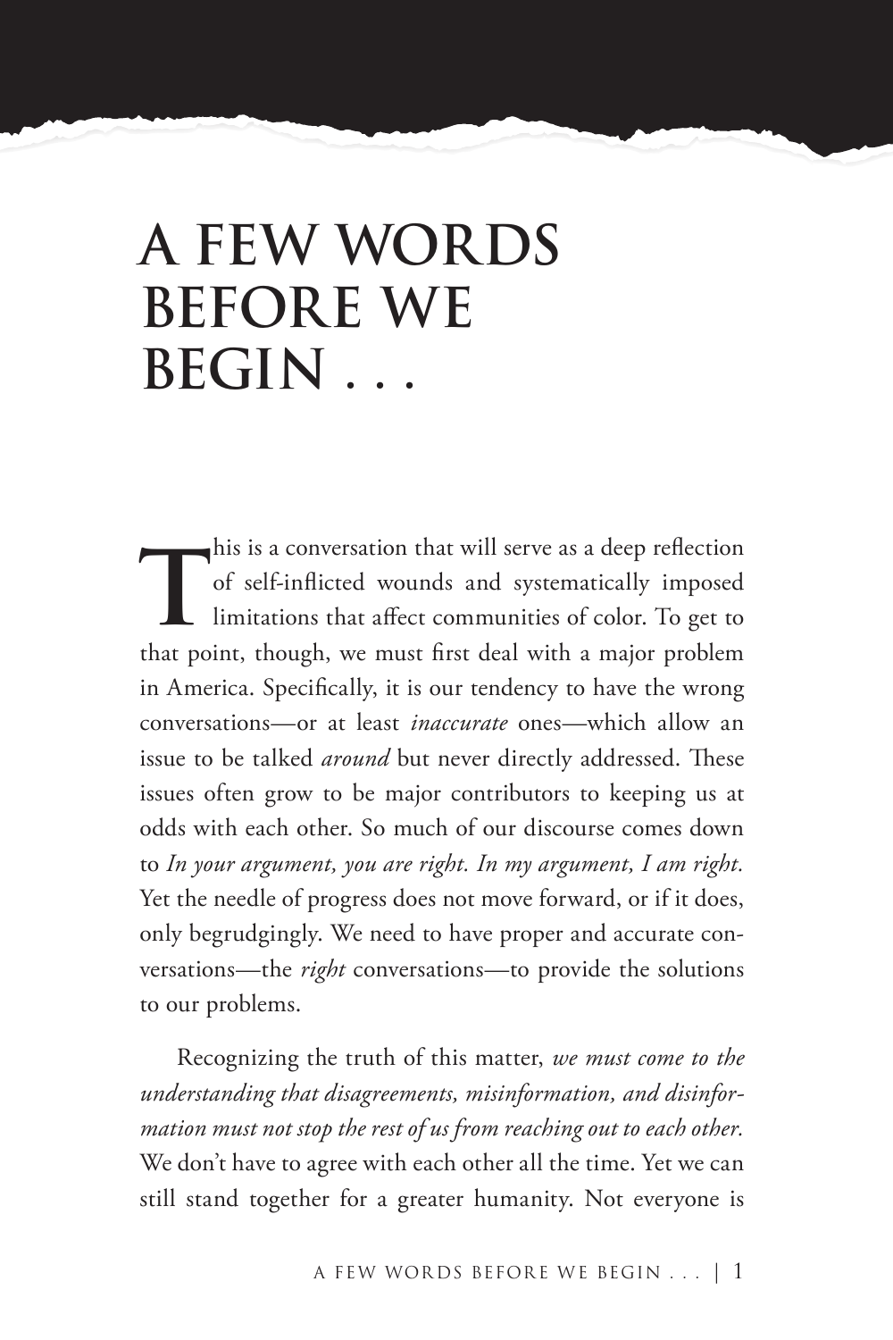# A FEW WORDS BEFORE WE BEGIN . . .

This is a conversation that will serve as a deep reflection of self-inflicted wounds and systematically imposed limitations that affect communities of color. To get to that point, though, we must first deal with a major problem in America. Specifically, it is our tendency to have the wrong conversations—or at least *inaccurate* ones—which allow an issue to be talked *around* but never directly addressed. These issues often grow to be major contributors to keeping us at odds with each other. So much of our discourse comes down to *In your argument, you are right. In my argument, I am right.* Yet the needle of progress does not move forward, or if it does, only begrudgingly. We need to have proper and accurate conversations—the *right* conversations—to provide the solutions to our problems.

Recognizing the truth of this matter, *we must come to the understanding that disagreements, misinformation, and disinformation must not stop the rest of us from reaching out to each other.* We don't have to agree with each other all the time. Yet we can still stand together for a greater humanity. Not everyone is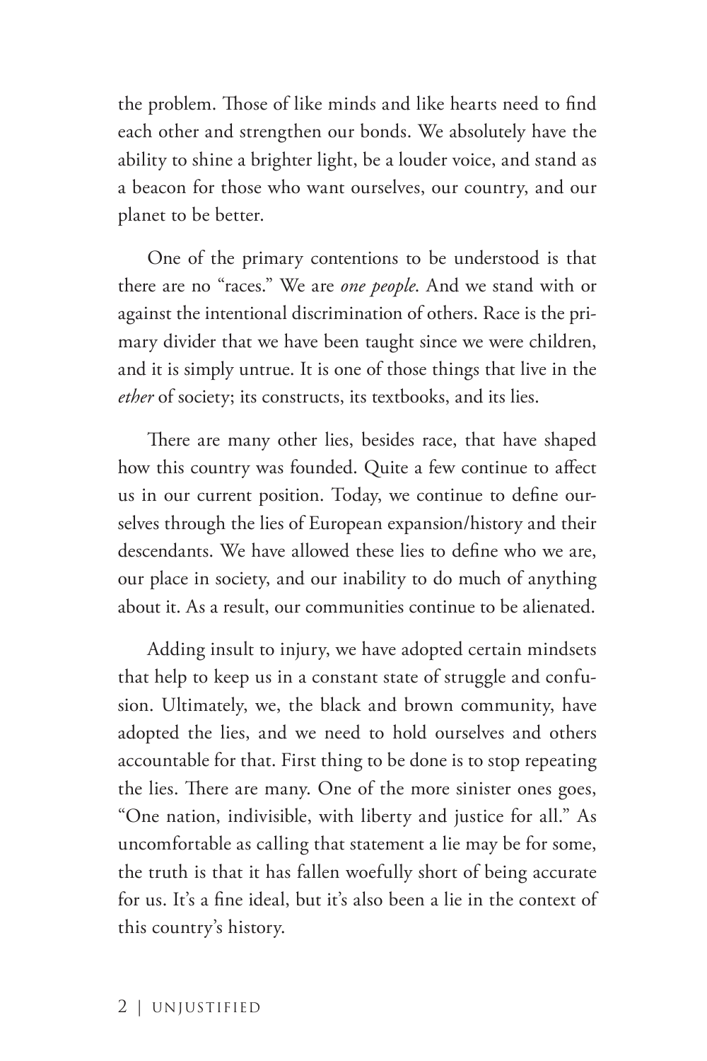the problem. Those of like minds and like hearts need to find each other and strengthen our bonds. We absolutely have the ability to shine a brighter light, be a louder voice, and stand as a beacon for those who want ourselves, our country, and our planet to be better.

One of the primary contentions to be understood is that there are no "races." We are *one people*. And we stand with or against the intentional discrimination of others. Race is the primary divider that we have been taught since we were children, and it is simply untrue. It is one of those things that live in the *ether* of society; its constructs, its textbooks, and its lies.

There are many other lies, besides race, that have shaped how this country was founded. Quite a few continue to affect us in our current position. Today, we continue to define ourselves through the lies of European expansion/history and their descendants. We have allowed these lies to define who we are, our place in society, and our inability to do much of anything about it. As a result, our communities continue to be alienated.

Adding insult to injury, we have adopted certain mindsets that help to keep us in a constant state of struggle and confusion. Ultimately, we, the black and brown community, have adopted the lies, and we need to hold ourselves and others accountable for that. First thing to be done is to stop repeating the lies. There are many. One of the more sinister ones goes, "One nation, indivisible, with liberty and justice for all." As uncomfortable as calling that statement a lie may be for some, the truth is that it has fallen woefully short of being accurate for us. It's a fine ideal, but it's also been a lie in the context of this country's history.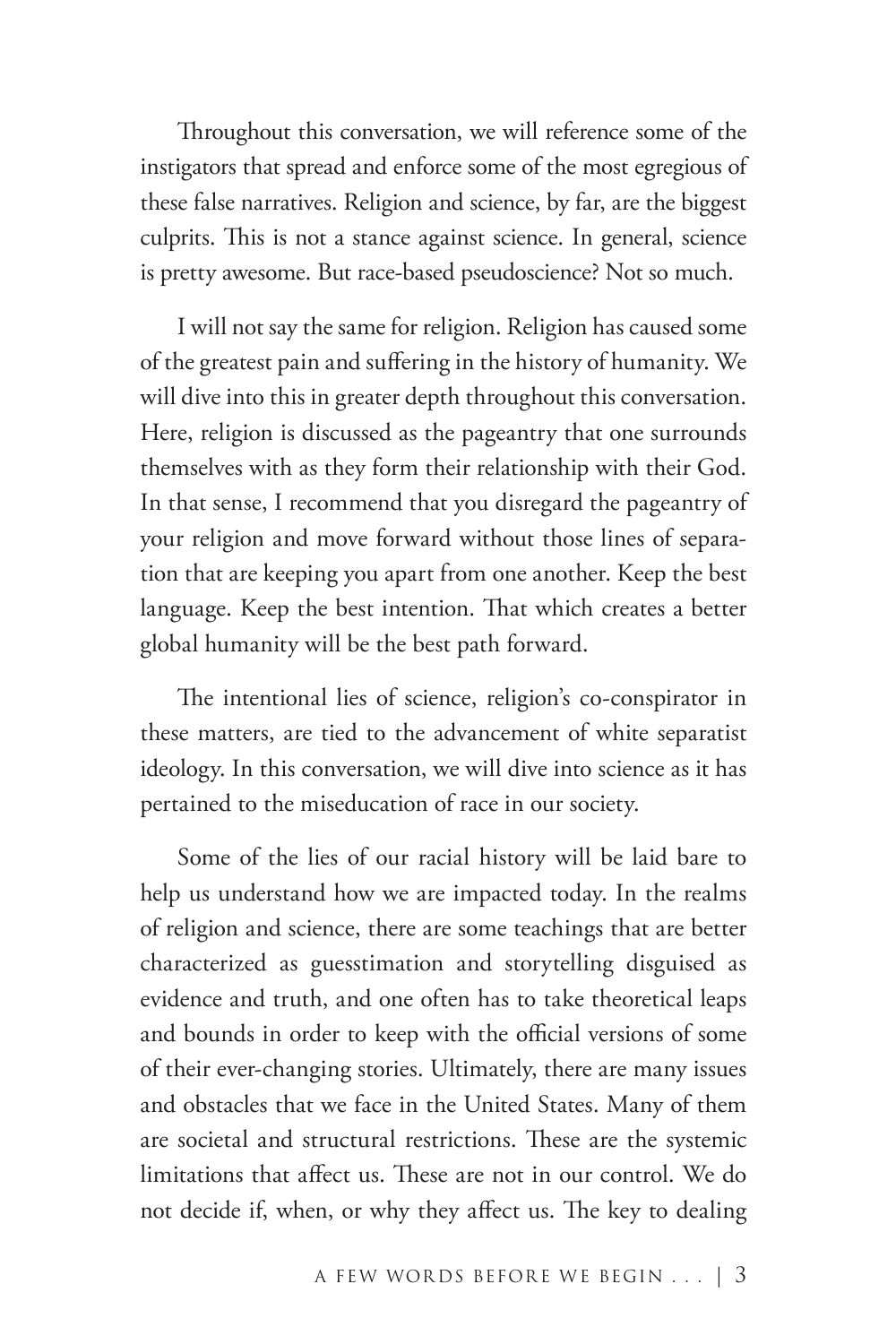Throughout this conversation, we will reference some of the instigators that spread and enforce some of the most egregious of these false narratives. Religion and science, by far, are the biggest culprits. This is not a stance against science. In general, science is pretty awesome. But race-based pseudoscience? Not so much.

I will not say the same for religion. Religion has caused some of the greatest pain and suffering in the history of humanity. We will dive into this in greater depth throughout this conversation. Here, religion is discussed as the pageantry that one surrounds themselves with as they form their relationship with their God. In that sense, I recommend that you disregard the pageantry of your religion and move forward without those lines of separation that are keeping you apart from one another. Keep the best language. Keep the best intention. That which creates a better global humanity will be the best path forward.

The intentional lies of science, religion's co-conspirator in these matters, are tied to the advancement of white separatist ideology. In this conversation, we will dive into science as it has pertained to the miseducation of race in our society.

Some of the lies of our racial history will be laid bare to help us understand how we are impacted today. In the realms of religion and science, there are some teachings that are better characterized as guesstimation and storytelling disguised as evidence and truth, and one often has to take theoretical leaps and bounds in order to keep with the official versions of some of their ever-changing stories. Ultimately, there are many issues and obstacles that we face in the United States. Many of them are societal and structural restrictions. These are the systemic limitations that affect us. These are not in our control. We do not decide if, when, or why they affect us. The key to dealing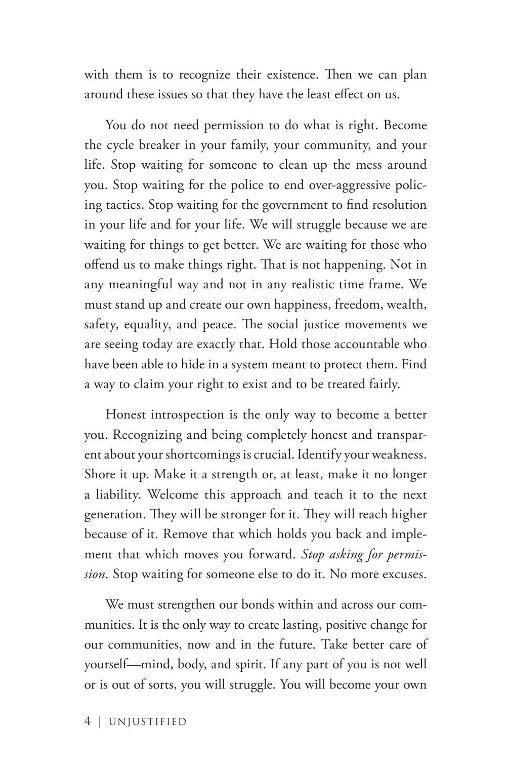with them is to recognize their existence. Then we can plan around these issues so that they have the least effect on us.

You do not need permission to do what is right. Become the cycle breaker in your family, your community, and your life. Stop waiting for someone to clean up the mess around you. Stop waiting for the police to end over-aggressive policing tactics. Stop waiting for the government to find resolution in your life and for your life. We will struggle because we are waiting for things to get better. We are waiting for those who offend us to make things right. That is not happening. Not in any meaningful way and not in any realistic time frame. We must stand up and create our own happiness, freedom, wealth, safety, equality, and peace. The social justice movements we are seeing today are exactly that. Hold those accountable who have been able to hide in a system meant to protect them. Find a way to claim your right to exist and to be treated fairly.

Honest introspection is the only way to become a better you. Recognizing and being completely honest and transparent about your shortcomings is crucial. Identify your weakness. Shore it up. Make it a strength or, at least, make it no longer a liability. Welcome this approach and teach it to the next generation. They will be stronger for it. They will reach higher because of it. Remove that which holds you back and implement that which moves you forward. *Stop asking for permission.* Stop waiting for someone else to do it. No more excuses.

We must strengthen our bonds within and across our communities. It is the only way to create lasting, positive change for our communities, now and in the future. Take better care of yourself—mind, body, and spirit. If any part of you is not well or is out of sorts, you will struggle. You will become your own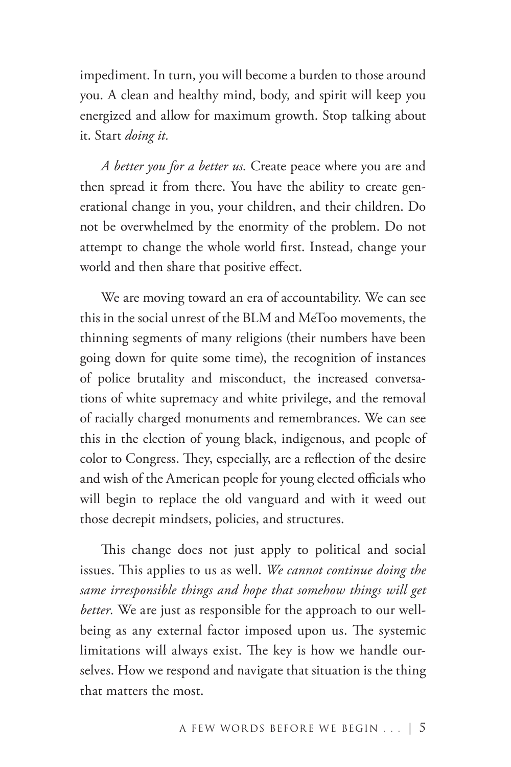impediment. In turn, you will become a burden to those around you. A clean and healthy mind, body, and spirit will keep you energized and allow for maximum growth. Stop talking about it. Start *doing it.*

*A better you for a better us.* Create peace where you are and then spread it from there. You have the ability to create generational change in you, your children, and their children. Do not be overwhelmed by the enormity of the problem. Do not attempt to change the whole world first. Instead, change your world and then share that positive effect.

We are moving toward an era of accountability. We can see this in the social unrest of the BLM and MeToo movements, the thinning segments of many religions (their numbers have been going down for quite some time), the recognition of instances of police brutality and misconduct, the increased conversations of white supremacy and white privilege, and the removal of racially charged monuments and remembrances. We can see this in the election of young black, indigenous, and people of color to Congress. They, especially, are a reflection of the desire and wish of the American people for young elected officials who will begin to replace the old vanguard and with it weed out those decrepit mindsets, policies, and structures.

This change does not just apply to political and social issues. This applies to us as well. *We cannot continue doing the same irresponsible things and hope that somehow things will get better.* We are just as responsible for the approach to our well-being as any external factor imposed upon us. The systemic limitations will always exist. The key is how we handle ourselves. How we respond and navigate that situation is the thing that matters the most.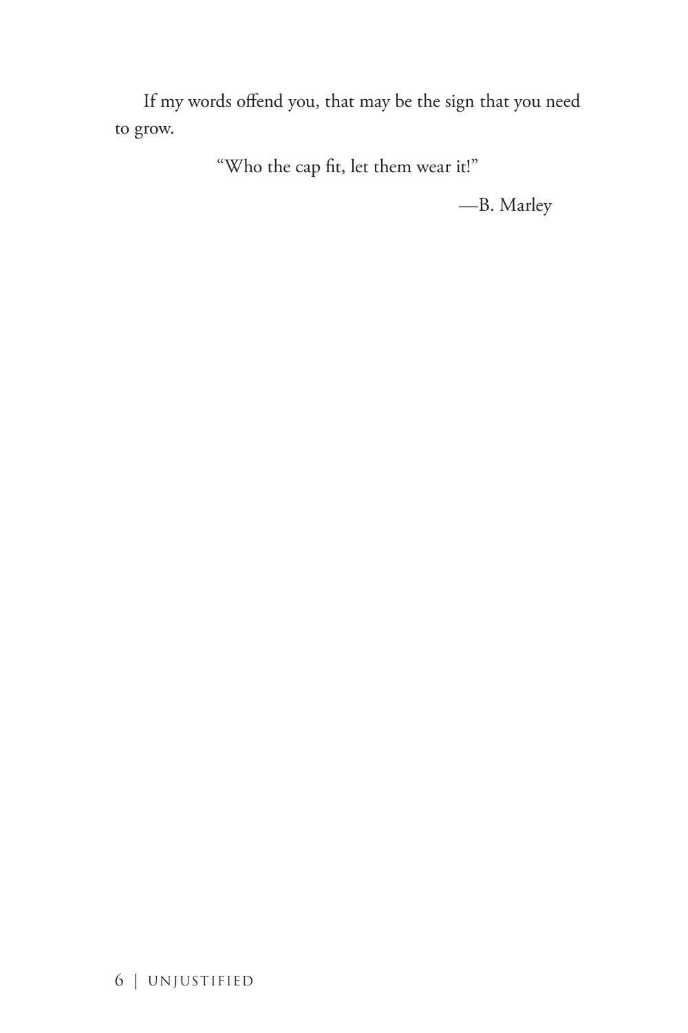If my words offend you, that may be the sign that you need to grow.

"Who the cap fit, let them wear it!"

—B. Marley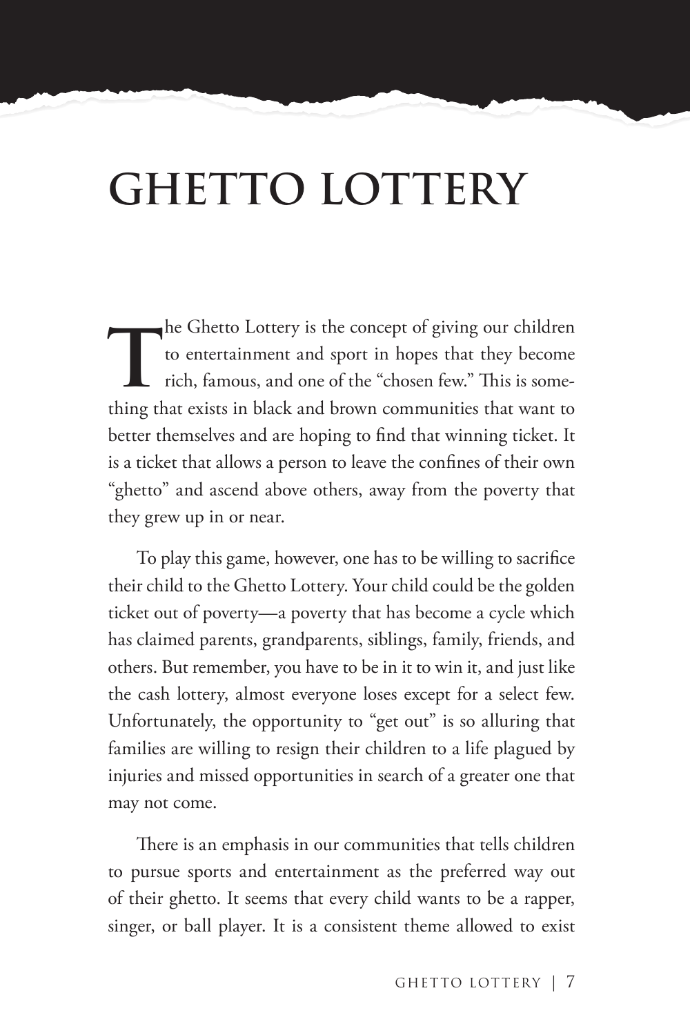# GHETTO LOTTERY

The Ghetto Lottery is the concept of giving our children to entertainment and sport in hopes that they become rich, famous, and one of the "chosen few." This is something that exists in black and brown communities that want to better themselves and are hoping to find that winning ticket. It is a ticket that allows a person to leave the confines of their own "ghetto" and ascend above others, away from the poverty that they grew up in or near.

To play this game, however, one has to be willing to sacrifice their child to the Ghetto Lottery. Your child could be the golden ticket out of poverty—a poverty that has become a cycle which has claimed parents, grandparents, siblings, family, friends, and others. But remember, you have to be in it to win it, and just like the cash lottery, almost everyone loses except for a select few. Unfortunately, the opportunity to "get out" is so alluring that families are willing to resign their children to a life plagued by injuries and missed opportunities in search of a greater one that may not come.

There is an emphasis in our communities that tells children to pursue sports and entertainment as the preferred way out of their ghetto. It seems that every child wants to be a rapper, singer, or ball player. It is a consistent theme allowed to exist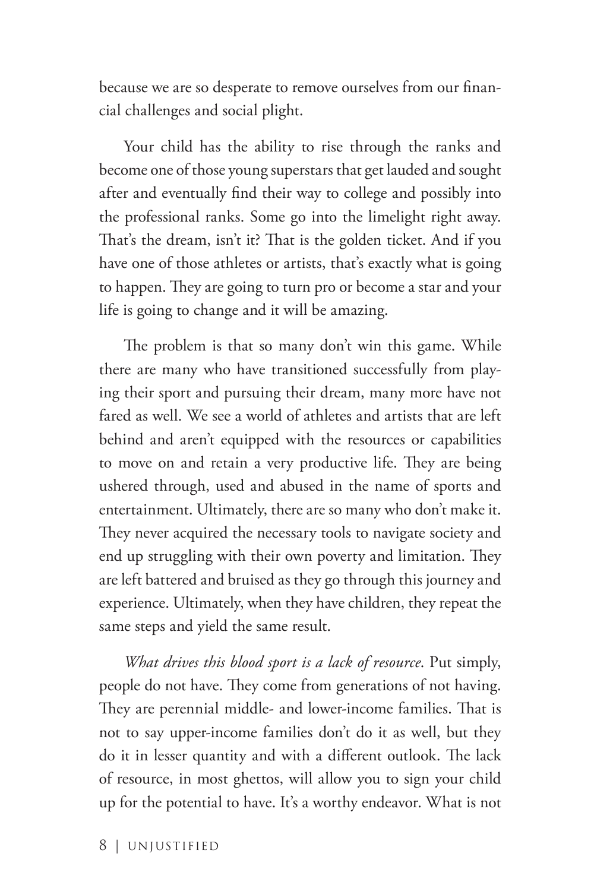because we are so desperate to remove ourselves from our financial challenges and social plight.

Your child has the ability to rise through the ranks and become one of those young superstars that get lauded and sought after and eventually find their way to college and possibly into the professional ranks. Some go into the limelight right away. That's the dream, isn't it? That is the golden ticket. And if you have one of those athletes or artists, that's exactly what is going to happen. They are going to turn pro or become a star and your life is going to change and it will be amazing.

The problem is that so many don't win this game. While there are many who have transitioned successfully from playing their sport and pursuing their dream, many more have not fared as well. We see a world of athletes and artists that are left behind and aren't equipped with the resources or capabilities to move on and retain a very productive life. They are being ushered through, used and abused in the name of sports and entertainment. Ultimately, there are so many who don't make it. They never acquired the necessary tools to navigate society and end up struggling with their own poverty and limitation. They are left battered and bruised as they go through this journey and experience. Ultimately, when they have children, they repeat the same steps and yield the same result.

*What drives this blood sport is a lack of resource*. Put simply, people do not have. They come from generations of not having. They are perennial middle- and lower-income families. That is not to say upper-income families don't do it as well, but they do it in lesser quantity and with a different outlook. The lack of resource, in most ghettos, will allow you to sign your child up for the potential to have. It's a worthy endeavor. What is not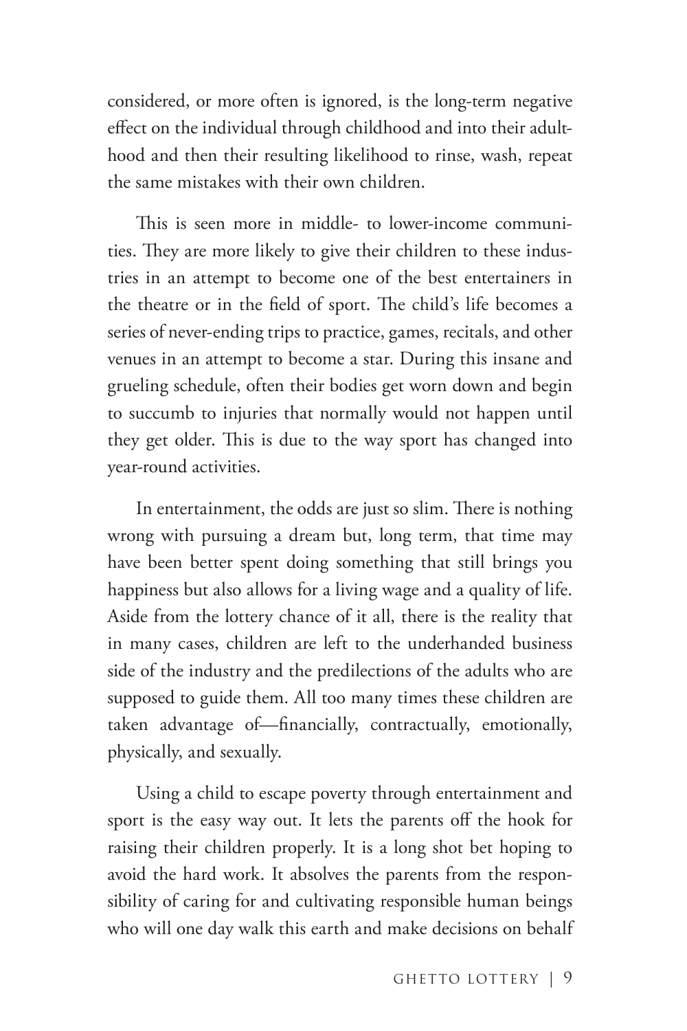considered, or more often is ignored, is the long-term negative effect on the individual through childhood and into their adulthood and then their resulting likelihood to rinse, wash, repeat the same mistakes with their own children.

This is seen more in middle- to lower-income communities. They are more likely to give their children to these industries in an attempt to become one of the best entertainers in the theatre or in the field of sport. The child's life becomes a series of never-ending trips to practice, games, recitals, and other venues in an attempt to become a star. During this insane and grueling schedule, often their bodies get worn down and begin to succumb to injuries that normally would not happen until they get older. This is due to the way sport has changed into year-round activities.

In entertainment, the odds are just so slim. There is nothing wrong with pursuing a dream but, long term, that time may have been better spent doing something that still brings you happiness but also allows for a living wage and a quality of life. Aside from the lottery chance of it all, there is the reality that in many cases, children are left to the underhanded business side of the industry and the predilections of the adults who are supposed to guide them. All too many times these children are taken advantage of—financially, contractually, emotionally, physically, and sexually.

Using a child to escape poverty through entertainment and sport is the easy way out. It lets the parents off the hook for raising their children properly. It is a long shot bet hoping to avoid the hard work. It absolves the parents from the responsibility of caring for and cultivating responsible human beings who will one day walk this earth and make decisions on behalf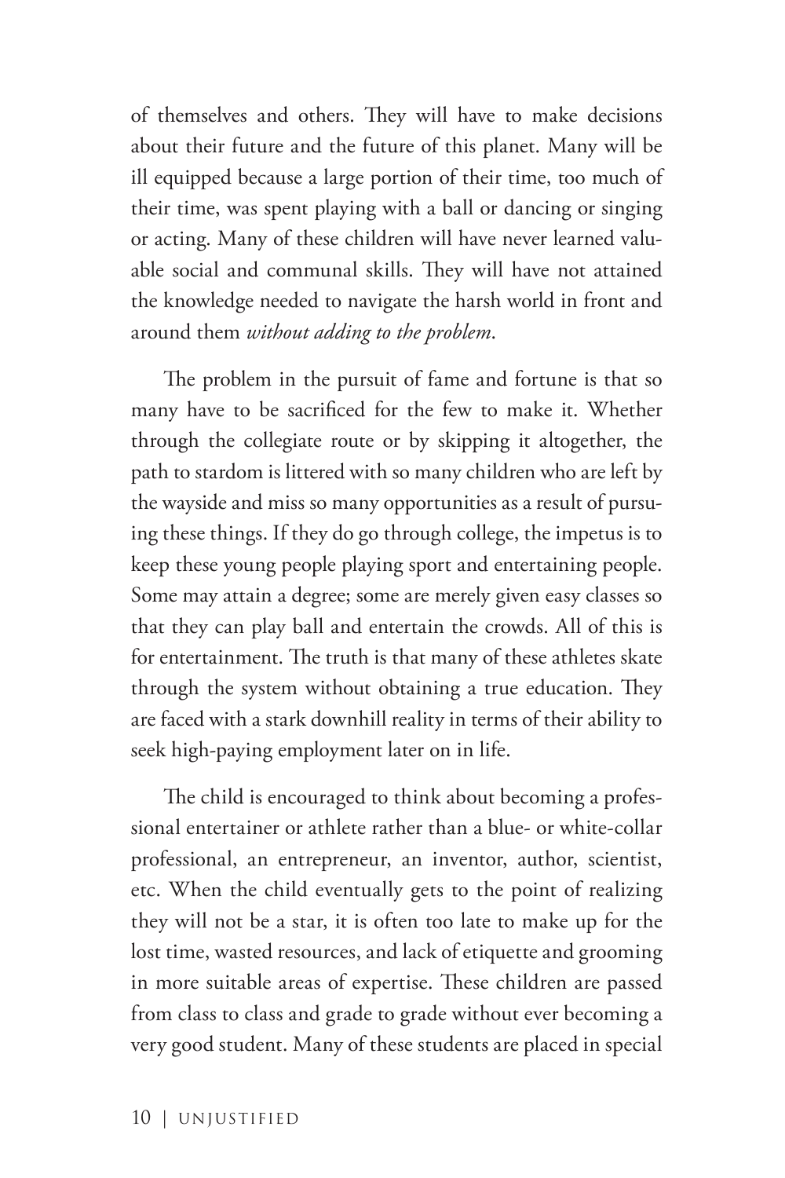of themselves and others. They will have to make decisions about their future and the future of this planet. Many will be ill equipped because a large portion of their time, too much of their time, was spent playing with a ball or dancing or singing or acting. Many of these children will have never learned valuable social and communal skills. They will have not attained the knowledge needed to navigate the harsh world in front and around them *without adding to the problem*.

The problem in the pursuit of fame and fortune is that so many have to be sacrificed for the few to make it. Whether through the collegiate route or by skipping it altogether, the path to stardom is littered with so many children who are left by the wayside and miss so many opportunities as a result of pursuing these things. If they do go through college, the impetus is to keep these young people playing sport and entertaining people. Some may attain a degree; some are merely given easy classes so that they can play ball and entertain the crowds. All of this is for entertainment. The truth is that many of these athletes skate through the system without obtaining a true education. They are faced with a stark downhill reality in terms of their ability to seek high-paying employment later on in life.

The child is encouraged to think about becoming a professional entertainer or athlete rather than a blue- or white-collar professional, an entrepreneur, an inventor, author, scientist, etc. When the child eventually gets to the point of realizing they will not be a star, it is often too late to make up for the lost time, wasted resources, and lack of etiquette and grooming in more suitable areas of expertise. These children are passed from class to class and grade to grade without ever becoming a very good student. Many of these students are placed in special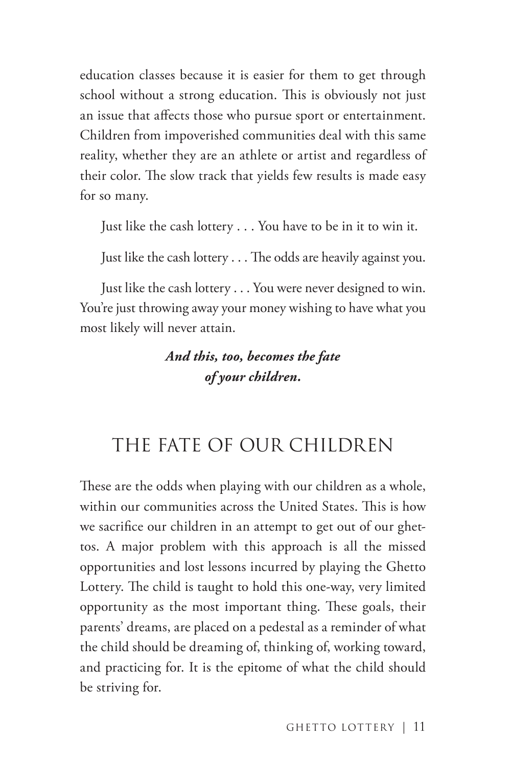education classes because it is easier for them to get through school without a strong education. This is obviously not just an issue that affects those who pursue sport or entertainment. Children from impoverished communities deal with this same reality, whether they are an athlete or artist and regardless of their color. The slow track that yields few results is made easy for so many.

Just like the cash lottery . . . You have to be in it to win it.

Just like the cash lottery . . . The odds are heavily against you.

Just like the cash lottery . . . You were never designed to win. You're just throwing away your money wishing to have what you most likely will never attain.

***And this, too, becomes the fate of your children.***

## THE FATE OF OUR CHILDREN

These are the odds when playing with our children as a whole, within our communities across the United States. This is how we sacrifice our children in an attempt to get out of our ghettos. A major problem with this approach is all the missed opportunities and lost lessons incurred by playing the Ghetto Lottery. The child is taught to hold this one-way, very limited opportunity as the most important thing. These goals, their parents' dreams, are placed on a pedestal as a reminder of what the child should be dreaming of, thinking of, working toward, and practicing for. It is the epitome of what the child should be striving for.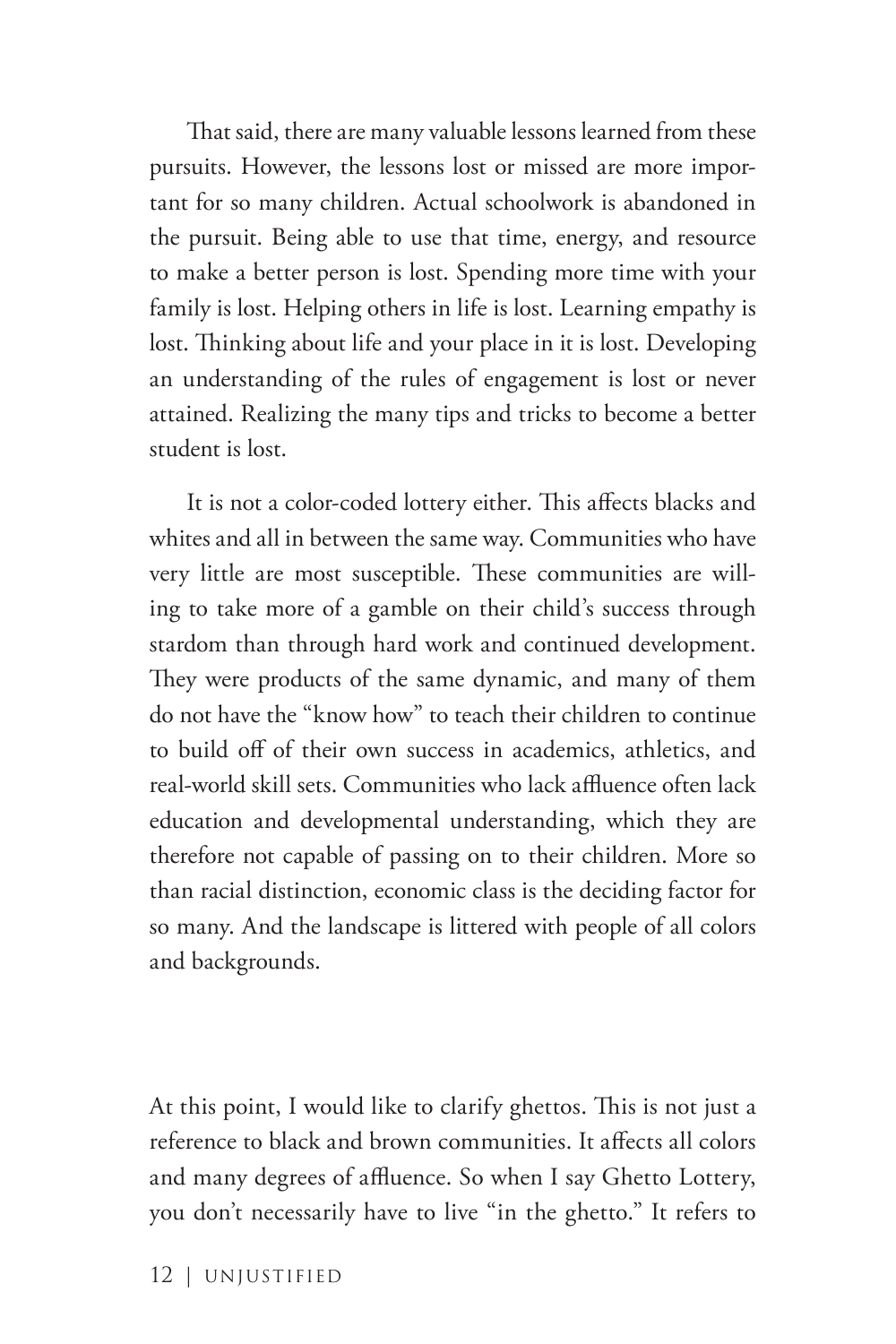That said, there are many valuable lessons learned from these pursuits. However, the lessons lost or missed are more important for so many children. Actual schoolwork is abandoned in the pursuit. Being able to use that time, energy, and resource to make a better person is lost. Spending more time with your family is lost. Helping others in life is lost. Learning empathy is lost. Thinking about life and your place in it is lost. Developing an understanding of the rules of engagement is lost or never attained. Realizing the many tips and tricks to become a better student is lost.

It is not a color-coded lottery either. This affects blacks and whites and all in between the same way. Communities who have very little are most susceptible. These communities are willing to take more of a gamble on their child's success through stardom than through hard work and continued development. They were products of the same dynamic, and many of them do not have the "know how" to teach their children to continue to build off of their own success in academics, athletics, and real-world skill sets. Communities who lack affluence often lack education and developmental understanding, which they are therefore not capable of passing on to their children. More so than racial distinction, economic class is the deciding factor for so many. And the landscape is littered with people of all colors and backgrounds.

At this point, I would like to clarify ghettos. This is not just a reference to black and brown communities. It affects all colors and many degrees of affluence. So when I say Ghetto Lottery, you don't necessarily have to live "in the ghetto." It refers to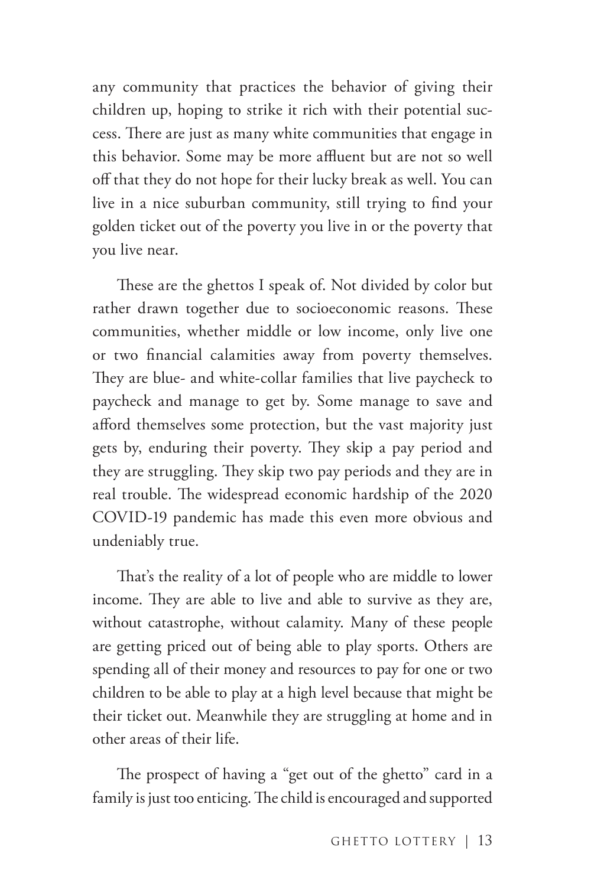any community that practices the behavior of giving their children up, hoping to strike it rich with their potential success. There are just as many white communities that engage in this behavior. Some may be more affluent but are not so well off that they do not hope for their lucky break as well. You can live in a nice suburban community, still trying to find your golden ticket out of the poverty you live in or the poverty that you live near.

These are the ghettos I speak of. Not divided by color but rather drawn together due to socioeconomic reasons. These communities, whether middle or low income, only live one or two financial calamities away from poverty themselves. They are blue- and white-collar families that live paycheck to paycheck and manage to get by. Some manage to save and afford themselves some protection, but the vast majority just gets by, enduring their poverty. They skip a pay period and they are struggling. They skip two pay periods and they are in real trouble. The widespread economic hardship of the 2020 COVID-19 pandemic has made this even more obvious and undeniably true.

That's the reality of a lot of people who are middle to lower income. They are able to live and able to survive as they are, without catastrophe, without calamity. Many of these people are getting priced out of being able to play sports. Others are spending all of their money and resources to pay for one or two children to be able to play at a high level because that might be their ticket out. Meanwhile they are struggling at home and in other areas of their life.

The prospect of having a "get out of the ghetto" card in a family is just too enticing. The child is encouraged and supported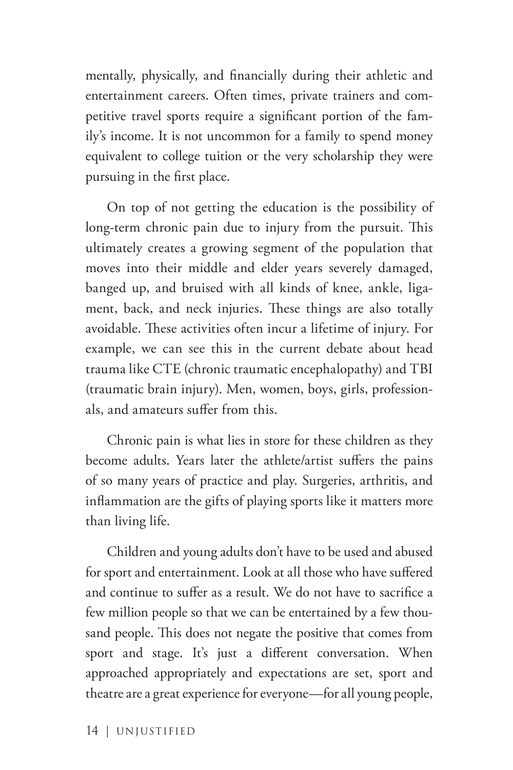mentally, physically, and financially during their athletic and entertainment careers. Often times, private trainers and competitive travel sports require a significant portion of the family's income. It is not uncommon for a family to spend money equivalent to college tuition or the very scholarship they were pursuing in the first place.

On top of not getting the education is the possibility of long-term chronic pain due to injury from the pursuit. This ultimately creates a growing segment of the population that moves into their middle and elder years severely damaged, banged up, and bruised with all kinds of knee, ankle, ligament, back, and neck injuries. These things are also totally avoidable. These activities often incur a lifetime of injury. For example, we can see this in the current debate about head trauma like CTE (chronic traumatic encephalopathy) and TBI (traumatic brain injury). Men, women, boys, girls, professionals, and amateurs suffer from this.

Chronic pain is what lies in store for these children as they become adults. Years later the athlete/artist suffers the pains of so many years of practice and play. Surgeries, arthritis, and inflammation are the gifts of playing sports like it matters more than living life.

Children and young adults don't have to be used and abused for sport and entertainment. Look at all those who have suffered and continue to suffer as a result. We do not have to sacrifice a few million people so that we can be entertained by a few thousand people. This does not negate the positive that comes from sport and stage. It's just a different conversation. When approached appropriately and expectations are set, sport and theatre are a great experience for everyone—for all young people,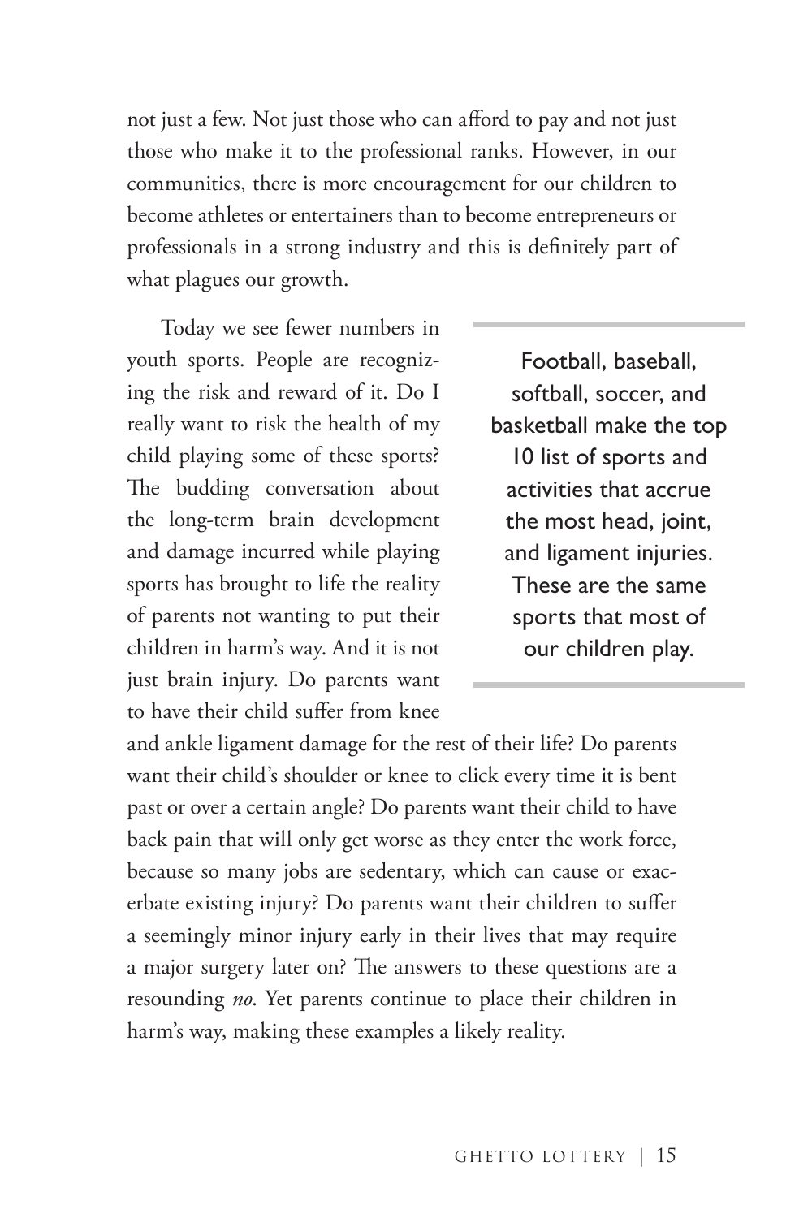not just a few. Not just those who can afford to pay and not just those who make it to the professional ranks. However, in our communities, there is more encouragement for our children to become athletes or entertainers than to become entrepreneurs or professionals in a strong industry and this is definitely part of what plagues our growth.

Today we see fewer numbers in youth sports. People are recognizing the risk and reward of it. Do I really want to risk the health of my child playing some of these sports? The budding conversation about the long-term brain development and damage incurred while playing sports has brought to life the reality of parents not wanting to put their children in harm's way. And it is not just brain injury. Do parents want to have their child suffer from knee and ankle ligament damage for the rest of their life? Do parents want their child's shoulder or knee to click every time it is bent past or over a certain angle? Do parents want their child to have back pain that will only get worse as they enter the work force, because so many jobs are sedentary, which can cause or exacerbate existing injury? Do parents want their children to suffer a seemingly minor injury early in their lives that may require a major surgery later on? The answers to these questions are a resounding *no*. Yet parents continue to place their children in harm's way, making these examples a likely reality.

> Football, baseball, softball, soccer, and basketball make the top 10 list of sports and activities that accrue the most head, joint, and ligament injuries. These are the same sports that most of our children play.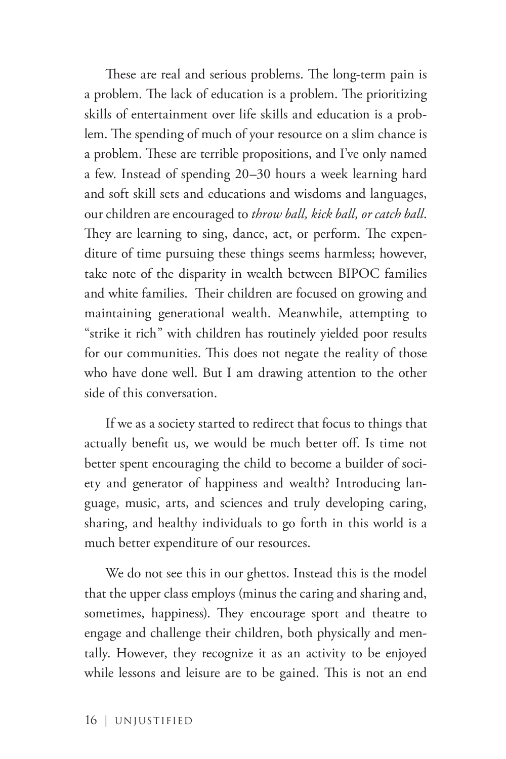These are real and serious problems. The long-term pain is a problem. The lack of education is a problem. The prioritizing skills of entertainment over life skills and education is a problem. The spending of much of your resource on a slim chance is a problem. These are terrible propositions, and I've only named a few. Instead of spending 20–30 hours a week learning hard and soft skill sets and educations and wisdoms and languages, our children are encouraged to *throw ball, kick ball, or catch ball*. They are learning to sing, dance, act, or perform. The expenditure of time pursuing these things seems harmless; however, take note of the disparity in wealth between BIPOC families and white families. Their children are focused on growing and maintaining generational wealth. Meanwhile, attempting to "strike it rich" with children has routinely yielded poor results for our communities. This does not negate the reality of those who have done well. But I am drawing attention to the other side of this conversation.

If we as a society started to redirect that focus to things that actually benefit us, we would be much better off. Is time not better spent encouraging the child to become a builder of society and generator of happiness and wealth? Introducing language, music, arts, and sciences and truly developing caring, sharing, and healthy individuals to go forth in this world is a much better expenditure of our resources.

We do not see this in our ghettos. Instead this is the model that the upper class employs (minus the caring and sharing and, sometimes, happiness). They encourage sport and theatre to engage and challenge their children, both physically and mentally. However, they recognize it as an activity to be enjoyed while lessons and leisure are to be gained. This is not an end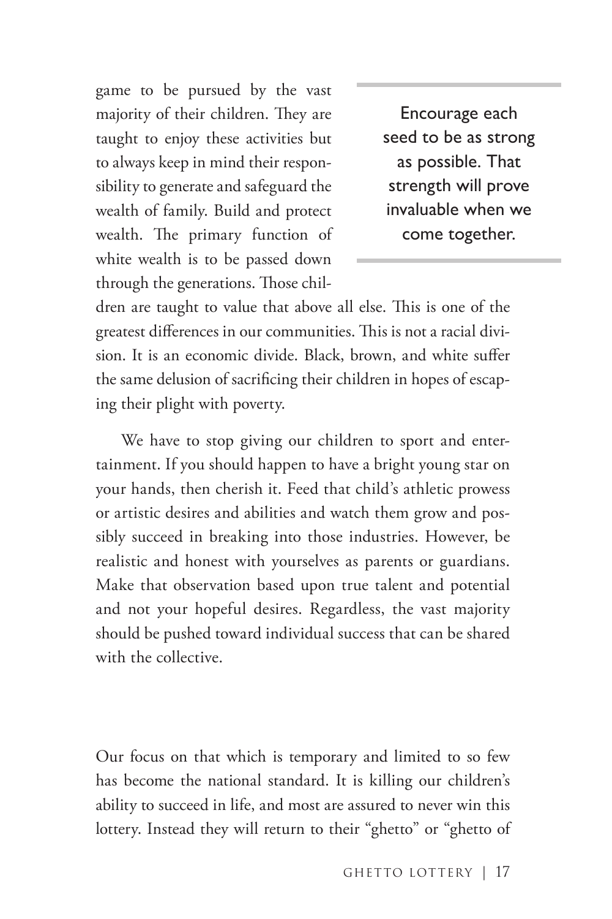game to be pursued by the vast majority of their children. They are taught to enjoy these activities but to always keep in mind their responsibility to generate and safeguard the wealth of family. Build and protect wealth. The primary function of white wealth is to be passed down through the generations. Those children are taught to value that above all else. This is one of the greatest differences in our communities. This is not a racial division. It is an economic divide. Black, brown, and white suffer the same delusion of sacrificing their children in hopes of escaping their plight with poverty.

> Encourage each seed to be as strong as possible. That strength will prove invaluable when we come together.

We have to stop giving our children to sport and entertainment. If you should happen to have a bright young star on your hands, then cherish it. Feed that child's athletic prowess or artistic desires and abilities and watch them grow and possibly succeed in breaking into those industries. However, be realistic and honest with yourselves as parents or guardians. Make that observation based upon true talent and potential and not your hopeful desires. Regardless, the vast majority should be pushed toward individual success that can be shared with the collective.

Our focus on that which is temporary and limited to so few has become the national standard. It is killing our children's ability to succeed in life, and most are assured to never win this lottery. Instead they will return to their "ghetto" or "ghetto of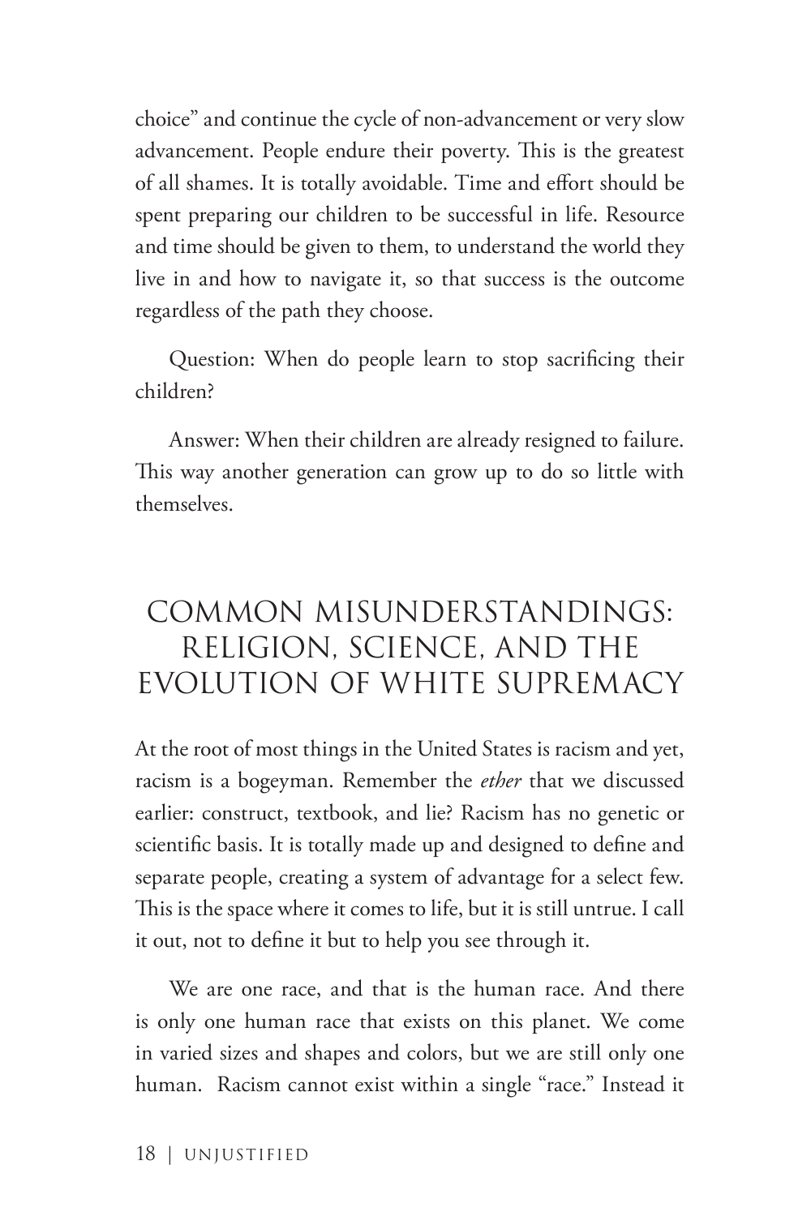choice" and continue the cycle of non-advancement or very slow advancement. People endure their poverty. This is the greatest of all shames. It is totally avoidable. Time and effort should be spent preparing our children to be successful in life. Resource and time should be given to them, to understand the world they live in and how to navigate it, so that success is the outcome regardless of the path they choose.

Question: When do people learn to stop sacrificing their children?

Answer: When their children are already resigned to failure. This way another generation can grow up to do so little with themselves.

## COMMON MISUNDERSTANDINGS: RELIGION, SCIENCE, AND THE EVOLUTION OF WHITE SUPREMACY

At the root of most things in the United States is racism and yet, racism is a bogeyman. Remember the *ether* that we discussed earlier: construct, textbook, and lie? Racism has no genetic or scientific basis. It is totally made up and designed to define and separate people, creating a system of advantage for a select few. This is the space where it comes to life, but it is still untrue. I call it out, not to define it but to help you see through it.

We are one race, and that is the human race. And there is only one human race that exists on this planet. We come in varied sizes and shapes and colors, but we are still only one human. Racism cannot exist within a single "race." Instead it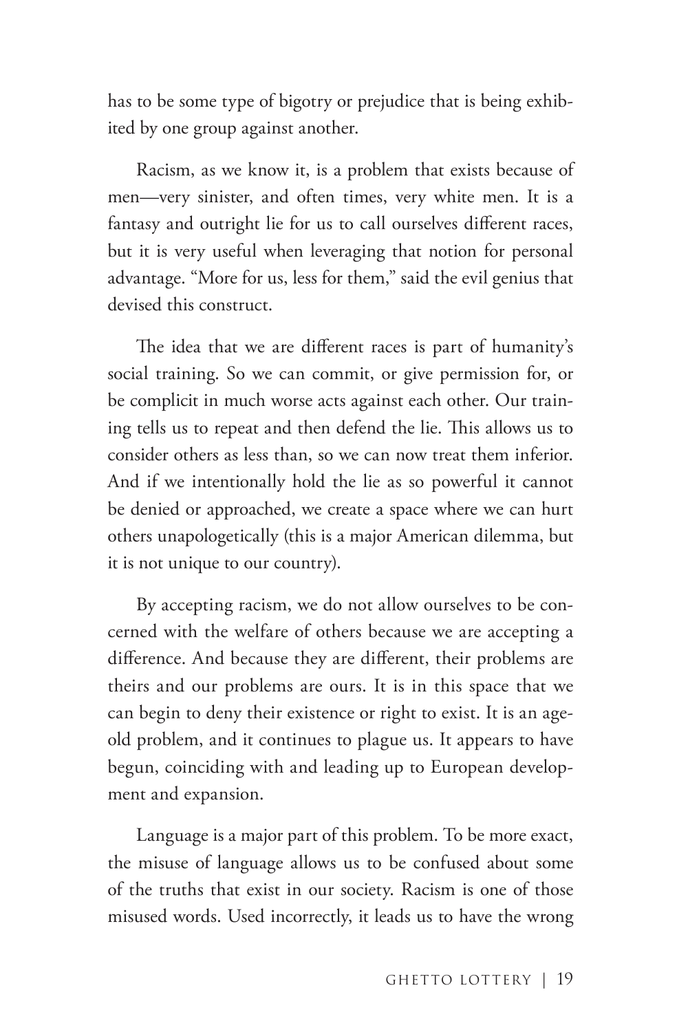has to be some type of bigotry or prejudice that is being exhibited by one group against another.

Racism, as we know it, is a problem that exists because of men—very sinister, and often times, very white men. It is a fantasy and outright lie for us to call ourselves different races, but it is very useful when leveraging that notion for personal advantage. "More for us, less for them," said the evil genius that devised this construct.

The idea that we are different races is part of humanity's social training. So we can commit, or give permission for, or be complicit in much worse acts against each other. Our training tells us to repeat and then defend the lie. This allows us to consider others as less than, so we can now treat them inferior. And if we intentionally hold the lie as so powerful it cannot be denied or approached, we create a space where we can hurt others unapologetically (this is a major American dilemma, but it is not unique to our country).

By accepting racism, we do not allow ourselves to be concerned with the welfare of others because we are accepting a difference. And because they are different, their problems are theirs and our problems are ours. It is in this space that we can begin to deny their existence or right to exist. It is an age-old problem, and it continues to plague us. It appears to have begun, coinciding with and leading up to European development and expansion.

Language is a major part of this problem. To be more exact, the misuse of language allows us to be confused about some of the truths that exist in our society. Racism is one of those misused words. Used incorrectly, it leads us to have the wrong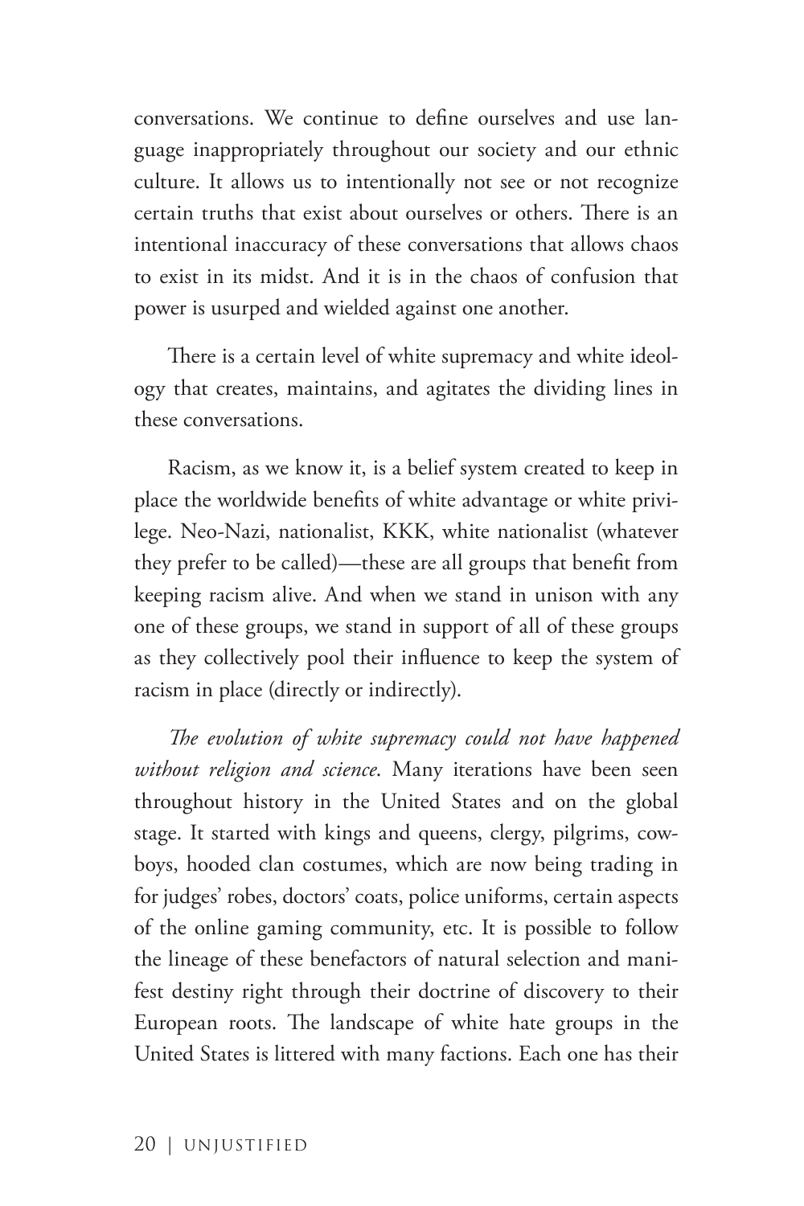conversations. We continue to define ourselves and use language inappropriately throughout our society and our ethnic culture. It allows us to intentionally not see or not recognize certain truths that exist about ourselves or others. There is an intentional inaccuracy of these conversations that allows chaos to exist in its midst. And it is in the chaos of confusion that power is usurped and wielded against one another.

There is a certain level of white supremacy and white ideology that creates, maintains, and agitates the dividing lines in these conversations.

Racism, as we know it, is a belief system created to keep in place the worldwide benefits of white advantage or white privilege. Neo-Nazi, nationalist, KKK, white nationalist (whatever they prefer to be called)—these are all groups that benefit from keeping racism alive. And when we stand in unison with any one of these groups, we stand in support of all of these groups as they collectively pool their influence to keep the system of racism in place (directly or indirectly).

*The evolution of white supremacy could not have happened without religion and science.* Many iterations have been seen throughout history in the United States and on the global stage. It started with kings and queens, clergy, pilgrims, cowboys, hooded clan costumes, which are now being trading in for judges' robes, doctors' coats, police uniforms, certain aspects of the online gaming community, etc. It is possible to follow the lineage of these benefactors of natural selection and manifest destiny right through their doctrine of discovery to their European roots. The landscape of white hate groups in the United States is littered with many factions. Each one has their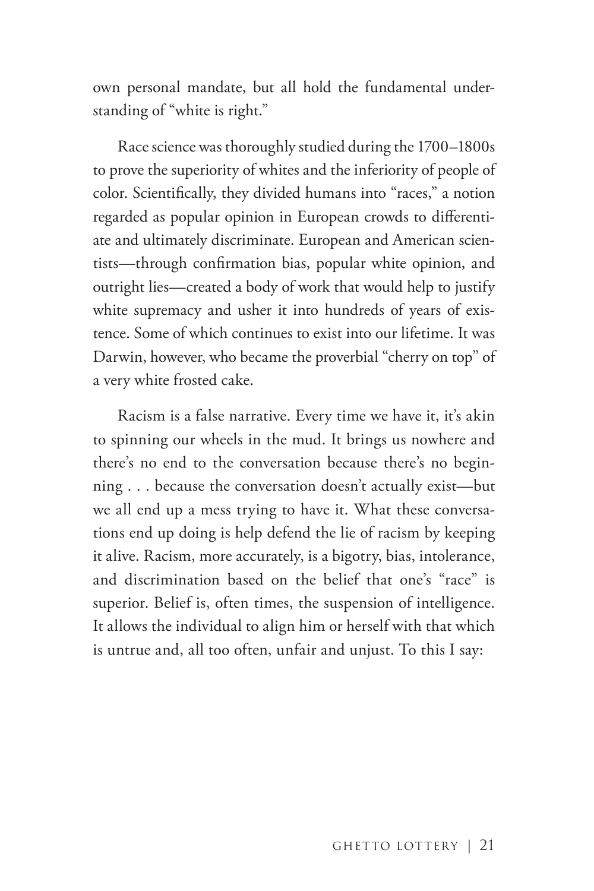own personal mandate, but all hold the fundamental understanding of "white is right."

Race science was thoroughly studied during the 1700–1800s to prove the superiority of whites and the inferiority of people of color. Scientifically, they divided humans into "races," a notion regarded as popular opinion in European crowds to differentiate and ultimately discriminate. European and American scientists—through confirmation bias, popular white opinion, and outright lies—created a body of work that would help to justify white supremacy and usher it into hundreds of years of existence. Some of which continues to exist into our lifetime. It was Darwin, however, who became the proverbial "cherry on top" of a very white frosted cake.

Racism is a false narrative. Every time we have it, it's akin to spinning our wheels in the mud. It brings us nowhere and there's no end to the conversation because there's no beginning . . . because the conversation doesn't actually exist—but we all end up a mess trying to have it. What these conversations end up doing is help defend the lie of racism by keeping it alive. Racism, more accurately, is a bigotry, bias, intolerance, and discrimination based on the belief that one's "race" is superior. Belief is, often times, the suspension of intelligence. It allows the individual to align him or herself with that which is untrue and, all too often, unfair and unjust. To this I say: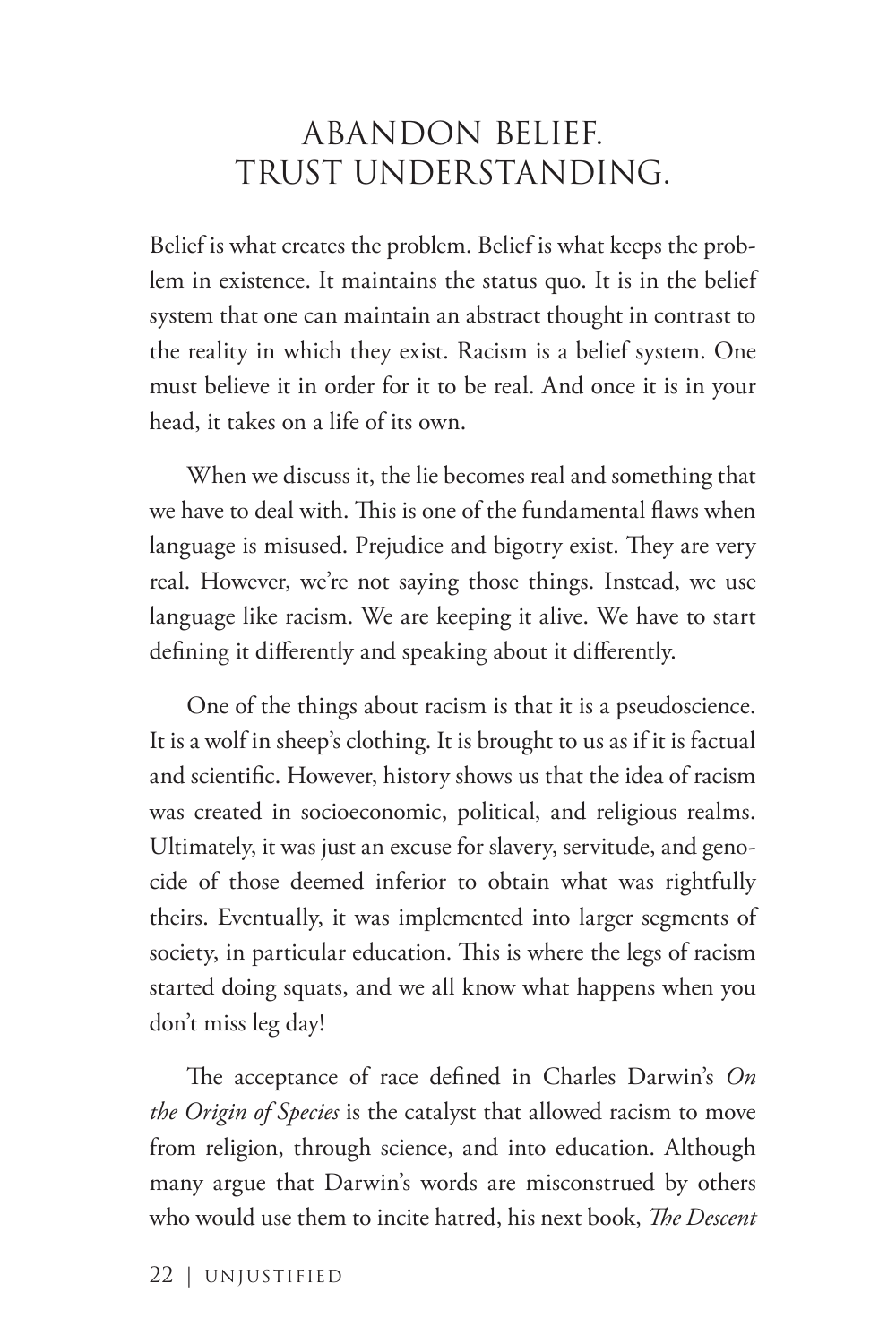# ABANDON BELIEF. TRUST UNDERSTANDING.

Belief is what creates the problem. Belief is what keeps the problem in existence. It maintains the status quo. It is in the belief system that one can maintain an abstract thought in contrast to the reality in which they exist. Racism is a belief system. One must believe it in order for it to be real. And once it is in your head, it takes on a life of its own.

When we discuss it, the lie becomes real and something that we have to deal with. This is one of the fundamental flaws when language is misused. Prejudice and bigotry exist. They are very real. However, we're not saying those things. Instead, we use language like racism. We are keeping it alive. We have to start defining it differently and speaking about it differently.

One of the things about racism is that it is a pseudoscience. It is a wolf in sheep's clothing. It is brought to us as if it is factual and scientific. However, history shows us that the idea of racism was created in socioeconomic, political, and religious realms. Ultimately, it was just an excuse for slavery, servitude, and genocide of those deemed inferior to obtain what was rightfully theirs. Eventually, it was implemented into larger segments of society, in particular education. This is where the legs of racism started doing squats, and we all know what happens when you don't miss leg day!

The acceptance of race defined in Charles Darwin's *On the Origin of Species* is the catalyst that allowed racism to move from religion, through science, and into education. Although many argue that Darwin's words are misconstrued by others who would use them to incite hatred, his next book, *The Descent*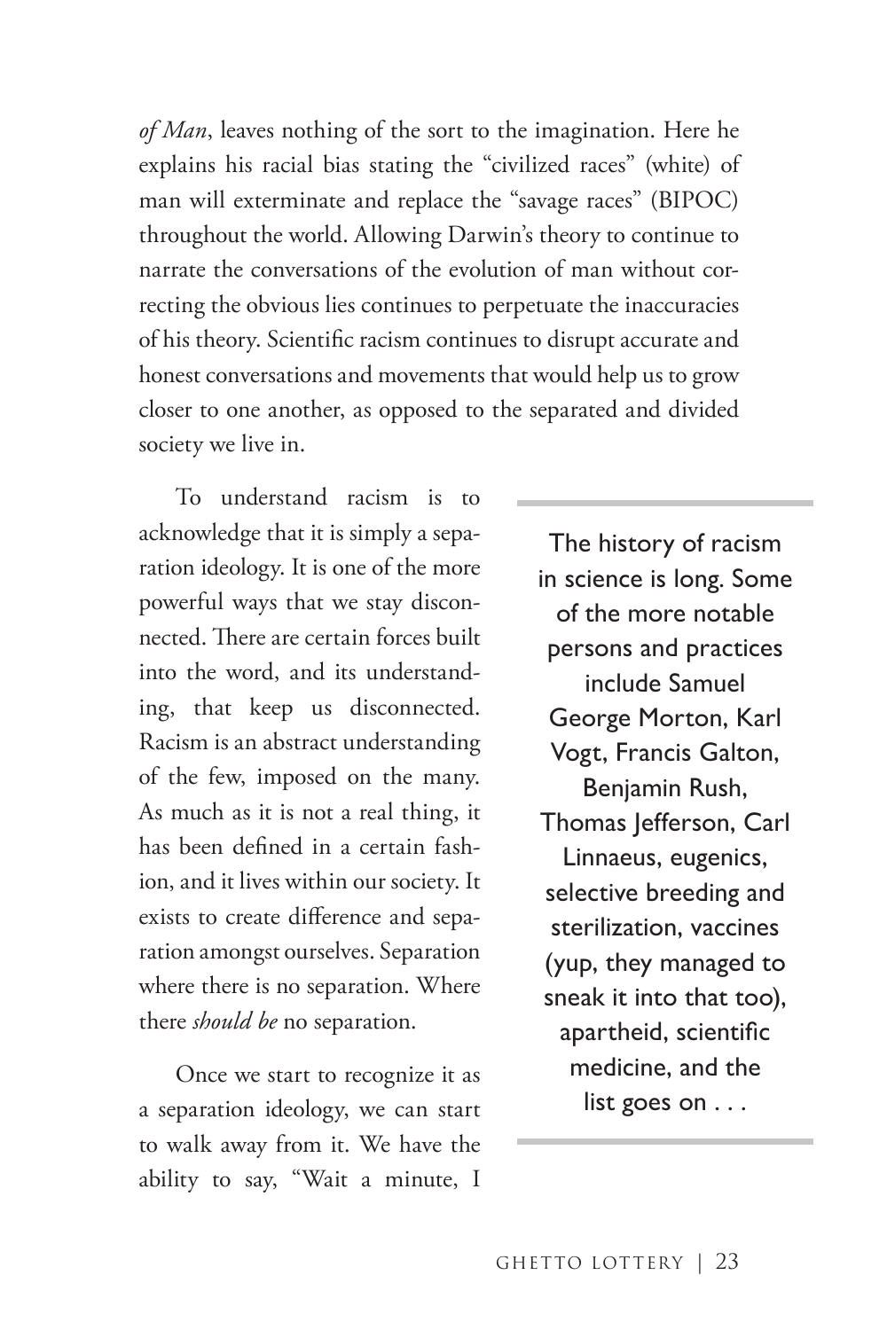*of Man*, leaves nothing of the sort to the imagination. Here he explains his racial bias stating the "civilized races" (white) of man will exterminate and replace the "savage races" (BIPOC) throughout the world. Allowing Darwin's theory to continue to narrate the conversations of the evolution of man without correcting the obvious lies continues to perpetuate the inaccuracies of his theory. Scientific racism continues to disrupt accurate and honest conversations and movements that would help us to grow closer to one another, as opposed to the separated and divided society we live in.

To understand racism is to acknowledge that it is simply a separation ideology. It is one of the more powerful ways that we stay disconnected. There are certain forces built into the word, and its understanding, that keep us disconnected. Racism is an abstract understanding of the few, imposed on the many. As much as it is not a real thing, it has been defined in a certain fashion, and it lives within our society. It exists to create difference and separation amongst ourselves. Separation where there is no separation. Where there *should be* no separation.

> The history of racism in science is long. Some of the more notable persons and practices include Samuel George Morton, Karl Vogt, Francis Galton, Benjamin Rush, Thomas Jefferson, Carl Linnaeus, eugenics, selective breeding and sterilization, vaccines (yup, they managed to sneak it into that too), apartheid, scientific medicine, and the list goes on . . .

Once we start to recognize it as a separation ideology, we can start to walk away from it. We have the ability to say, "Wait a minute, I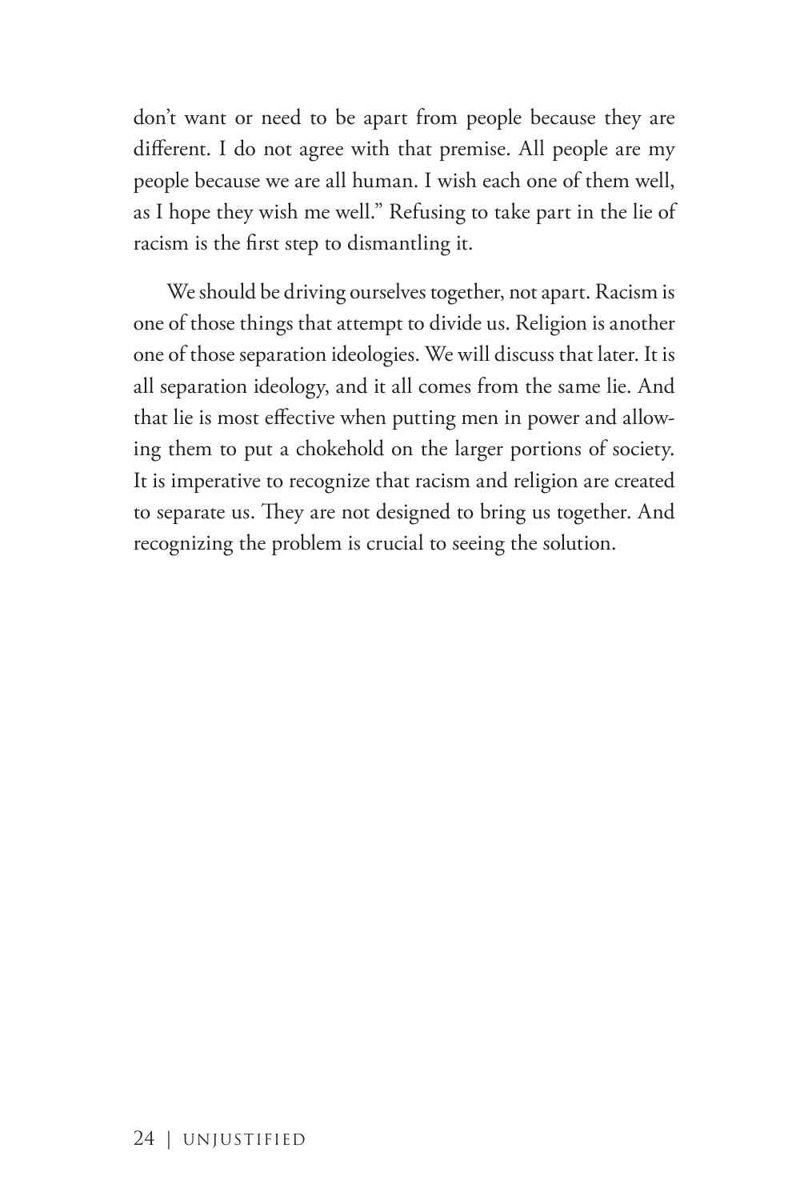don't want or need to be apart from people because they are different. I do not agree with that premise. All people are my people because we are all human. I wish each one of them well, as I hope they wish me well." Refusing to take part in the lie of racism is the first step to dismantling it.

We should be driving ourselves together, not apart. Racism is one of those things that attempt to divide us. Religion is another one of those separation ideologies. We will discuss that later. It is all separation ideology, and it all comes from the same lie. And that lie is most effective when putting men in power and allowing them to put a chokehold on the larger portions of society. It is imperative to recognize that racism and religion are created to separate us. They are not designed to bring us together. And recognizing the problem is crucial to seeing the solution.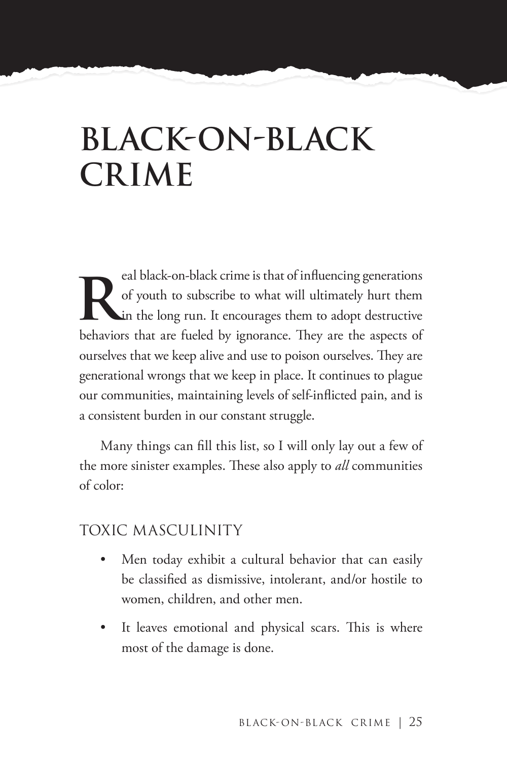# BLACK-ON-BLACK CRIME

Real black-on-black crime is that of influencing generations of youth to subscribe to what will ultimately hurt them in the long run. It encourages them to adopt destructive behaviors that are fueled by ignorance. They are the aspects of ourselves that we keep alive and use to poison ourselves. They are generational wrongs that we keep in place. It continues to plague our communities, maintaining levels of self-inflicted pain, and is a consistent burden in our constant struggle.

Many things can fill this list, so I will only lay out a few of the more sinister examples. These also apply to *all* communities of color:

## TOXIC MASCULINITY

- Men today exhibit a cultural behavior that can easily be classified as dismissive, intolerant, and/or hostile to women, children, and other men.
- It leaves emotional and physical scars. This is where most of the damage is done.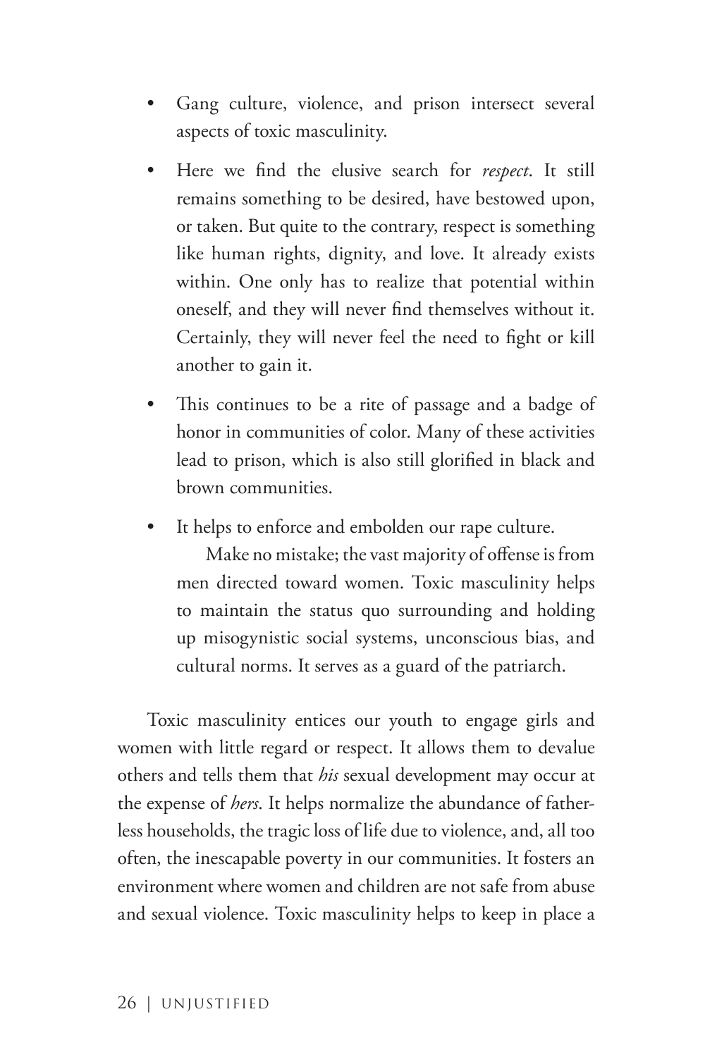- Gang culture, violence, and prison intersect several aspects of toxic masculinity.

- Here we find the elusive search for *respect*. It still remains something to be desired, have bestowed upon, or taken. But quite to the contrary, respect is something like human rights, dignity, and love. It already exists within. One only has to realize that potential within oneself, and they will never find themselves without it. Certainly, they will never feel the need to fight or kill another to gain it.

- This continues to be a rite of passage and a badge of honor in communities of color. Many of these activities lead to prison, which is also still glorified in black and brown communities.

- It helps to enforce and embolden our rape culture.

  Make no mistake; the vast majority of offense is from men directed toward women. Toxic masculinity helps to maintain the status quo surrounding and holding up misogynistic social systems, unconscious bias, and cultural norms. It serves as a guard of the patriarch.

Toxic masculinity entices our youth to engage girls and women with little regard or respect. It allows them to devalue others and tells them that *his* sexual development may occur at the expense of *hers*. It helps normalize the abundance of fatherless households, the tragic loss of life due to violence, and, all too often, the inescapable poverty in our communities. It fosters an environment where women and children are not safe from abuse and sexual violence. Toxic masculinity helps to keep in place a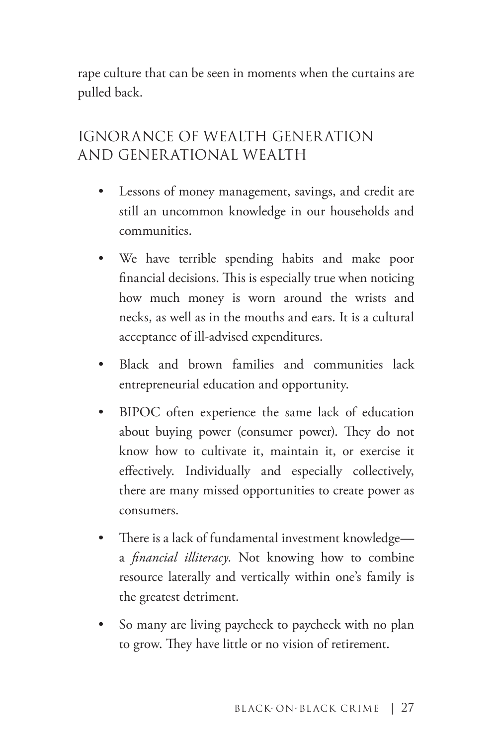rape culture that can be seen in moments when the curtains are pulled back.

## IGNORANCE OF WEALTH GENERATION AND GENERATIONAL WEALTH

- Lessons of money management, savings, and credit are still an uncommon knowledge in our households and communities.
- We have terrible spending habits and make poor financial decisions. This is especially true when noticing how much money is worn around the wrists and necks, as well as in the mouths and ears. It is a cultural acceptance of ill-advised expenditures.
- Black and brown families and communities lack entrepreneurial education and opportunity.
- BIPOC often experience the same lack of education about buying power (consumer power). They do not know how to cultivate it, maintain it, or exercise it effectively. Individually and especially collectively, there are many missed opportunities to create power as consumers.
- There is a lack of fundamental investment knowledge—a *financial illiteracy*. Not knowing how to combine resource laterally and vertically within one's family is the greatest detriment.
- So many are living paycheck to paycheck with no plan to grow. They have little or no vision of retirement.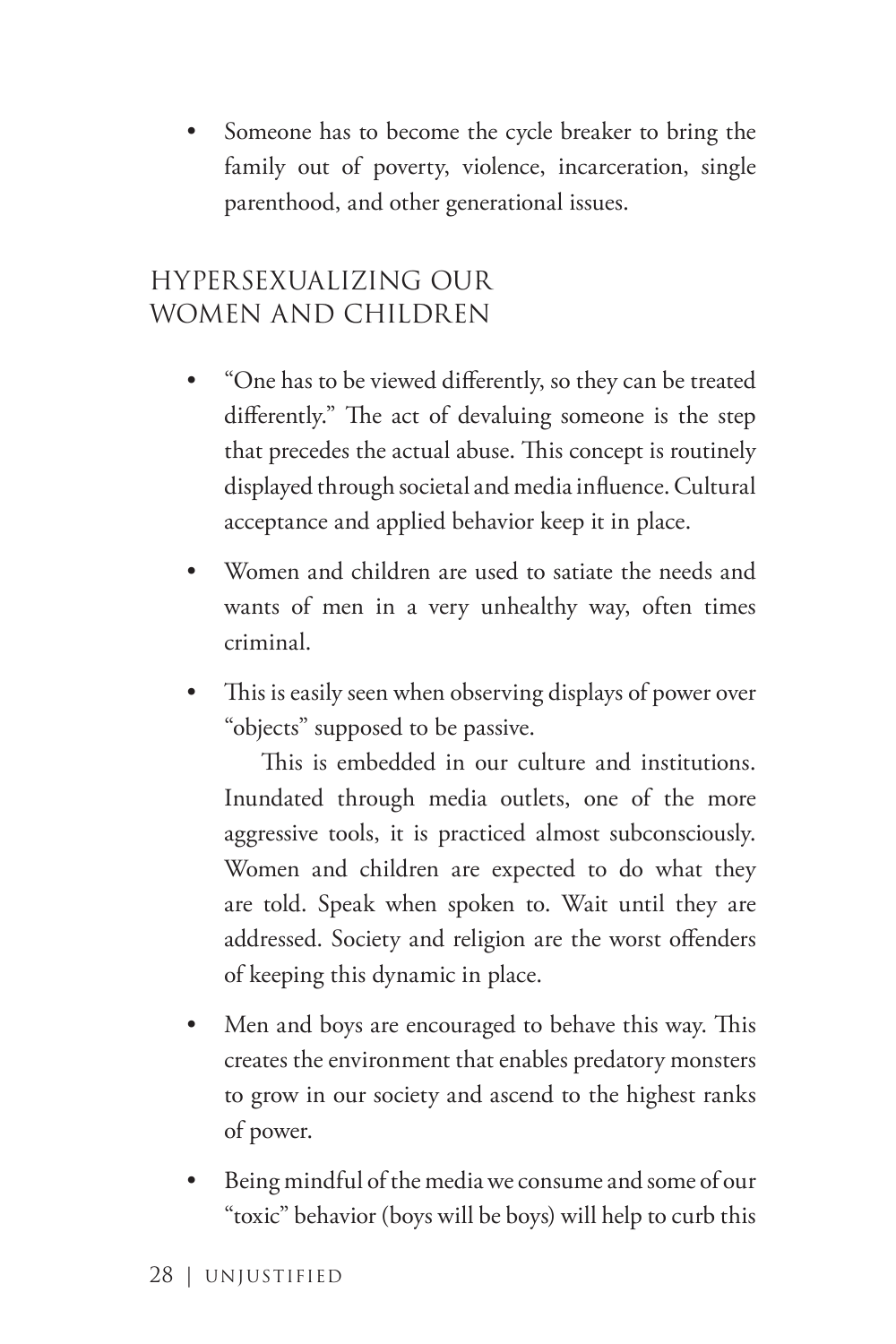- Someone has to become the cycle breaker to bring the family out of poverty, violence, incarceration, single parenthood, and other generational issues.

## HYPERSEXUALIZING OUR WOMEN AND CHILDREN

- "One has to be viewed differently, so they can be treated differently." The act of devaluing someone is the step that precedes the actual abuse. This concept is routinely displayed through societal and media influence. Cultural acceptance and applied behavior keep it in place.
- Women and children are used to satiate the needs and wants of men in a very unhealthy way, often times criminal.
- This is easily seen when observing displays of power over "objects" supposed to be passive.

  This is embedded in our culture and institutions. Inundated through media outlets, one of the more aggressive tools, it is practiced almost subconsciously. Women and children are expected to do what they are told. Speak when spoken to. Wait until they are addressed. Society and religion are the worst offenders of keeping this dynamic in place.
- Men and boys are encouraged to behave this way. This creates the environment that enables predatory monsters to grow in our society and ascend to the highest ranks of power.
- Being mindful of the media we consume and some of our "toxic" behavior (boys will be boys) will help to curb this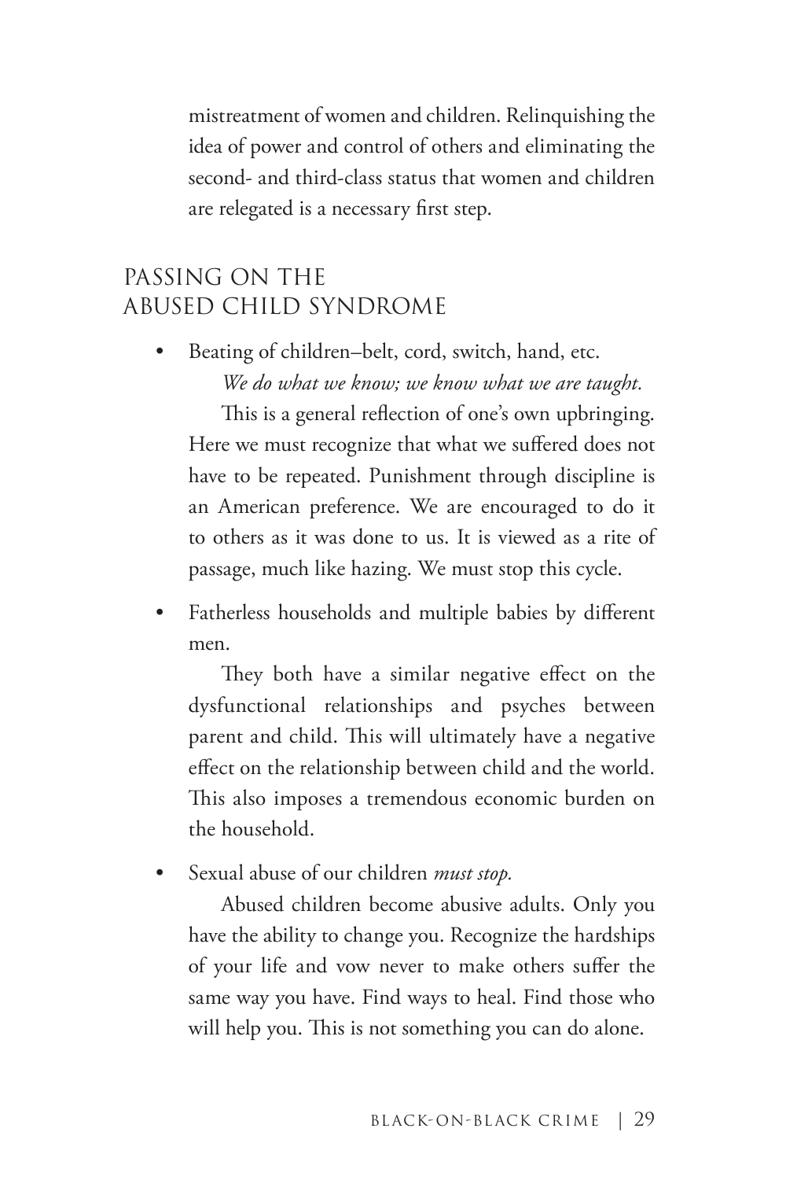mistreatment of women and children. Relinquishing the idea of power and control of others and eliminating the second- and third-class status that women and children are relegated is a necessary first step.

## PASSING ON THE ABUSED CHILD SYNDROME

- Beating of children–belt, cord, switch, hand, etc.

  *We do what we know; we know what we are taught.*

  This is a general reflection of one's own upbringing. Here we must recognize that what we suffered does not have to be repeated. Punishment through discipline is an American preference. We are encouraged to do it to others as it was done to us. It is viewed as a rite of passage, much like hazing. We must stop this cycle.

- Fatherless households and multiple babies by different men.

  They both have a similar negative effect on the dysfunctional relationships and psyches between parent and child. This will ultimately have a negative effect on the relationship between child and the world. This also imposes a tremendous economic burden on the household.

- Sexual abuse of our children *must stop.*

  Abused children become abusive adults. Only you have the ability to change you. Recognize the hardships of your life and vow never to make others suffer the same way you have. Find ways to heal. Find those who will help you. This is not something you can do alone.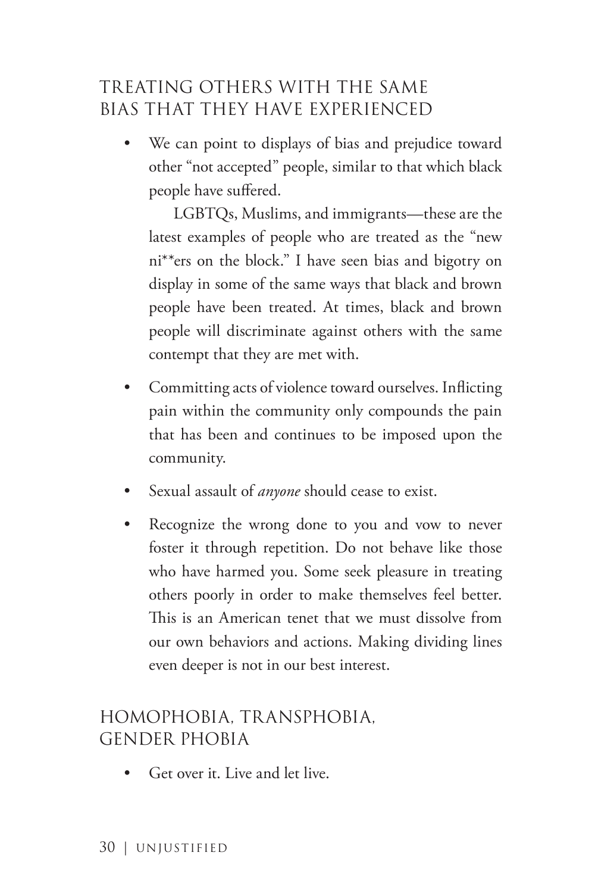## TREATING OTHERS WITH THE SAME BIAS THAT THEY HAVE EXPERIENCED

- We can point to displays of bias and prejudice toward other "not accepted" people, similar to that which black people have suffered.

  LGBTQs, Muslims, and immigrants—these are the latest examples of people who are treated as the "new ni**ers on the block." I have seen bias and bigotry on display in some of the same ways that black and brown people have been treated. At times, black and brown people will discriminate against others with the same contempt that they are met with.

- Committing acts of violence toward ourselves. Inflicting pain within the community only compounds the pain that has been and continues to be imposed upon the community.

- Sexual assault of *anyone* should cease to exist.

- Recognize the wrong done to you and vow to never foster it through repetition. Do not behave like those who have harmed you. Some seek pleasure in treating others poorly in order to make themselves feel better. This is an American tenet that we must dissolve from our own behaviors and actions. Making dividing lines even deeper is not in our best interest.

## HOMOPHOBIA, TRANSPHOBIA, GENDER PHOBIA

- Get over it. Live and let live.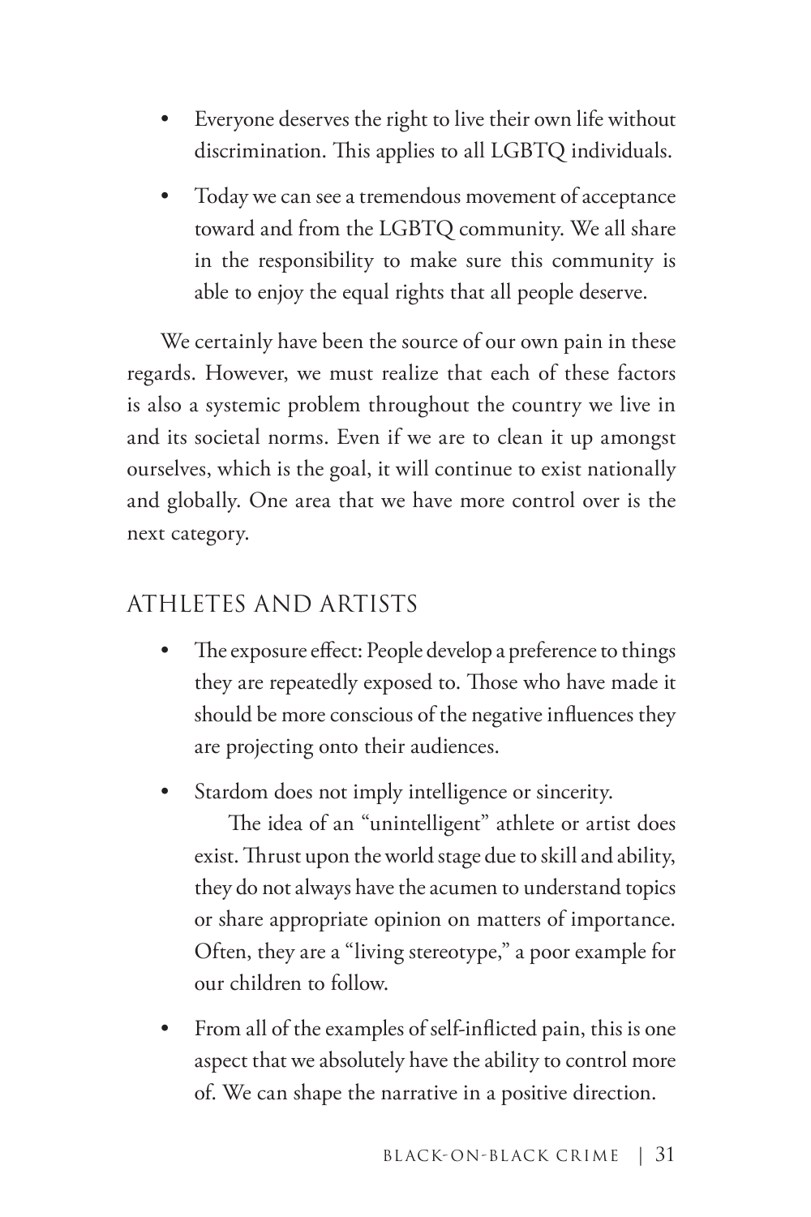- Everyone deserves the right to live their own life without discrimination. This applies to all LGBTQ individuals.
- Today we can see a tremendous movement of acceptance toward and from the LGBTQ community. We all share in the responsibility to make sure this community is able to enjoy the equal rights that all people deserve.

We certainly have been the source of our own pain in these regards. However, we must realize that each of these factors is also a systemic problem throughout the country we live in and its societal norms. Even if we are to clean it up amongst ourselves, which is the goal, it will continue to exist nationally and globally. One area that we have more control over is the next category.

## ATHLETES AND ARTISTS

- The exposure effect: People develop a preference to things they are repeatedly exposed to. Those who have made it should be more conscious of the negative influences they are projecting onto their audiences.
- Stardom does not imply intelligence or sincerity.

  The idea of an "unintelligent" athlete or artist does exist. Thrust upon the world stage due to skill and ability, they do not always have the acumen to understand topics or share appropriate opinion on matters of importance. Often, they are a "living stereotype," a poor example for our children to follow.
- From all of the examples of self-inflicted pain, this is one aspect that we absolutely have the ability to control more of. We can shape the narrative in a positive direction.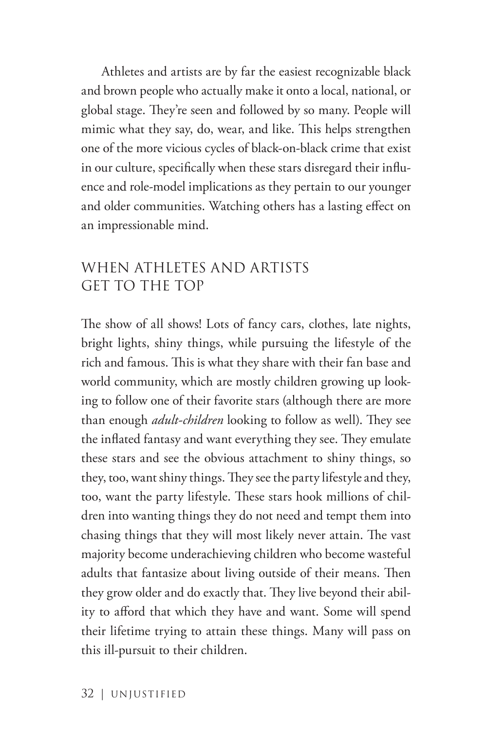Athletes and artists are by far the easiest recognizable black and brown people who actually make it onto a local, national, or global stage. They're seen and followed by so many. People will mimic what they say, do, wear, and like. This helps strengthen one of the more vicious cycles of black-on-black crime that exist in our culture, specifically when these stars disregard their influence and role-model implications as they pertain to our younger and older communities. Watching others has a lasting effect on an impressionable mind.

## WHEN ATHLETES AND ARTISTS GET TO THE TOP

The show of all shows! Lots of fancy cars, clothes, late nights, bright lights, shiny things, while pursuing the lifestyle of the rich and famous. This is what they share with their fan base and world community, which are mostly children growing up looking to follow one of their favorite stars (although there are more than enough *adult-children* looking to follow as well). They see the inflated fantasy and want everything they see. They emulate these stars and see the obvious attachment to shiny things, so they, too, want shiny things. They see the party lifestyle and they, too, want the party lifestyle. These stars hook millions of children into wanting things they do not need and tempt them into chasing things that they will most likely never attain. The vast majority become underachieving children who become wasteful adults that fantasize about living outside of their means. Then they grow older and do exactly that. They live beyond their ability to afford that which they have and want. Some will spend their lifetime trying to attain these things. Many will pass on this ill-pursuit to their children.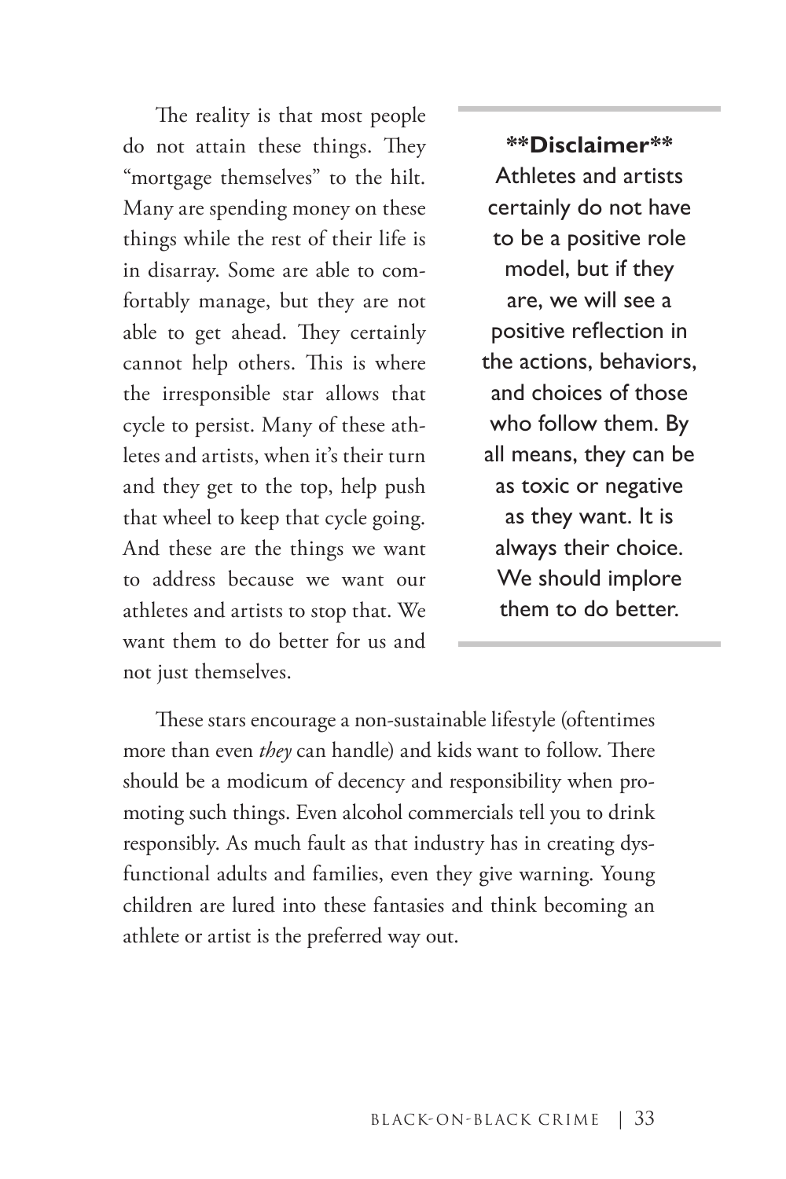The reality is that most people do not attain these things. They "mortgage themselves" to the hilt. Many are spending money on these things while the rest of their life is in disarray. Some are able to comfortably manage, but they are not able to get ahead. They certainly cannot help others. This is where the irresponsible star allows that cycle to persist. Many of these athletes and artists, when it's their turn and they get to the top, help push that wheel to keep that cycle going. And these are the things we want to address because we want our athletes and artists to stop that. We want them to do better for us and not just themselves.

---

**\*\*Disclaimer\*\***

Athletes and artists certainly do not have to be a positive role model, but if they are, we will see a positive reflection in the actions, behaviors, and choices of those who follow them. By all means, they can be as toxic or negative as they want. It is always their choice. We should implore them to do better.

---

These stars encourage a non-sustainable lifestyle (oftentimes more than even *they* can handle) and kids want to follow. There should be a modicum of decency and responsibility when promoting such things. Even alcohol commercials tell you to drink responsibly. As much fault as that industry has in creating dysfunctional adults and families, even they give warning. Young children are lured into these fantasies and think becoming an athlete or artist is the preferred way out.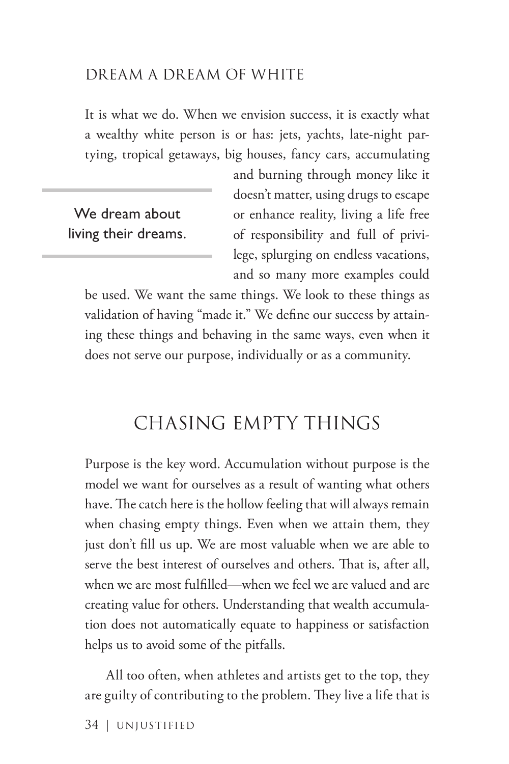### DREAM A DREAM OF WHITE

It is what we do. When we envision success, it is exactly what a wealthy white person is or has: jets, yachts, late-night partying, tropical getaways, big houses, fancy cars, accumulating and burning through money like it doesn't matter, using drugs to escape or enhance reality, living a life free of responsibility and full of privilege, splurging on endless vacations, and so many more examples could be used. We want the same things. We look to these things as validation of having "made it." We define our success by attaining these things and behaving in the same ways, even when it does not serve our purpose, individually or as a community.

> We dream about living their dreams.

## CHASING EMPTY THINGS

Purpose is the key word. Accumulation without purpose is the model we want for ourselves as a result of wanting what others have. The catch here is the hollow feeling that will always remain when chasing empty things. Even when we attain them, they just don't fill us up. We are most valuable when we are able to serve the best interest of ourselves and others. That is, after all, when we are most fulfilled—when we feel we are valued and are creating value for others. Understanding that wealth accumulation does not automatically equate to happiness or satisfaction helps us to avoid some of the pitfalls.

All too often, when athletes and artists get to the top, they are guilty of contributing to the problem. They live a life that is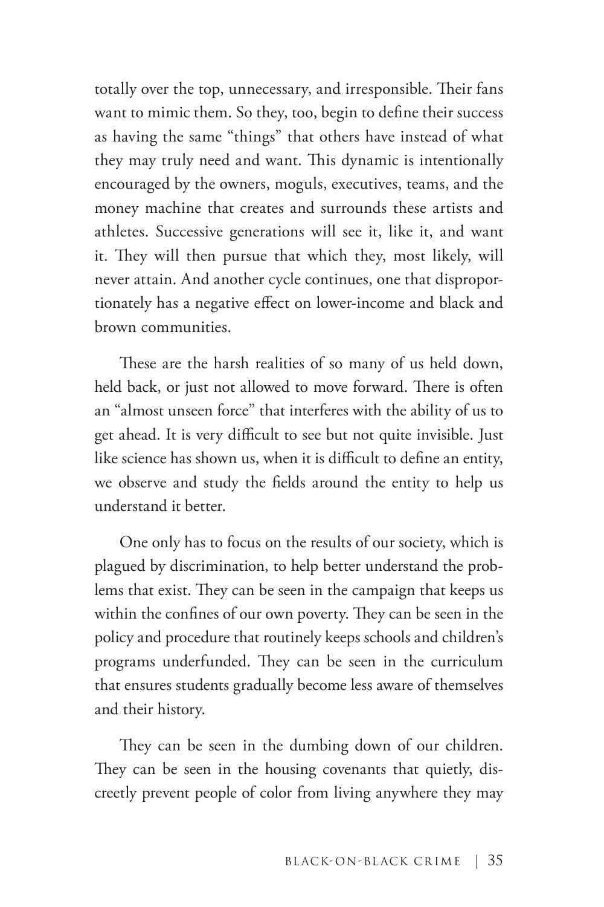totally over the top, unnecessary, and irresponsible. Their fans want to mimic them. So they, too, begin to define their success as having the same "things" that others have instead of what they may truly need and want. This dynamic is intentionally encouraged by the owners, moguls, executives, teams, and the money machine that creates and surrounds these artists and athletes. Successive generations will see it, like it, and want it. They will then pursue that which they, most likely, will never attain. And another cycle continues, one that disproportionately has a negative effect on lower-income and black and brown communities.

These are the harsh realities of so many of us held down, held back, or just not allowed to move forward. There is often an "almost unseen force" that interferes with the ability of us to get ahead. It is very difficult to see but not quite invisible. Just like science has shown us, when it is difficult to define an entity, we observe and study the fields around the entity to help us understand it better.

One only has to focus on the results of our society, which is plagued by discrimination, to help better understand the problems that exist. They can be seen in the campaign that keeps us within the confines of our own poverty. They can be seen in the policy and procedure that routinely keeps schools and children's programs underfunded. They can be seen in the curriculum that ensures students gradually become less aware of themselves and their history.

They can be seen in the dumbing down of our children. They can be seen in the housing covenants that quietly, discreetly prevent people of color from living anywhere they may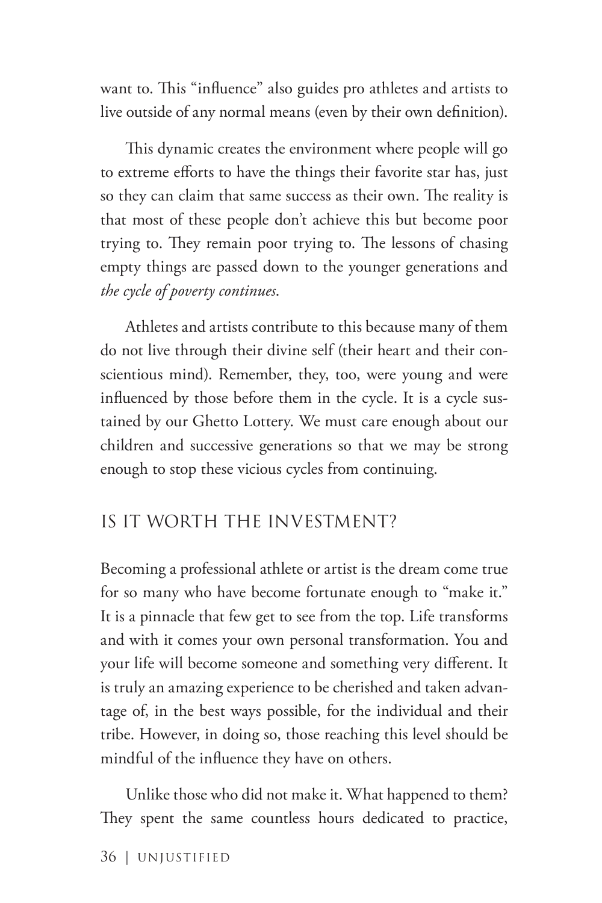want to. This "influence" also guides pro athletes and artists to live outside of any normal means (even by their own definition).

This dynamic creates the environment where people will go to extreme efforts to have the things their favorite star has, just so they can claim that same success as their own. The reality is that most of these people don't achieve this but become poor trying to. They remain poor trying to. The lessons of chasing empty things are passed down to the younger generations and *the cycle of poverty continues*.

Athletes and artists contribute to this because many of them do not live through their divine self (their heart and their conscientious mind). Remember, they, too, were young and were influenced by those before them in the cycle. It is a cycle sustained by our Ghetto Lottery. We must care enough about our children and successive generations so that we may be strong enough to stop these vicious cycles from continuing.

## IS IT WORTH THE INVESTMENT?

Becoming a professional athlete or artist is the dream come true for so many who have become fortunate enough to "make it." It is a pinnacle that few get to see from the top. Life transforms and with it comes your own personal transformation. You and your life will become someone and something very different. It is truly an amazing experience to be cherished and taken advantage of, in the best ways possible, for the individual and their tribe. However, in doing so, those reaching this level should be mindful of the influence they have on others.

Unlike those who did not make it. What happened to them? They spent the same countless hours dedicated to practice,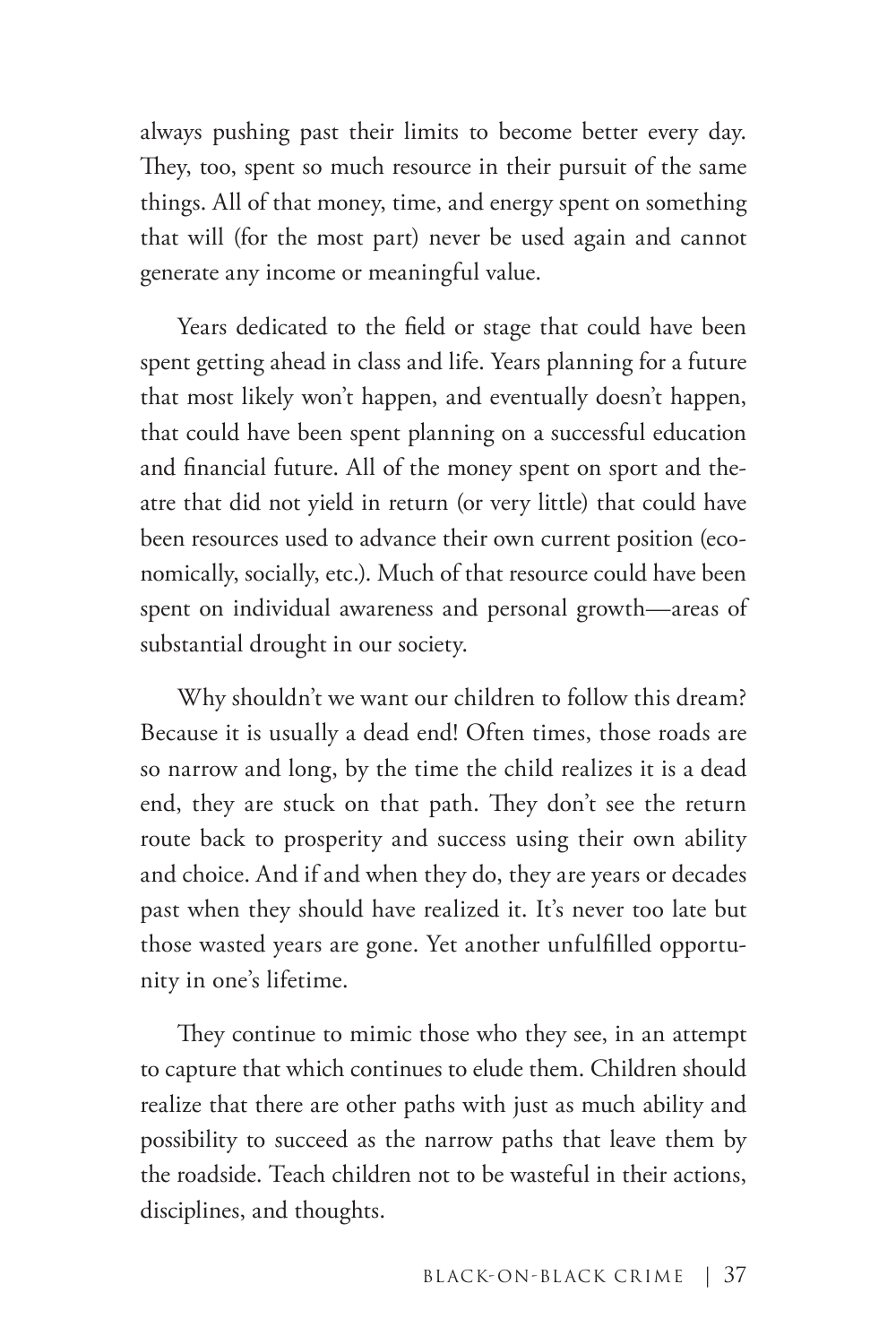always pushing past their limits to become better every day. They, too, spent so much resource in their pursuit of the same things. All of that money, time, and energy spent on something that will (for the most part) never be used again and cannot generate any income or meaningful value.

Years dedicated to the field or stage that could have been spent getting ahead in class and life. Years planning for a future that most likely won't happen, and eventually doesn't happen, that could have been spent planning on a successful education and financial future. All of the money spent on sport and theatre that did not yield in return (or very little) that could have been resources used to advance their own current position (economically, socially, etc.). Much of that resource could have been spent on individual awareness and personal growth—areas of substantial drought in our society.

Why shouldn't we want our children to follow this dream? Because it is usually a dead end! Often times, those roads are so narrow and long, by the time the child realizes it is a dead end, they are stuck on that path. They don't see the return route back to prosperity and success using their own ability and choice. And if and when they do, they are years or decades past when they should have realized it. It's never too late but those wasted years are gone. Yet another unfulfilled opportunity in one's lifetime.

They continue to mimic those who they see, in an attempt to capture that which continues to elude them. Children should realize that there are other paths with just as much ability and possibility to succeed as the narrow paths that leave them by the roadside. Teach children not to be wasteful in their actions, disciplines, and thoughts.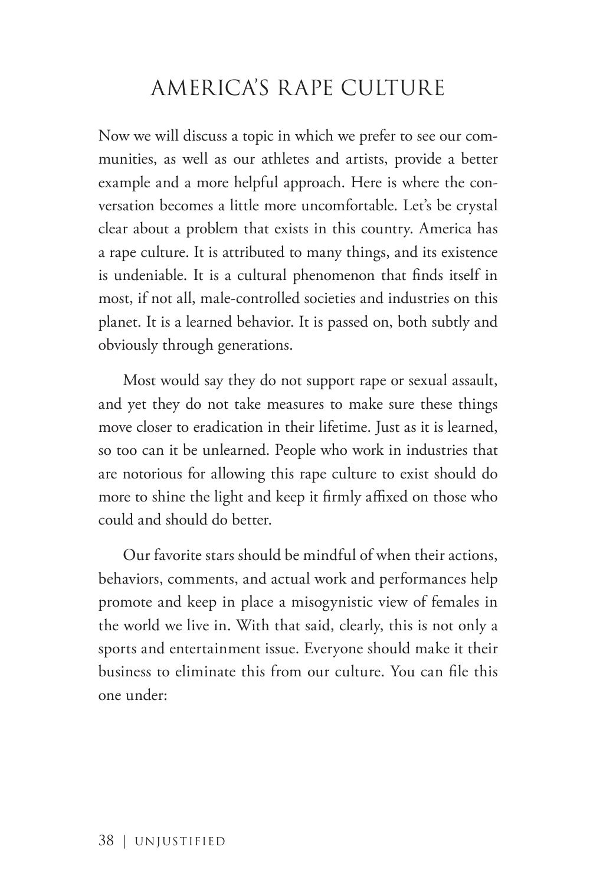# AMERICA'S RAPE CULTURE

Now we will discuss a topic in which we prefer to see our communities, as well as our athletes and artists, provide a better example and a more helpful approach. Here is where the conversation becomes a little more uncomfortable. Let's be crystal clear about a problem that exists in this country. America has a rape culture. It is attributed to many things, and its existence is undeniable. It is a cultural phenomenon that finds itself in most, if not all, male-controlled societies and industries on this planet. It is a learned behavior. It is passed on, both subtly and obviously through generations.

Most would say they do not support rape or sexual assault, and yet they do not take measures to make sure these things move closer to eradication in their lifetime. Just as it is learned, so too can it be unlearned. People who work in industries that are notorious for allowing this rape culture to exist should do more to shine the light and keep it firmly affixed on those who could and should do better.

Our favorite stars should be mindful of when their actions, behaviors, comments, and actual work and performances help promote and keep in place a misogynistic view of females in the world we live in. With that said, clearly, this is not only a sports and entertainment issue. Everyone should make it their business to eliminate this from our culture. You can file this one under: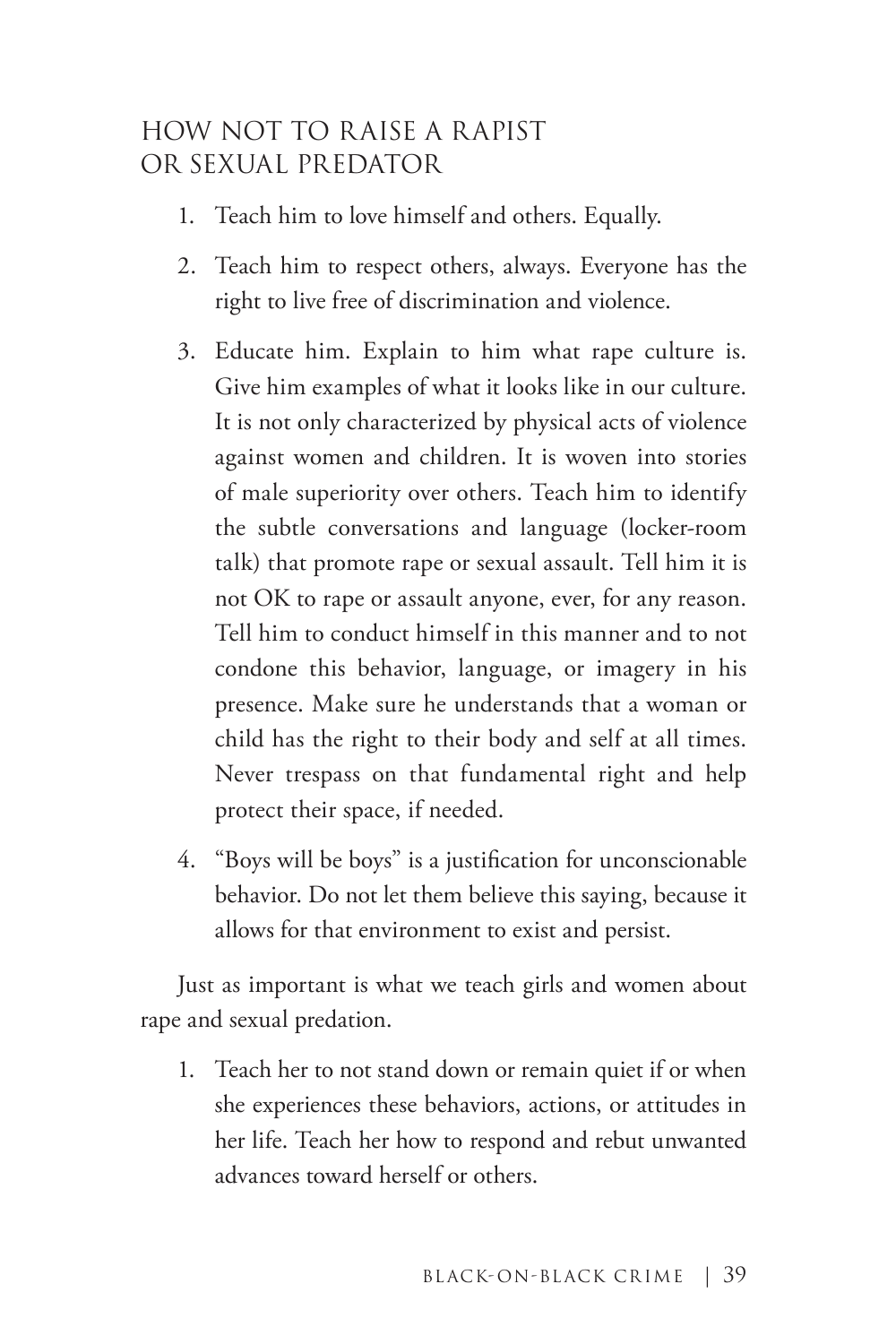## HOW NOT TO RAISE A RAPIST OR SEXUAL PREDATOR

1. Teach him to love himself and others. Equally.
2. Teach him to respect others, always. Everyone has the right to live free of discrimination and violence.
3. Educate him. Explain to him what rape culture is. Give him examples of what it looks like in our culture. It is not only characterized by physical acts of violence against women and children. It is woven into stories of male superiority over others. Teach him to identify the subtle conversations and language (locker-room talk) that promote rape or sexual assault. Tell him it is not OK to rape or assault anyone, ever, for any reason. Tell him to conduct himself in this manner and to not condone this behavior, language, or imagery in his presence. Make sure he understands that a woman or child has the right to their body and self at all times. Never trespass on that fundamental right and help protect their space, if needed.
4. "Boys will be boys" is a justification for unconscionable behavior. Do not let them believe this saying, because it allows for that environment to exist and persist.

Just as important is what we teach girls and women about rape and sexual predation.

1. Teach her to not stand down or remain quiet if or when she experiences these behaviors, actions, or attitudes in her life. Teach her how to respond and rebut unwanted advances toward herself or others.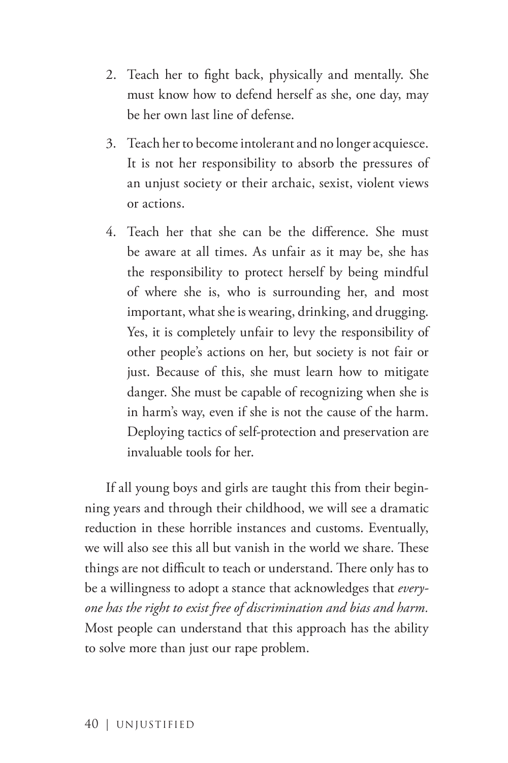2. Teach her to fight back, physically and mentally. She must know how to defend herself as she, one day, may be her own last line of defense.
3. Teach her to become intolerant and no longer acquiesce. It is not her responsibility to absorb the pressures of an unjust society or their archaic, sexist, violent views or actions.
4. Teach her that she can be the difference. She must be aware at all times. As unfair as it may be, she has the responsibility to protect herself by being mindful of where she is, who is surrounding her, and most important, what she is wearing, drinking, and drugging. Yes, it is completely unfair to levy the responsibility of other people's actions on her, but society is not fair or just. Because of this, she must learn how to mitigate danger. She must be capable of recognizing when she is in harm's way, even if she is not the cause of the harm. Deploying tactics of self-protection and preservation are invaluable tools for her.

If all young boys and girls are taught this from their beginning years and through their childhood, we will see a dramatic reduction in these horrible instances and customs. Eventually, we will also see this all but vanish in the world we share. These things are not difficult to teach or understand. There only has to be a willingness to adopt a stance that acknowledges that *everyone has the right to exist free of discrimination and bias and harm.* Most people can understand that this approach has the ability to solve more than just our rape problem.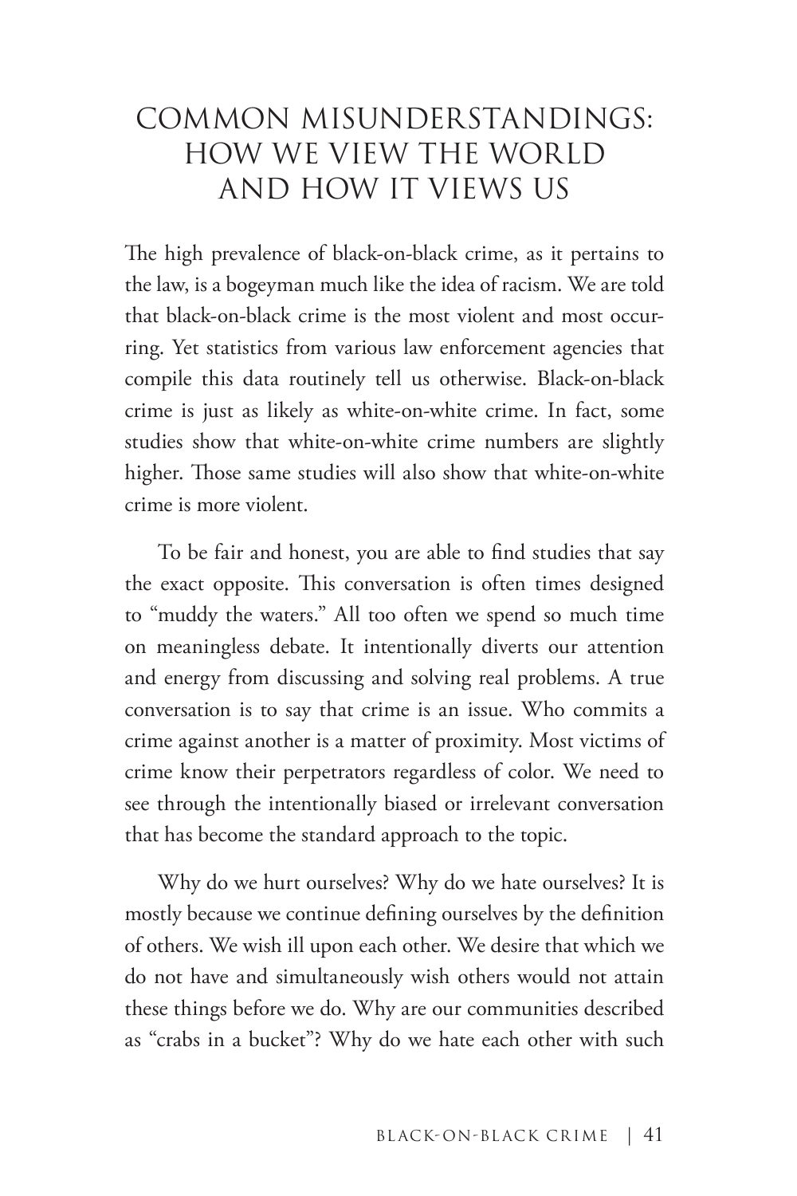# COMMON MISUNDERSTANDINGS: HOW WE VIEW THE WORLD AND HOW IT VIEWS US

The high prevalence of black-on-black crime, as it pertains to the law, is a bogeyman much like the idea of racism. We are told that black-on-black crime is the most violent and most occurring. Yet statistics from various law enforcement agencies that compile this data routinely tell us otherwise. Black-on-black crime is just as likely as white-on-white crime. In fact, some studies show that white-on-white crime numbers are slightly higher. Those same studies will also show that white-on-white crime is more violent.

To be fair and honest, you are able to find studies that say the exact opposite. This conversation is often times designed to "muddy the waters." All too often we spend so much time on meaningless debate. It intentionally diverts our attention and energy from discussing and solving real problems. A true conversation is to say that crime is an issue. Who commits a crime against another is a matter of proximity. Most victims of crime know their perpetrators regardless of color. We need to see through the intentionally biased or irrelevant conversation that has become the standard approach to the topic.

Why do we hurt ourselves? Why do we hate ourselves? It is mostly because we continue defining ourselves by the definition of others. We wish ill upon each other. We desire that which we do not have and simultaneously wish others would not attain these things before we do. Why are our communities described as "crabs in a bucket"? Why do we hate each other with such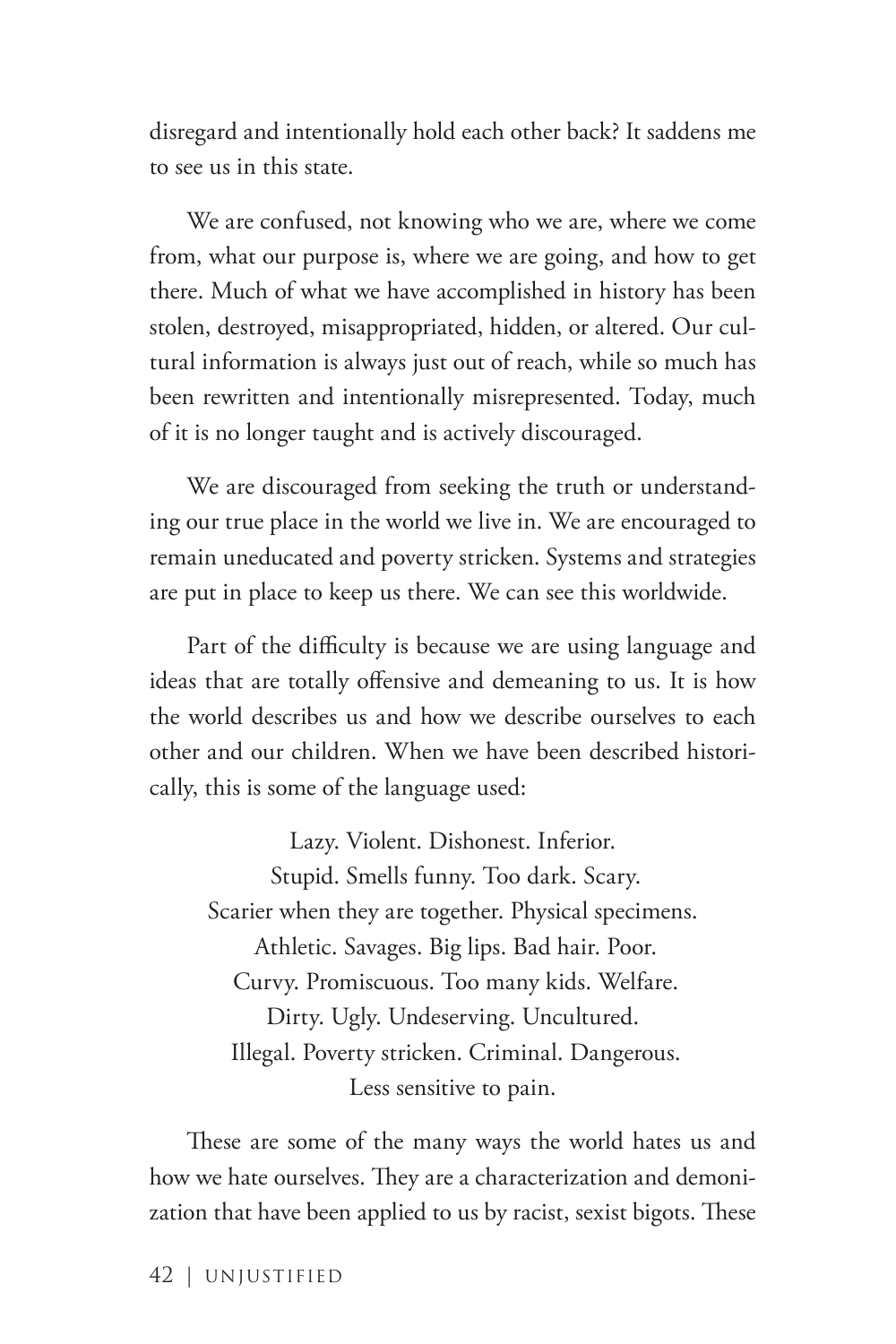disregard and intentionally hold each other back? It saddens me to see us in this state.

We are confused, not knowing who we are, where we come from, what our purpose is, where we are going, and how to get there. Much of what we have accomplished in history has been stolen, destroyed, misappropriated, hidden, or altered. Our cultural information is always just out of reach, while so much has been rewritten and intentionally misrepresented. Today, much of it is no longer taught and is actively discouraged.

We are discouraged from seeking the truth or understanding our true place in the world we live in. We are encouraged to remain uneducated and poverty stricken. Systems and strategies are put in place to keep us there. We can see this worldwide.

Part of the difficulty is because we are using language and ideas that are totally offensive and demeaning to us. It is how the world describes us and how we describe ourselves to each other and our children. When we have been described historically, this is some of the language used:

Lazy. Violent. Dishonest. Inferior.
Stupid. Smells funny. Too dark. Scary.
Scarier when they are together. Physical specimens.
Athletic. Savages. Big lips. Bad hair. Poor.
Curvy. Promiscuous. Too many kids. Welfare.
Dirty. Ugly. Undeserving. Uncultured.
Illegal. Poverty stricken. Criminal. Dangerous.
Less sensitive to pain.

These are some of the many ways the world hates us and how we hate ourselves. They are a characterization and demonization that have been applied to us by racist, sexist bigots. These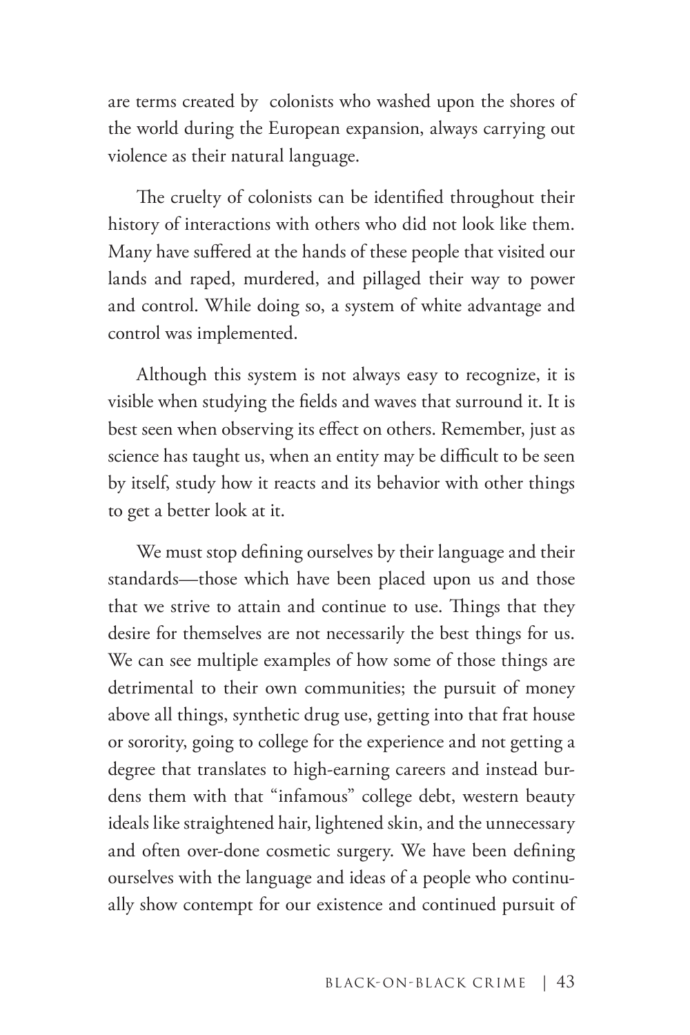are terms created by colonists who washed upon the shores of the world during the European expansion, always carrying out violence as their natural language.

The cruelty of colonists can be identified throughout their history of interactions with others who did not look like them. Many have suffered at the hands of these people that visited our lands and raped, murdered, and pillaged their way to power and control. While doing so, a system of white advantage and control was implemented.

Although this system is not always easy to recognize, it is visible when studying the fields and waves that surround it. It is best seen when observing its effect on others. Remember, just as science has taught us, when an entity may be difficult to be seen by itself, study how it reacts and its behavior with other things to get a better look at it.

We must stop defining ourselves by their language and their standards—those which have been placed upon us and those that we strive to attain and continue to use. Things that they desire for themselves are not necessarily the best things for us. We can see multiple examples of how some of those things are detrimental to their own communities; the pursuit of money above all things, synthetic drug use, getting into that frat house or sorority, going to college for the experience and not getting a degree that translates to high-earning careers and instead burdens them with that "infamous" college debt, western beauty ideals like straightened hair, lightened skin, and the unnecessary and often over-done cosmetic surgery. We have been defining ourselves with the language and ideas of a people who continually show contempt for our existence and continued pursuit of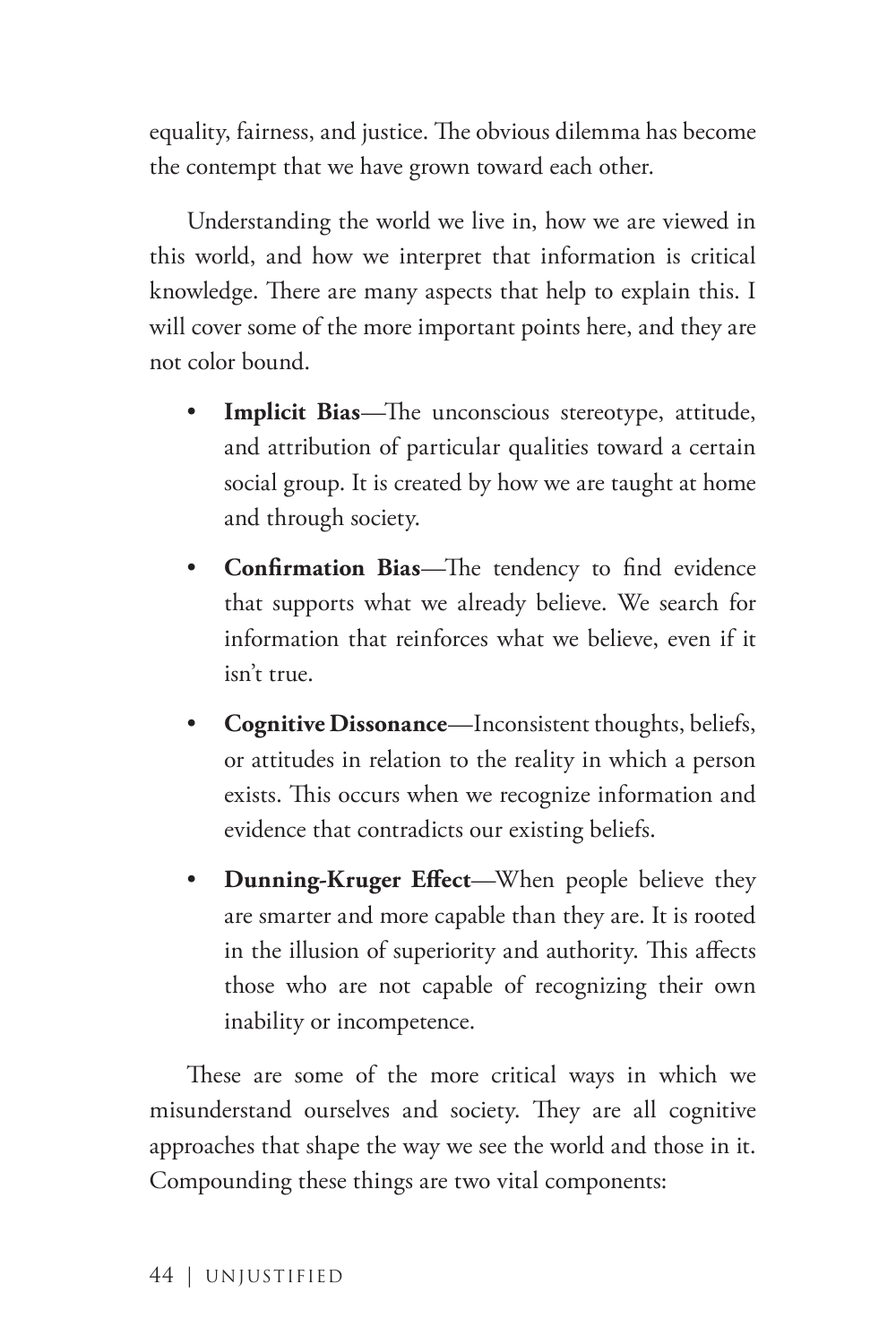equality, fairness, and justice. The obvious dilemma has become the contempt that we have grown toward each other.

Understanding the world we live in, how we are viewed in this world, and how we interpret that information is critical knowledge. There are many aspects that help to explain this. I will cover some of the more important points here, and they are not color bound.

- **Implicit Bias**—The unconscious stereotype, attitude, and attribution of particular qualities toward a certain social group. It is created by how we are taught at home and through society.
- **Confirmation Bias**—The tendency to find evidence that supports what we already believe. We search for information that reinforces what we believe, even if it isn't true.
- **Cognitive Dissonance**—Inconsistent thoughts, beliefs, or attitudes in relation to the reality in which a person exists. This occurs when we recognize information and evidence that contradicts our existing beliefs.
- **Dunning-Kruger Effect**—When people believe they are smarter and more capable than they are. It is rooted in the illusion of superiority and authority. This affects those who are not capable of recognizing their own inability or incompetence.

These are some of the more critical ways in which we misunderstand ourselves and society. They are all cognitive approaches that shape the way we see the world and those in it. Compounding these things are two vital components: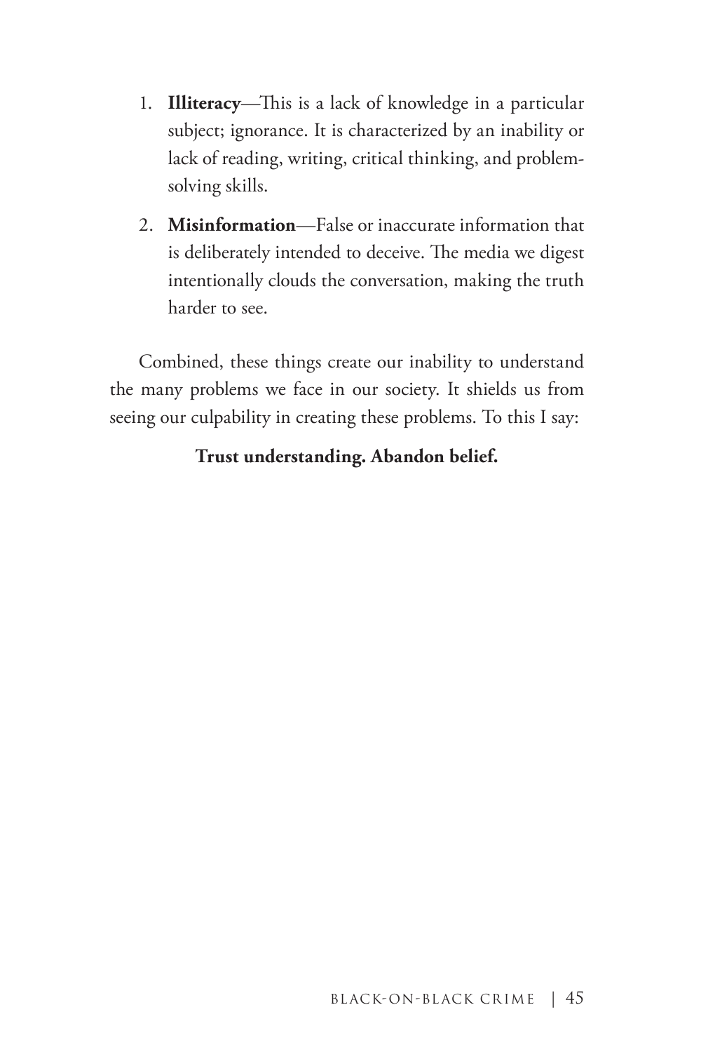1. **Illiteracy**—This is a lack of knowledge in a particular subject; ignorance. It is characterized by an inability or lack of reading, writing, critical thinking, and problem-solving skills.
2. **Misinformation**—False or inaccurate information that is deliberately intended to deceive. The media we digest intentionally clouds the conversation, making the truth harder to see.

Combined, these things create our inability to understand the many problems we face in our society. It shields us from seeing our culpability in creating these problems. To this I say:

**Trust understanding. Abandon belief.**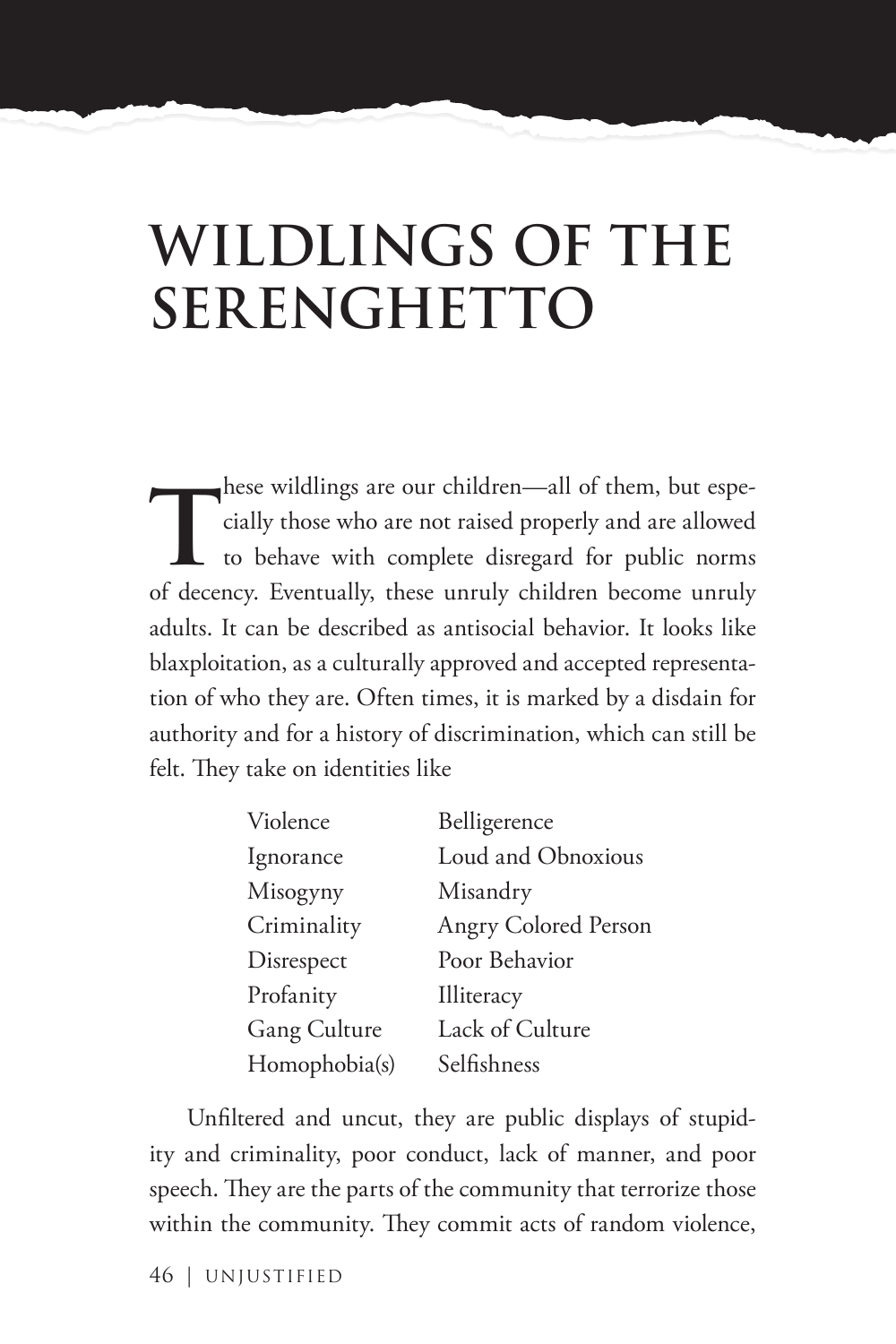# WILDLINGS OF THE SERENGHETTO

These wildlings are our children—all of them, but especially those who are not raised properly and are allowed to behave with complete disregard for public norms of decency. Eventually, these unruly children become unruly adults. It can be described as antisocial behavior. It looks like blaxploitation, as a culturally approved and accepted representation of who they are. Often times, it is marked by a disdain for authority and for a history of discrimination, which can still be felt. They take on identities like

| | |
|---|---|
| Violence | Belligerence |
| Ignorance | Loud and Obnoxious |
| Misogyny | Misandry |
| Criminality | Angry Colored Person |
| Disrespect | Poor Behavior |
| Profanity | Illiteracy |
| Gang Culture | Lack of Culture |
| Homophobia(s) | Selfishness |

Unfiltered and uncut, they are public displays of stupidity and criminality, poor conduct, lack of manner, and poor speech. They are the parts of the community that terrorize those within the community. They commit acts of random violence,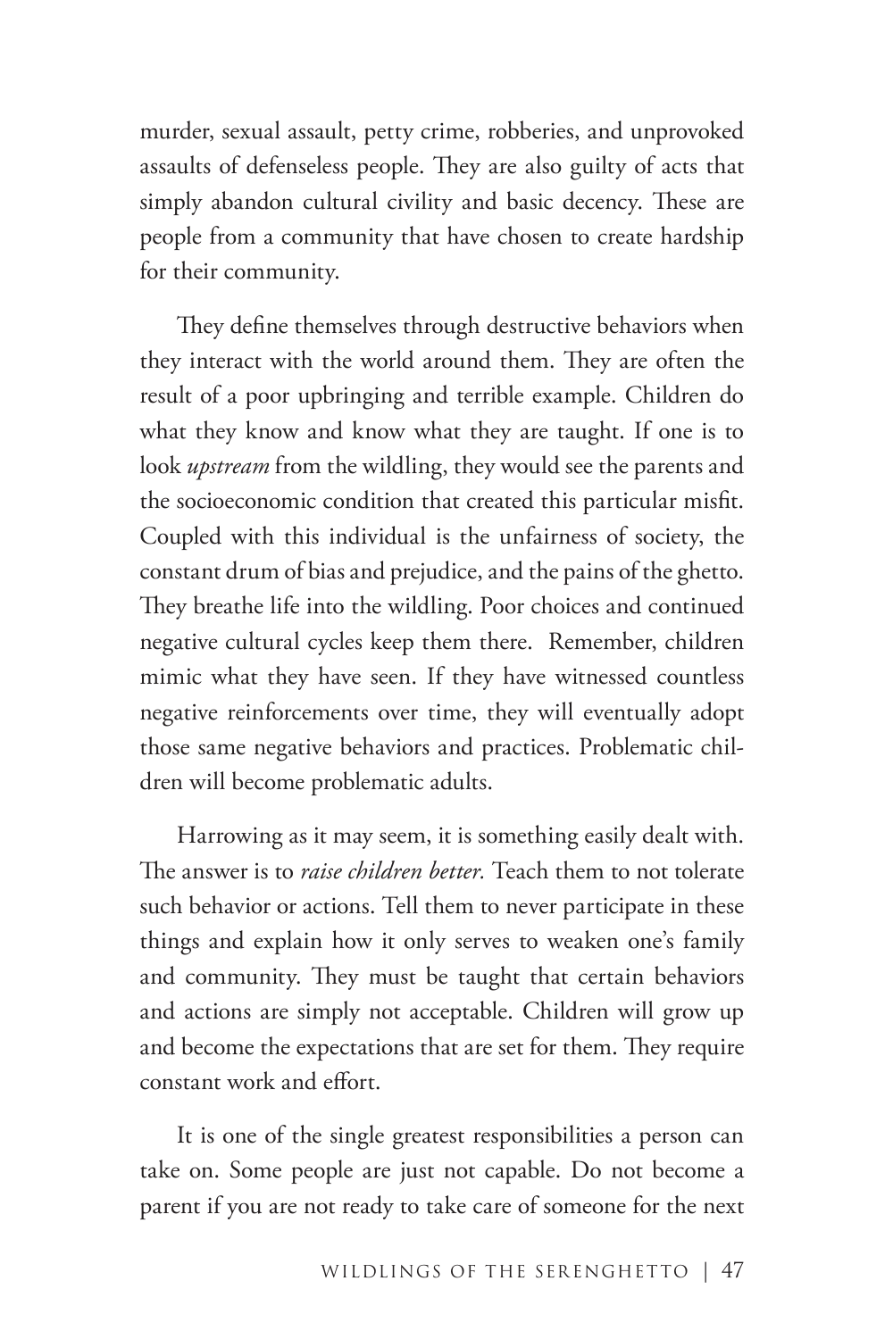murder, sexual assault, petty crime, robberies, and unprovoked assaults of defenseless people. They are also guilty of acts that simply abandon cultural civility and basic decency. These are people from a community that have chosen to create hardship for their community.

They define themselves through destructive behaviors when they interact with the world around them. They are often the result of a poor upbringing and terrible example. Children do what they know and know what they are taught. If one is to look *upstream* from the wildling, they would see the parents and the socioeconomic condition that created this particular misfit. Coupled with this individual is the unfairness of society, the constant drum of bias and prejudice, and the pains of the ghetto. They breathe life into the wildling. Poor choices and continued negative cultural cycles keep them there. Remember, children mimic what they have seen. If they have witnessed countless negative reinforcements over time, they will eventually adopt those same negative behaviors and practices. Problematic children will become problematic adults.

Harrowing as it may seem, it is something easily dealt with. The answer is to *raise children better.* Teach them to not tolerate such behavior or actions. Tell them to never participate in these things and explain how it only serves to weaken one's family and community. They must be taught that certain behaviors and actions are simply not acceptable. Children will grow up and become the expectations that are set for them. They require constant work and effort.

It is one of the single greatest responsibilities a person can take on. Some people are just not capable. Do not become a parent if you are not ready to take care of someone for the next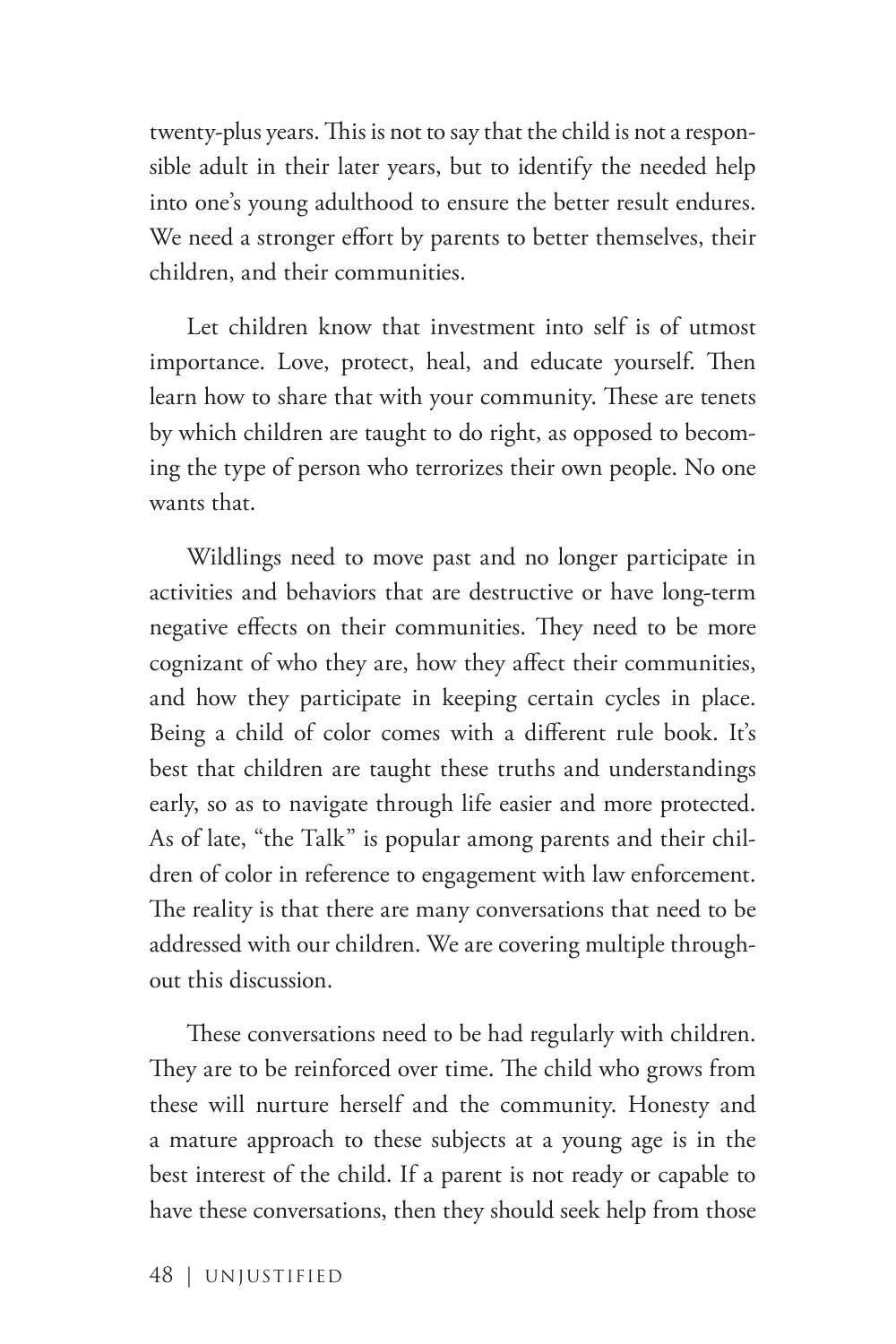twenty-plus years. This is not to say that the child is not a responsible adult in their later years, but to identify the needed help into one's young adulthood to ensure the better result endures. We need a stronger effort by parents to better themselves, their children, and their communities.

Let children know that investment into self is of utmost importance. Love, protect, heal, and educate yourself. Then learn how to share that with your community. These are tenets by which children are taught to do right, as opposed to becoming the type of person who terrorizes their own people. No one wants that.

Wildlings need to move past and no longer participate in activities and behaviors that are destructive or have long-term negative effects on their communities. They need to be more cognizant of who they are, how they affect their communities, and how they participate in keeping certain cycles in place. Being a child of color comes with a different rule book. It's best that children are taught these truths and understandings early, so as to navigate through life easier and more protected. As of late, "the Talk" is popular among parents and their children of color in reference to engagement with law enforcement. The reality is that there are many conversations that need to be addressed with our children. We are covering multiple throughout this discussion.

These conversations need to be had regularly with children. They are to be reinforced over time. The child who grows from these will nurture herself and the community. Honesty and a mature approach to these subjects at a young age is in the best interest of the child. If a parent is not ready or capable to have these conversations, then they should seek help from those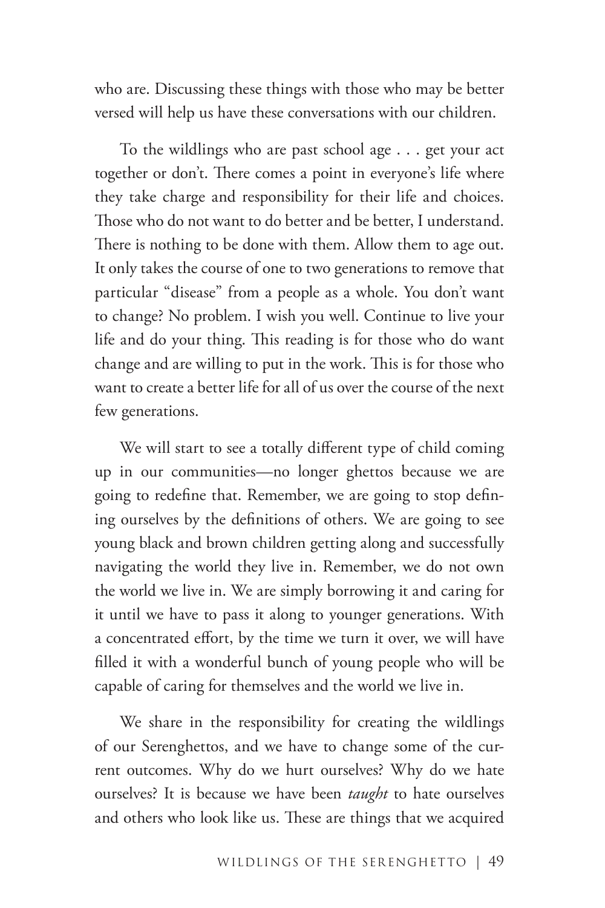who are. Discussing these things with those who may be better versed will help us have these conversations with our children.

To the wildlings who are past school age . . . get your act together or don't. There comes a point in everyone's life where they take charge and responsibility for their life and choices. Those who do not want to do better and be better, I understand. There is nothing to be done with them. Allow them to age out. It only takes the course of one to two generations to remove that particular "disease" from a people as a whole. You don't want to change? No problem. I wish you well. Continue to live your life and do your thing. This reading is for those who do want change and are willing to put in the work. This is for those who want to create a better life for all of us over the course of the next few generations.

We will start to see a totally different type of child coming up in our communities—no longer ghettos because we are going to redefine that. Remember, we are going to stop defining ourselves by the definitions of others. We are going to see young black and brown children getting along and successfully navigating the world they live in. Remember, we do not own the world we live in. We are simply borrowing it and caring for it until we have to pass it along to younger generations. With a concentrated effort, by the time we turn it over, we will have filled it with a wonderful bunch of young people who will be capable of caring for themselves and the world we live in.

We share in the responsibility for creating the wildlings of our Serenghettos, and we have to change some of the current outcomes. Why do we hurt ourselves? Why do we hate ourselves? It is because we have been *taught* to hate ourselves and others who look like us. These are things that we acquired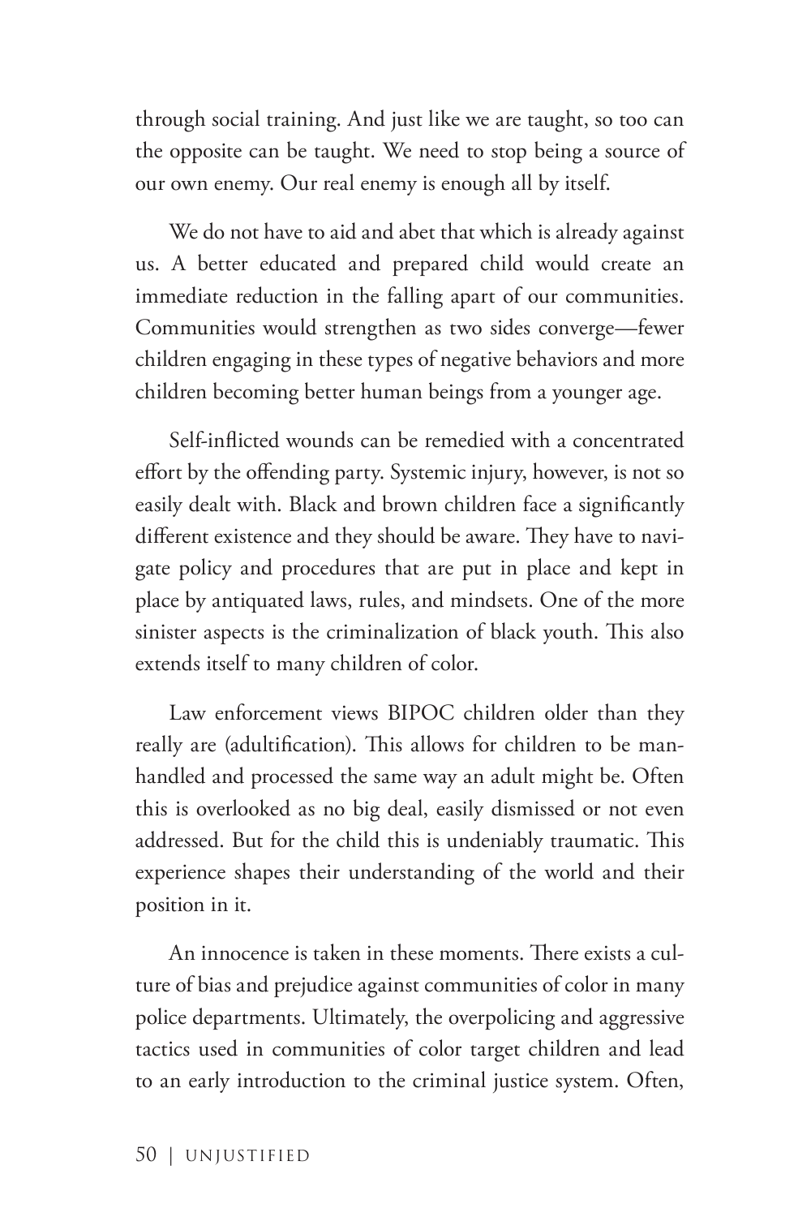through social training. And just like we are taught, so too can the opposite can be taught. We need to stop being a source of our own enemy. Our real enemy is enough all by itself.

We do not have to aid and abet that which is already against us. A better educated and prepared child would create an immediate reduction in the falling apart of our communities. Communities would strengthen as two sides converge—fewer children engaging in these types of negative behaviors and more children becoming better human beings from a younger age.

Self-inflicted wounds can be remedied with a concentrated effort by the offending party. Systemic injury, however, is not so easily dealt with. Black and brown children face a significantly different existence and they should be aware. They have to navigate policy and procedures that are put in place and kept in place by antiquated laws, rules, and mindsets. One of the more sinister aspects is the criminalization of black youth. This also extends itself to many children of color.

Law enforcement views BIPOC children older than they really are (adultification). This allows for children to be manhandled and processed the same way an adult might be. Often this is overlooked as no big deal, easily dismissed or not even addressed. But for the child this is undeniably traumatic. This experience shapes their understanding of the world and their position in it.

An innocence is taken in these moments. There exists a culture of bias and prejudice against communities of color in many police departments. Ultimately, the overpolicing and aggressive tactics used in communities of color target children and lead to an early introduction to the criminal justice system. Often,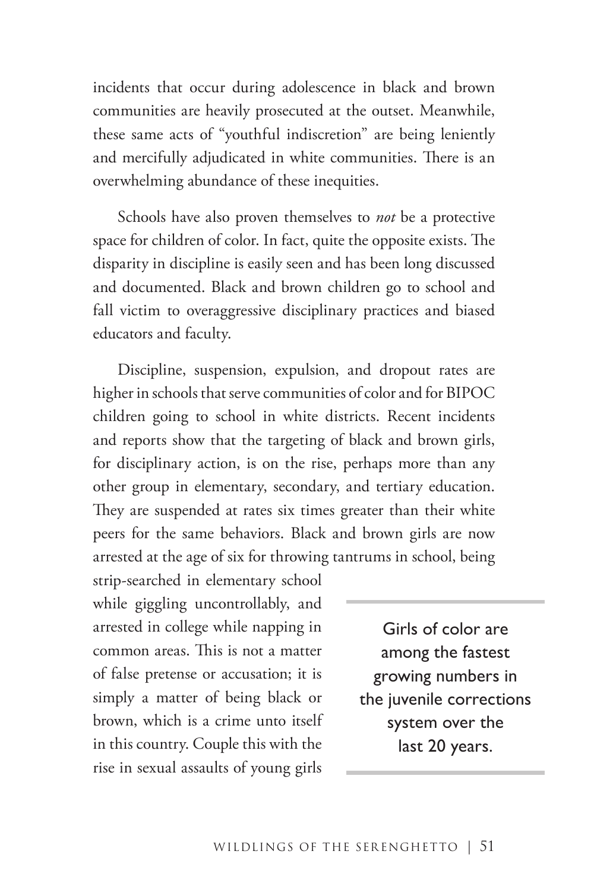incidents that occur during adolescence in black and brown communities are heavily prosecuted at the outset. Meanwhile, these same acts of "youthful indiscretion" are being leniently and mercifully adjudicated in white communities. There is an overwhelming abundance of these inequities.

Schools have also proven themselves to *not* be a protective space for children of color. In fact, quite the opposite exists. The disparity in discipline is easily seen and has been long discussed and documented. Black and brown children go to school and fall victim to overaggressive disciplinary practices and biased educators and faculty.

Discipline, suspension, expulsion, and dropout rates are higher in schools that serve communities of color and for BIPOC children going to school in white districts. Recent incidents and reports show that the targeting of black and brown girls, for disciplinary action, is on the rise, perhaps more than any other group in elementary, secondary, and tertiary education. They are suspended at rates six times greater than their white peers for the same behaviors. Black and brown girls are now arrested at the age of six for throwing tantrums in school, being strip-searched in elementary school while giggling uncontrollably, and arrested in college while napping in common areas. This is not a matter of false pretense or accusation; it is simply a matter of being black or brown, which is a crime unto itself in this country. Couple this with the rise in sexual assaults of young girls

> Girls of color are among the fastest growing numbers in the juvenile corrections system over the last 20 years.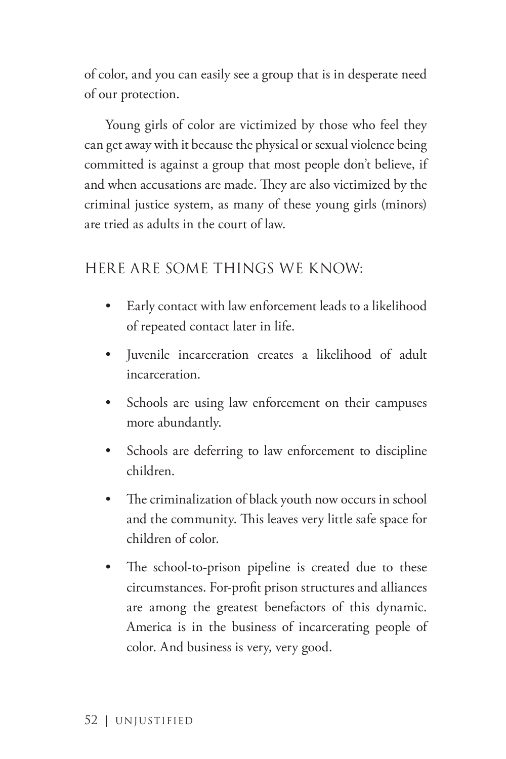of color, and you can easily see a group that is in desperate need of our protection.

Young girls of color are victimized by those who feel they can get away with it because the physical or sexual violence being committed is against a group that most people don't believe, if and when accusations are made. They are also victimized by the criminal justice system, as many of these young girls (minors) are tried as adults in the court of law.

## HERE ARE SOME THINGS WE KNOW:

- Early contact with law enforcement leads to a likelihood of repeated contact later in life.
- Juvenile incarceration creates a likelihood of adult incarceration.
- Schools are using law enforcement on their campuses more abundantly.
- Schools are deferring to law enforcement to discipline children.
- The criminalization of black youth now occurs in school and the community. This leaves very little safe space for children of color.
- The school-to-prison pipeline is created due to these circumstances. For-profit prison structures and alliances are among the greatest benefactors of this dynamic. America is in the business of incarcerating people of color. And business is very, very good.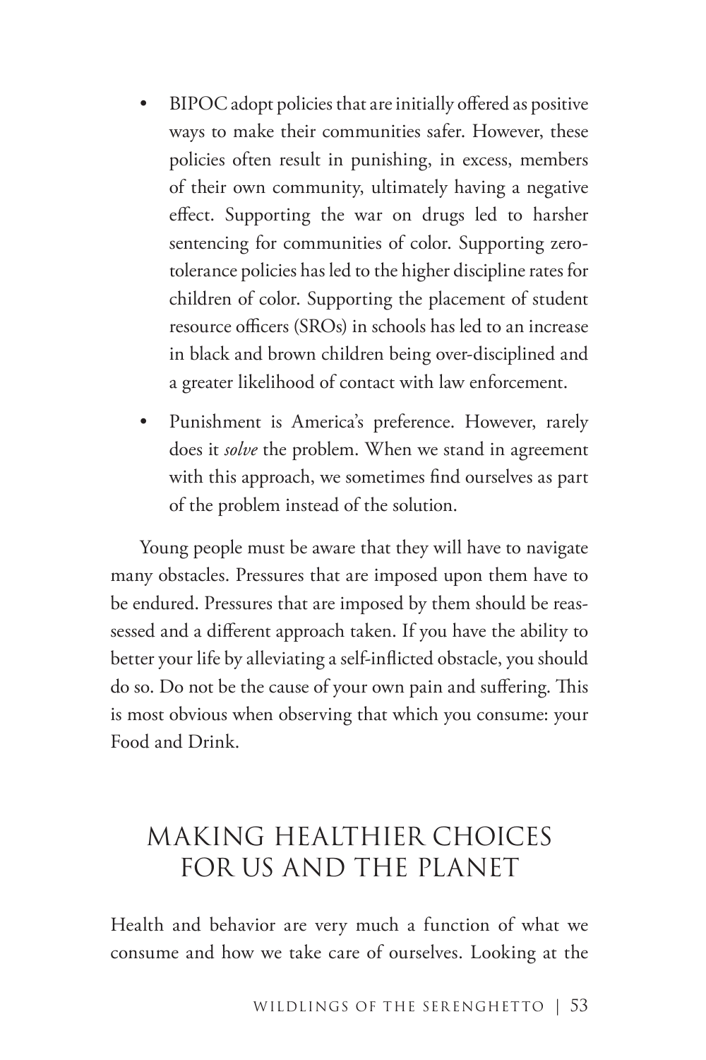- BIPOC adopt policies that are initially offered as positive ways to make their communities safer. However, these policies often result in punishing, in excess, members of their own community, ultimately having a negative effect. Supporting the war on drugs led to harsher sentencing for communities of color. Supporting zero-tolerance policies has led to the higher discipline rates for children of color. Supporting the placement of student resource officers (SROs) in schools has led to an increase in black and brown children being over-disciplined and a greater likelihood of contact with law enforcement.
- Punishment is America's preference. However, rarely does it *solve* the problem. When we stand in agreement with this approach, we sometimes find ourselves as part of the problem instead of the solution.

Young people must be aware that they will have to navigate many obstacles. Pressures that are imposed upon them have to be endured. Pressures that are imposed by them should be reassessed and a different approach taken. If you have the ability to better your life by alleviating a self-inflicted obstacle, you should do so. Do not be the cause of your own pain and suffering. This is most obvious when observing that which you consume: your Food and Drink.

## MAKING HEALTHIER CHOICES FOR US AND THE PLANET

Health and behavior are very much a function of what we consume and how we take care of ourselves. Looking at the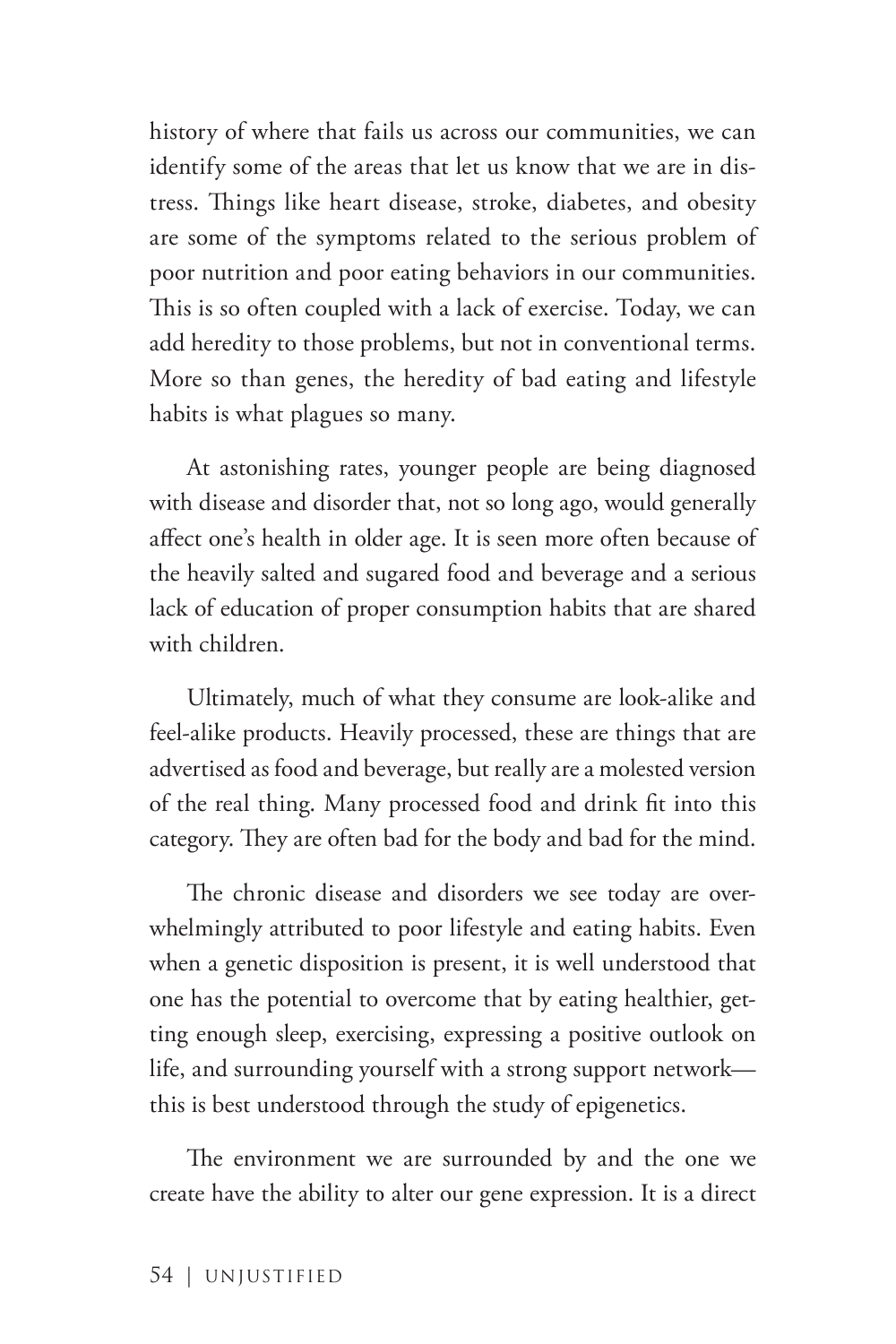history of where that fails us across our communities, we can identify some of the areas that let us know that we are in distress. Things like heart disease, stroke, diabetes, and obesity are some of the symptoms related to the serious problem of poor nutrition and poor eating behaviors in our communities. This is so often coupled with a lack of exercise. Today, we can add heredity to those problems, but not in conventional terms. More so than genes, the heredity of bad eating and lifestyle habits is what plagues so many.

At astonishing rates, younger people are being diagnosed with disease and disorder that, not so long ago, would generally affect one's health in older age. It is seen more often because of the heavily salted and sugared food and beverage and a serious lack of education of proper consumption habits that are shared with children.

Ultimately, much of what they consume are look-alike and feel-alike products. Heavily processed, these are things that are advertised as food and beverage, but really are a molested version of the real thing. Many processed food and drink fit into this category. They are often bad for the body and bad for the mind.

The chronic disease and disorders we see today are overwhelmingly attributed to poor lifestyle and eating habits. Even when a genetic disposition is present, it is well understood that one has the potential to overcome that by eating healthier, getting enough sleep, exercising, expressing a positive outlook on life, and surrounding yourself with a strong support network—this is best understood through the study of epigenetics.

The environment we are surrounded by and the one we create have the ability to alter our gene expression. It is a direct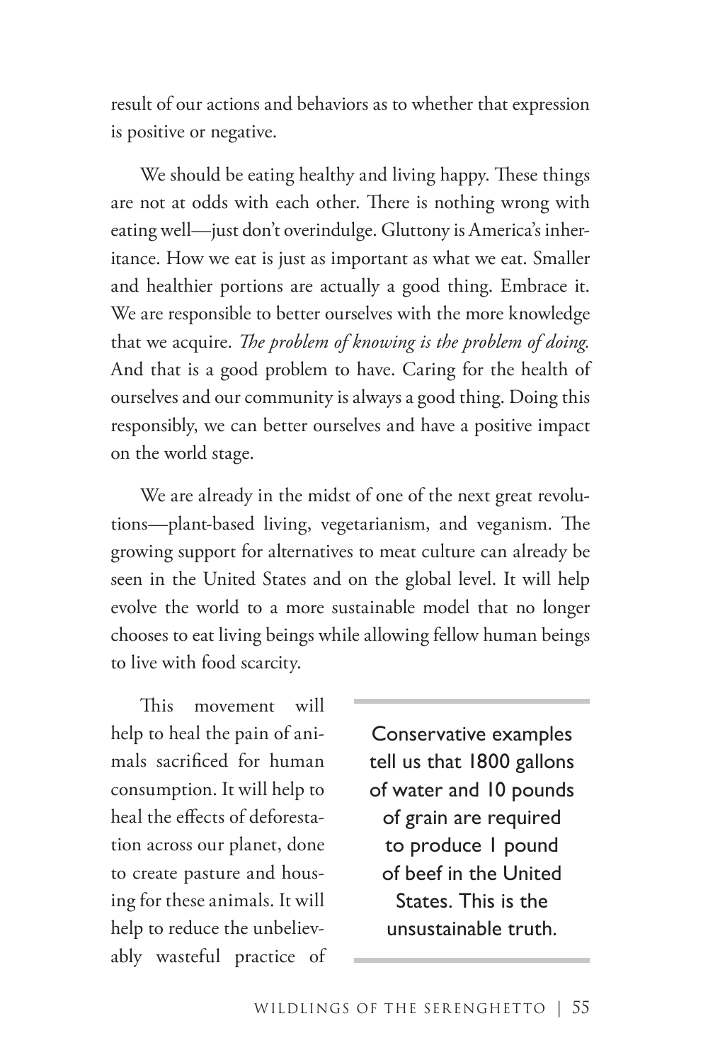result of our actions and behaviors as to whether that expression is positive or negative.

We should be eating healthy and living happy. These things are not at odds with each other. There is nothing wrong with eating well—just don't overindulge. Gluttony is America's inheritance. How we eat is just as important as what we eat. Smaller and healthier portions are actually a good thing. Embrace it. We are responsible to better ourselves with the more knowledge that we acquire. *The problem of knowing is the problem of doing.* And that is a good problem to have. Caring for the health of ourselves and our community is always a good thing. Doing this responsibly, we can better ourselves and have a positive impact on the world stage.

We are already in the midst of one of the next great revolutions—plant-based living, vegetarianism, and veganism. The growing support for alternatives to meat culture can already be seen in the United States and on the global level. It will help evolve the world to a more sustainable model that no longer chooses to eat living beings while allowing fellow human beings to live with food scarcity.

> Conservative examples tell us that 1800 gallons of water and 10 pounds of grain are required to produce 1 pound of beef in the United States. This is the unsustainable truth.

This movement will help to heal the pain of animals sacrificed for human consumption. It will help to heal the effects of deforestation across our planet, done to create pasture and housing for these animals. It will help to reduce the unbelievably wasteful practice of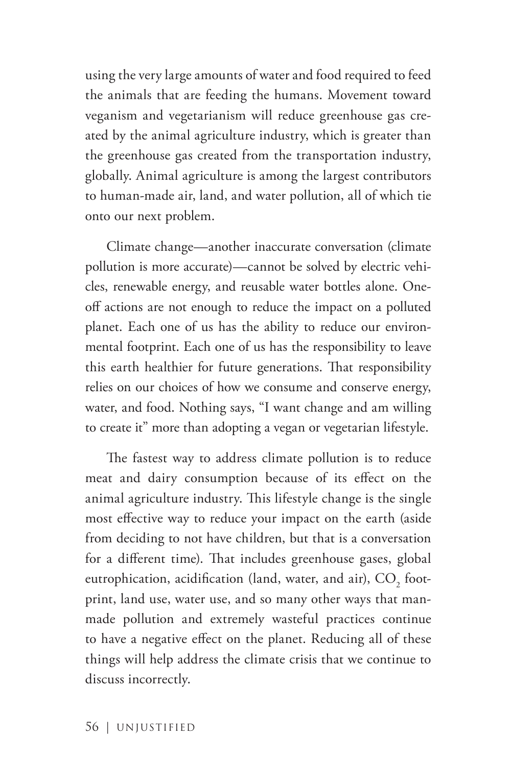using the very large amounts of water and food required to feed the animals that are feeding the humans. Movement toward veganism and vegetarianism will reduce greenhouse gas created by the animal agriculture industry, which is greater than the greenhouse gas created from the transportation industry, globally. Animal agriculture is among the largest contributors to human-made air, land, and water pollution, all of which tie onto our next problem.

Climate change—another inaccurate conversation (climate pollution is more accurate)—cannot be solved by electric vehicles, renewable energy, and reusable water bottles alone. One-off actions are not enough to reduce the impact on a polluted planet. Each one of us has the ability to reduce our environmental footprint. Each one of us has the responsibility to leave this earth healthier for future generations. That responsibility relies on our choices of how we consume and conserve energy, water, and food. Nothing says, "I want change and am willing to create it" more than adopting a vegan or vegetarian lifestyle.

The fastest way to address climate pollution is to reduce meat and dairy consumption because of its effect on the animal agriculture industry. This lifestyle change is the single most effective way to reduce your impact on the earth (aside from deciding to not have children, but that is a conversation for a different time). That includes greenhouse gases, global eutrophication, acidification (land, water, and air), $CO_2$ footprint, land use, water use, and so many other ways that man-made pollution and extremely wasteful practices continue to have a negative effect on the planet. Reducing all of these things will help address the climate crisis that we continue to discuss incorrectly.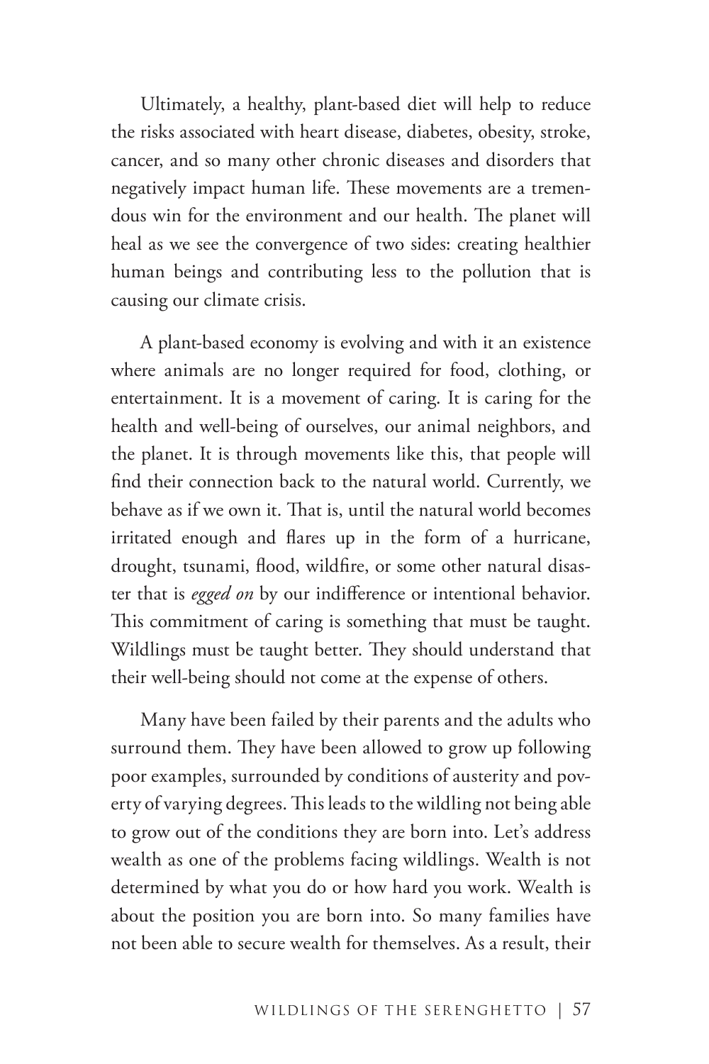Ultimately, a healthy, plant-based diet will help to reduce the risks associated with heart disease, diabetes, obesity, stroke, cancer, and so many other chronic diseases and disorders that negatively impact human life. These movements are a tremendous win for the environment and our health. The planet will heal as we see the convergence of two sides: creating healthier human beings and contributing less to the pollution that is causing our climate crisis.

A plant-based economy is evolving and with it an existence where animals are no longer required for food, clothing, or entertainment. It is a movement of caring. It is caring for the health and well-being of ourselves, our animal neighbors, and the planet. It is through movements like this, that people will find their connection back to the natural world. Currently, we behave as if we own it. That is, until the natural world becomes irritated enough and flares up in the form of a hurricane, drought, tsunami, flood, wildfire, or some other natural disaster that is *egged on* by our indifference or intentional behavior. This commitment of caring is something that must be taught. Wildlings must be taught better. They should understand that their well-being should not come at the expense of others.

Many have been failed by their parents and the adults who surround them. They have been allowed to grow up following poor examples, surrounded by conditions of austerity and poverty of varying degrees. This leads to the wildling not being able to grow out of the conditions they are born into. Let's address wealth as one of the problems facing wildlings. Wealth is not determined by what you do or how hard you work. Wealth is about the position you are born into. So many families have not been able to secure wealth for themselves. As a result, their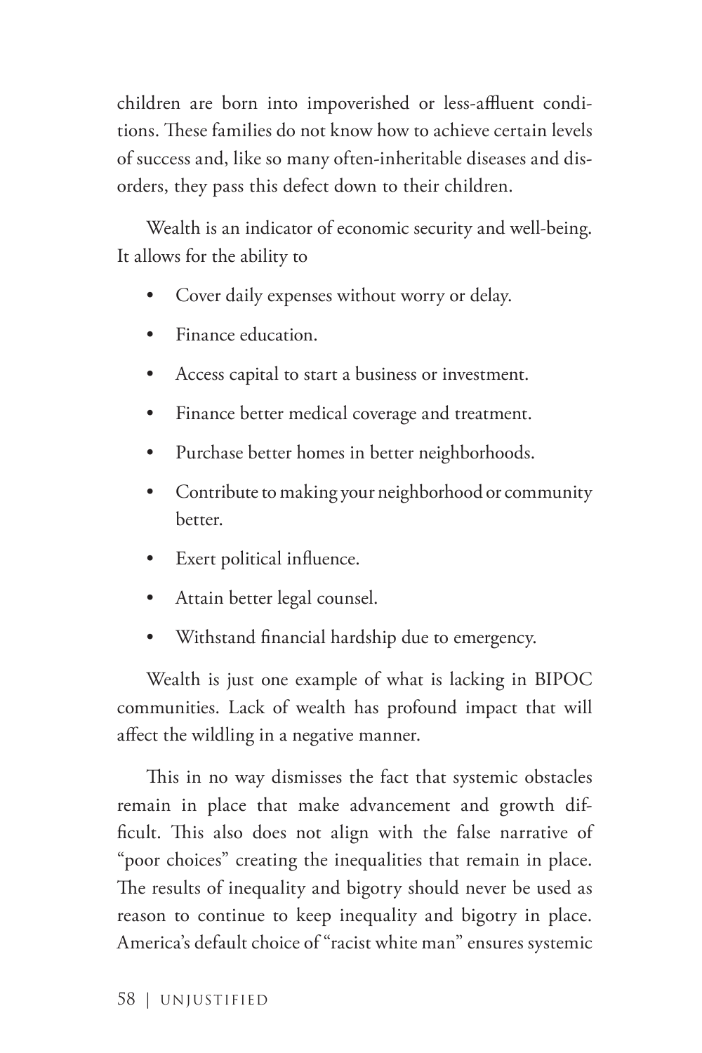children are born into impoverished or less-affluent conditions. These families do not know how to achieve certain levels of success and, like so many often-inheritable diseases and disorders, they pass this defect down to their children.

Wealth is an indicator of economic security and well-being. It allows for the ability to

- Cover daily expenses without worry or delay.
- Finance education.
- Access capital to start a business or investment.
- Finance better medical coverage and treatment.
- Purchase better homes in better neighborhoods.
- Contribute to making your neighborhood or community better.
- Exert political influence.
- Attain better legal counsel.
- Withstand financial hardship due to emergency.

Wealth is just one example of what is lacking in BIPOC communities. Lack of wealth has profound impact that will affect the wildling in a negative manner.

This in no way dismisses the fact that systemic obstacles remain in place that make advancement and growth difficult. This also does not align with the false narrative of "poor choices" creating the inequalities that remain in place. The results of inequality and bigotry should never be used as reason to continue to keep inequality and bigotry in place. America's default choice of "racist white man" ensures systemic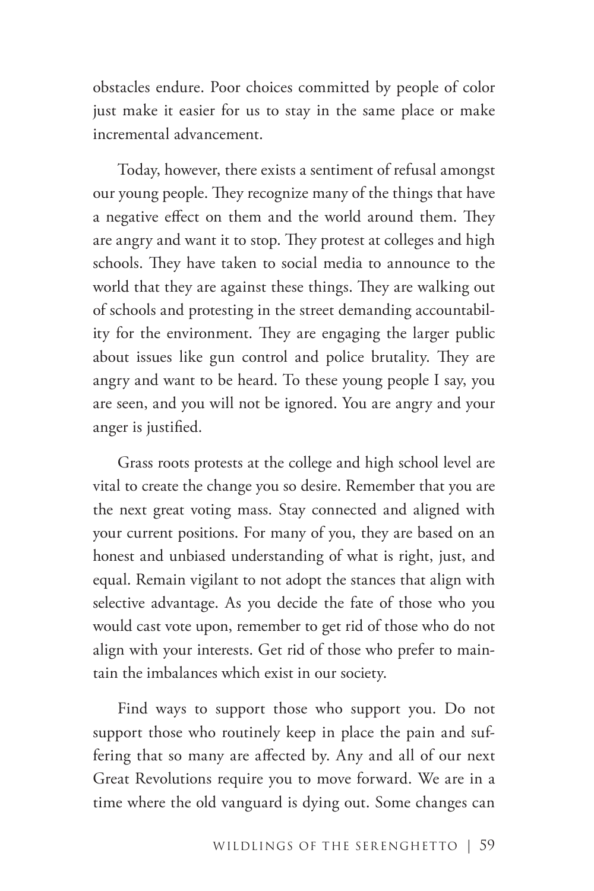obstacles endure. Poor choices committed by people of color just make it easier for us to stay in the same place or make incremental advancement.

Today, however, there exists a sentiment of refusal amongst our young people. They recognize many of the things that have a negative effect on them and the world around them. They are angry and want it to stop. They protest at colleges and high schools. They have taken to social media to announce to the world that they are against these things. They are walking out of schools and protesting in the street demanding accountability for the environment. They are engaging the larger public about issues like gun control and police brutality. They are angry and want to be heard. To these young people I say, you are seen, and you will not be ignored. You are angry and your anger is justified.

Grass roots protests at the college and high school level are vital to create the change you so desire. Remember that you are the next great voting mass. Stay connected and aligned with your current positions. For many of you, they are based on an honest and unbiased understanding of what is right, just, and equal. Remain vigilant to not adopt the stances that align with selective advantage. As you decide the fate of those who you would cast vote upon, remember to get rid of those who do not align with your interests. Get rid of those who prefer to maintain the imbalances which exist in our society.

Find ways to support those who support you. Do not support those who routinely keep in place the pain and suffering that so many are affected by. Any and all of our next Great Revolutions require you to move forward. We are in a time where the old vanguard is dying out. Some changes can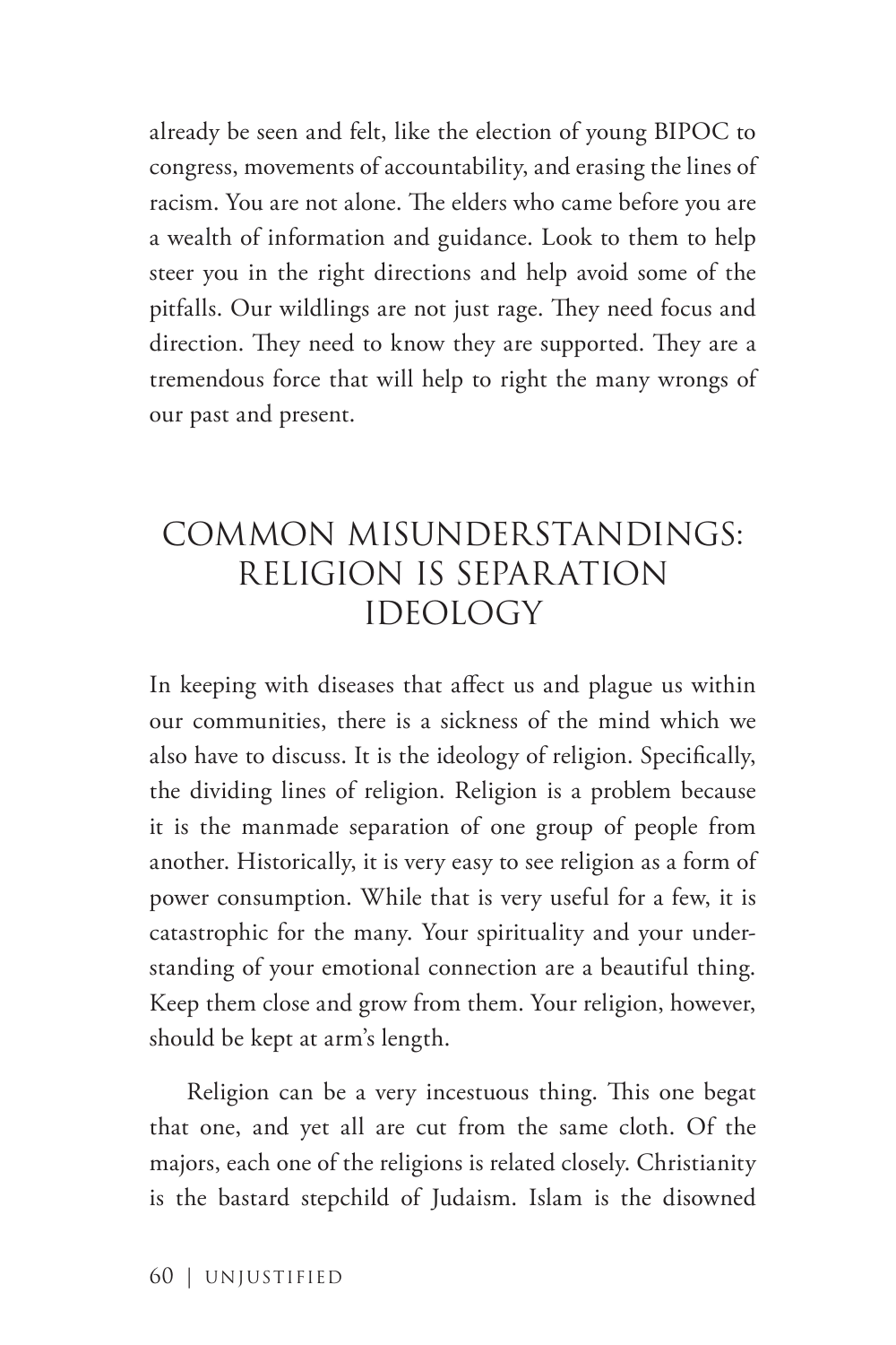already be seen and felt, like the election of young BIPOC to congress, movements of accountability, and erasing the lines of racism. You are not alone. The elders who came before you are a wealth of information and guidance. Look to them to help steer you in the right directions and help avoid some of the pitfalls. Our wildlings are not just rage. They need focus and direction. They need to know they are supported. They are a tremendous force that will help to right the many wrongs of our past and present.

## COMMON MISUNDERSTANDINGS: RELIGION IS SEPARATION IDEOLOGY

In keeping with diseases that affect us and plague us within our communities, there is a sickness of the mind which we also have to discuss. It is the ideology of religion. Specifically, the dividing lines of religion. Religion is a problem because it is the manmade separation of one group of people from another. Historically, it is very easy to see religion as a form of power consumption. While that is very useful for a few, it is catastrophic for the many. Your spirituality and your understanding of your emotional connection are a beautiful thing. Keep them close and grow from them. Your religion, however, should be kept at arm's length.

Religion can be a very incestuous thing. This one begat that one, and yet all are cut from the same cloth. Of the majors, each one of the religions is related closely. Christianity is the bastard stepchild of Judaism. Islam is the disowned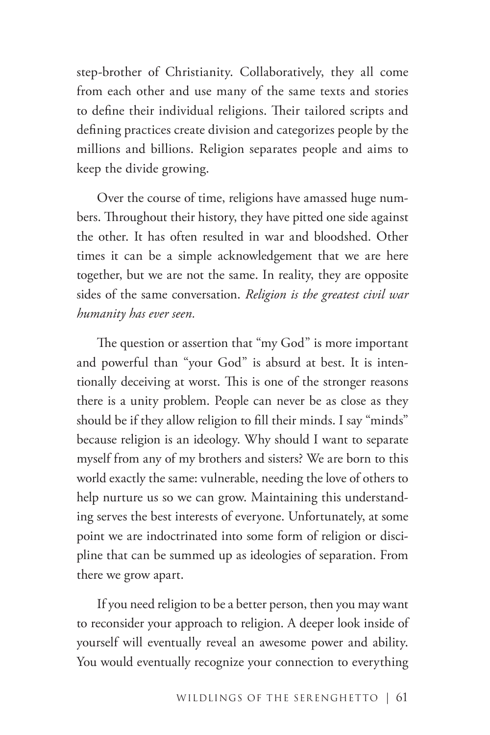step-brother of Christianity. Collaboratively, they all come from each other and use many of the same texts and stories to define their individual religions. Their tailored scripts and defining practices create division and categorizes people by the millions and billions. Religion separates people and aims to keep the divide growing.

Over the course of time, religions have amassed huge numbers. Throughout their history, they have pitted one side against the other. It has often resulted in war and bloodshed. Other times it can be a simple acknowledgement that we are here together, but we are not the same. In reality, they are opposite sides of the same conversation. *Religion is the greatest civil war humanity has ever seen.*

The question or assertion that "my God" is more important and powerful than "your God" is absurd at best. It is intentionally deceiving at worst. This is one of the stronger reasons there is a unity problem. People can never be as close as they should be if they allow religion to fill their minds. I say "minds" because religion is an ideology. Why should I want to separate myself from any of my brothers and sisters? We are born to this world exactly the same: vulnerable, needing the love of others to help nurture us so we can grow. Maintaining this understanding serves the best interests of everyone. Unfortunately, at some point we are indoctrinated into some form of religion or discipline that can be summed up as ideologies of separation. From there we grow apart.

If you need religion to be a better person, then you may want to reconsider your approach to religion. A deeper look inside of yourself will eventually reveal an awesome power and ability. You would eventually recognize your connection to everything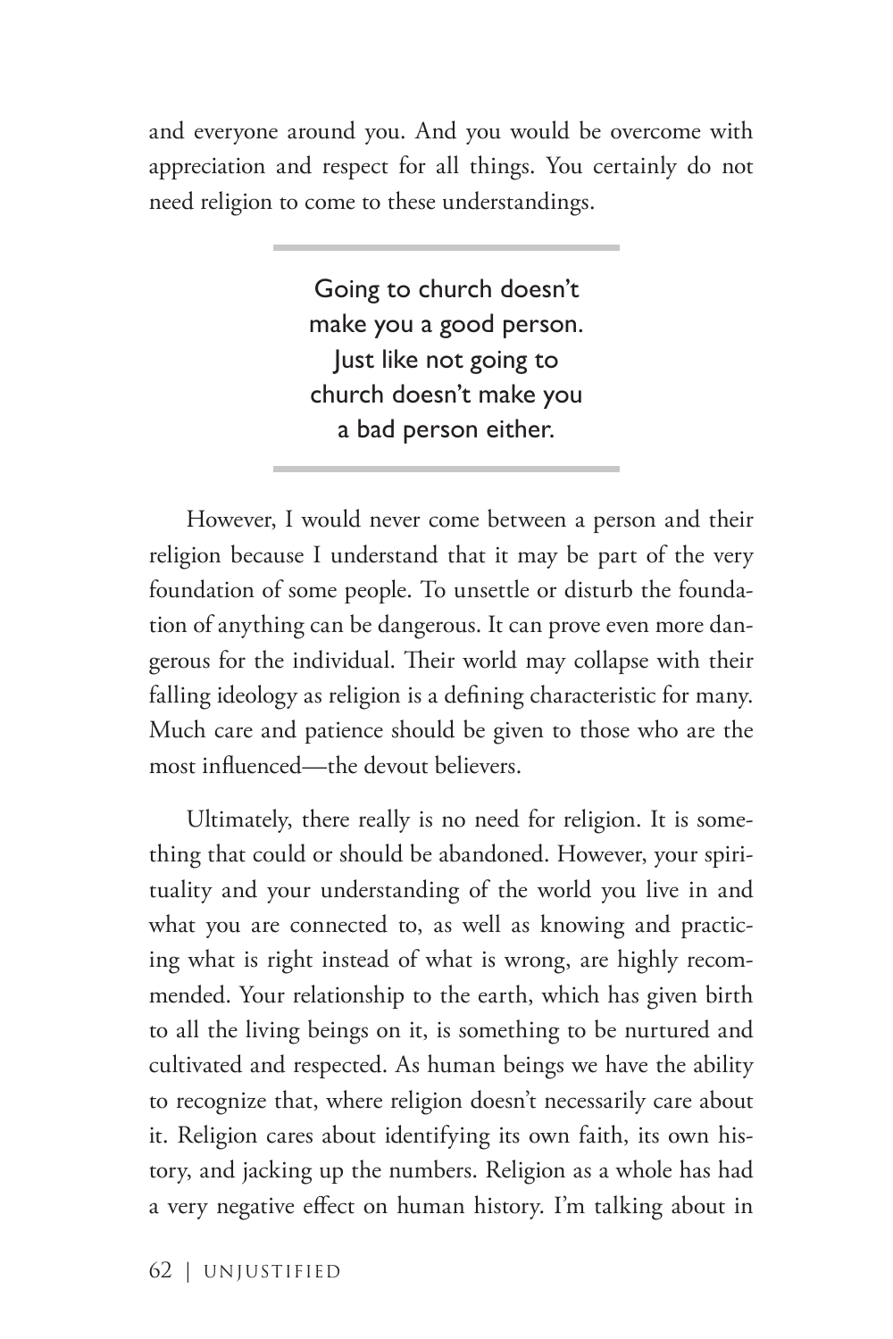and everyone around you. And you would be overcome with appreciation and respect for all things. You certainly do not need religion to come to these understandings.

> Going to church doesn't make you a good person. Just like not going to church doesn't make you a bad person either.

However, I would never come between a person and their religion because I understand that it may be part of the very foundation of some people. To unsettle or disturb the foundation of anything can be dangerous. It can prove even more dangerous for the individual. Their world may collapse with their falling ideology as religion is a defining characteristic for many. Much care and patience should be given to those who are the most influenced—the devout believers.

Ultimately, there really is no need for religion. It is something that could or should be abandoned. However, your spirituality and your understanding of the world you live in and what you are connected to, as well as knowing and practicing what is right instead of what is wrong, are highly recommended. Your relationship to the earth, which has given birth to all the living beings on it, is something to be nurtured and cultivated and respected. As human beings we have the ability to recognize that, where religion doesn't necessarily care about it. Religion cares about identifying its own faith, its own history, and jacking up the numbers. Religion as a whole has had a very negative effect on human history. I'm talking about in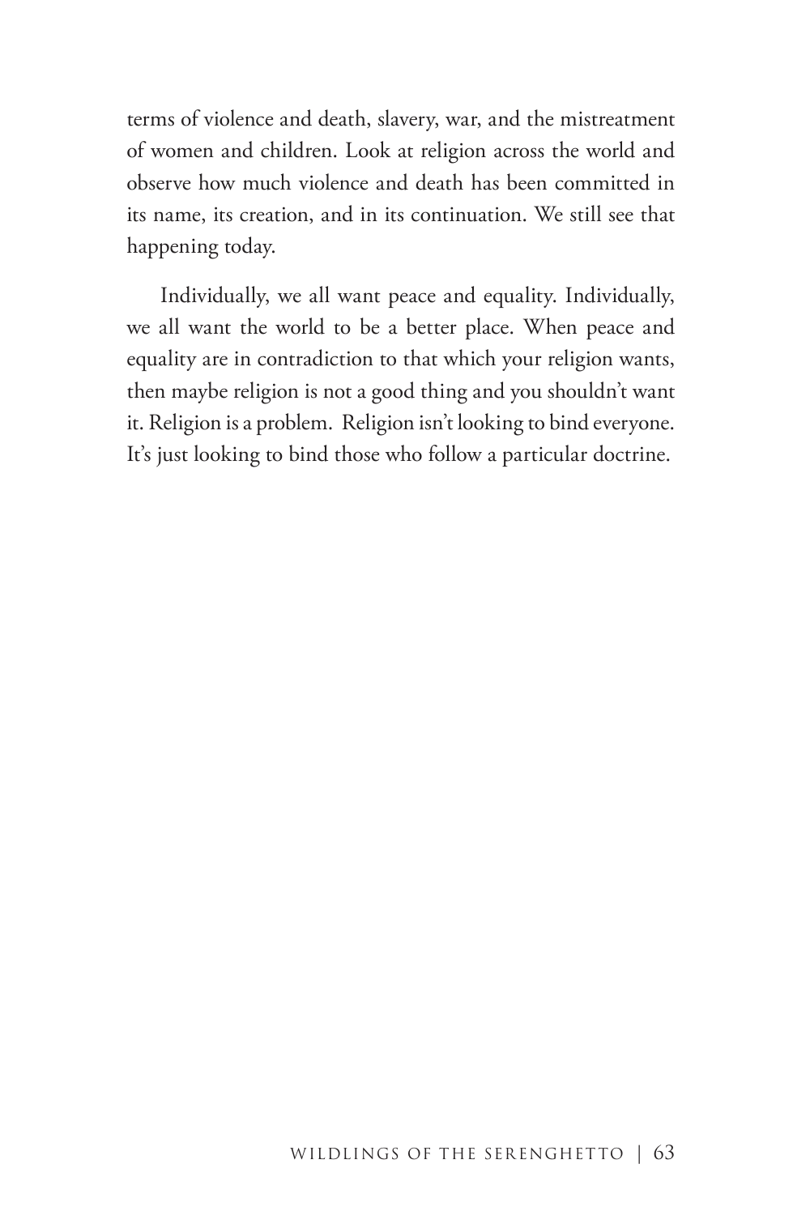terms of violence and death, slavery, war, and the mistreatment of women and children. Look at religion across the world and observe how much violence and death has been committed in its name, its creation, and in its continuation. We still see that happening today.

Individually, we all want peace and equality. Individually, we all want the world to be a better place. When peace and equality are in contradiction to that which your religion wants, then maybe religion is not a good thing and you shouldn't want it. Religion is a problem.  Religion isn't looking to bind everyone. It's just looking to bind those who follow a particular doctrine.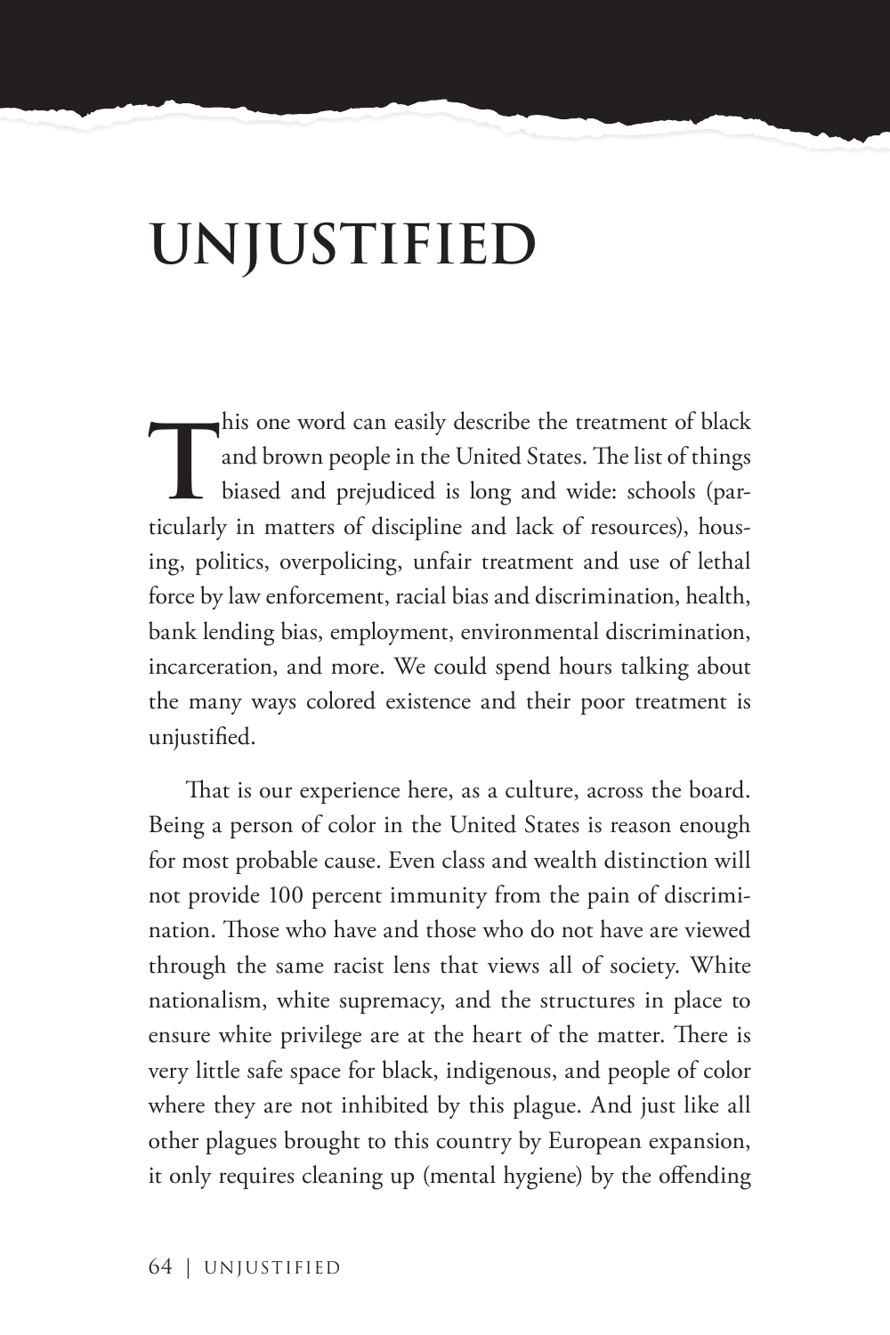# UNJUSTIFIED

This one word can easily describe the treatment of black and brown people in the United States. The list of things biased and prejudiced is long and wide: schools (particularly in matters of discipline and lack of resources), housing, politics, overpolicing, unfair treatment and use of lethal force by law enforcement, racial bias and discrimination, health, bank lending bias, employment, environmental discrimination, incarceration, and more. We could spend hours talking about the many ways colored existence and their poor treatment is unjustified.

That is our experience here, as a culture, across the board. Being a person of color in the United States is reason enough for most probable cause. Even class and wealth distinction will not provide 100 percent immunity from the pain of discrimination. Those who have and those who do not have are viewed through the same racist lens that views all of society. White nationalism, white supremacy, and the structures in place to ensure white privilege are at the heart of the matter. There is very little safe space for black, indigenous, and people of color where they are not inhibited by this plague. And just like all other plagues brought to this country by European expansion, it only requires cleaning up (mental hygiene) by the offending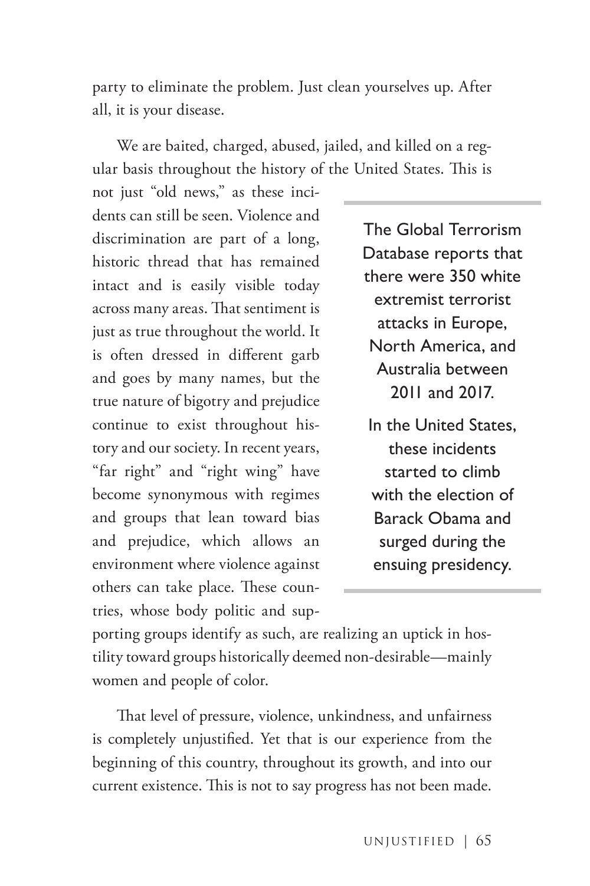party to eliminate the problem. Just clean yourselves up. After all, it is your disease.

We are baited, charged, abused, jailed, and killed on a regular basis throughout the history of the United States. This is not just "old news," as these incidents can still be seen. Violence and discrimination are part of a long, historic thread that has remained intact and is easily visible today across many areas. That sentiment is just as true throughout the world. It is often dressed in different garb and goes by many names, but the true nature of bigotry and prejudice continue to exist throughout history and our society. In recent years, "far right" and "right wing" have become synonymous with regimes and groups that lean toward bias and prejudice, which allows an environment where violence against others can take place. These countries, whose body politic and supporting groups identify as such, are realizing an uptick in hostility toward groups historically deemed non-desirable—mainly women and people of color.

> The Global Terrorism Database reports that there were 350 white extremist terrorist attacks in Europe, North America, and Australia between 2011 and 2017.
>
> In the United States, these incidents started to climb with the election of Barack Obama and surged during the ensuing presidency.

That level of pressure, violence, unkindness, and unfairness is completely unjustified. Yet that is our experience from the beginning of this country, throughout its growth, and into our current existence. This is not to say progress has not been made.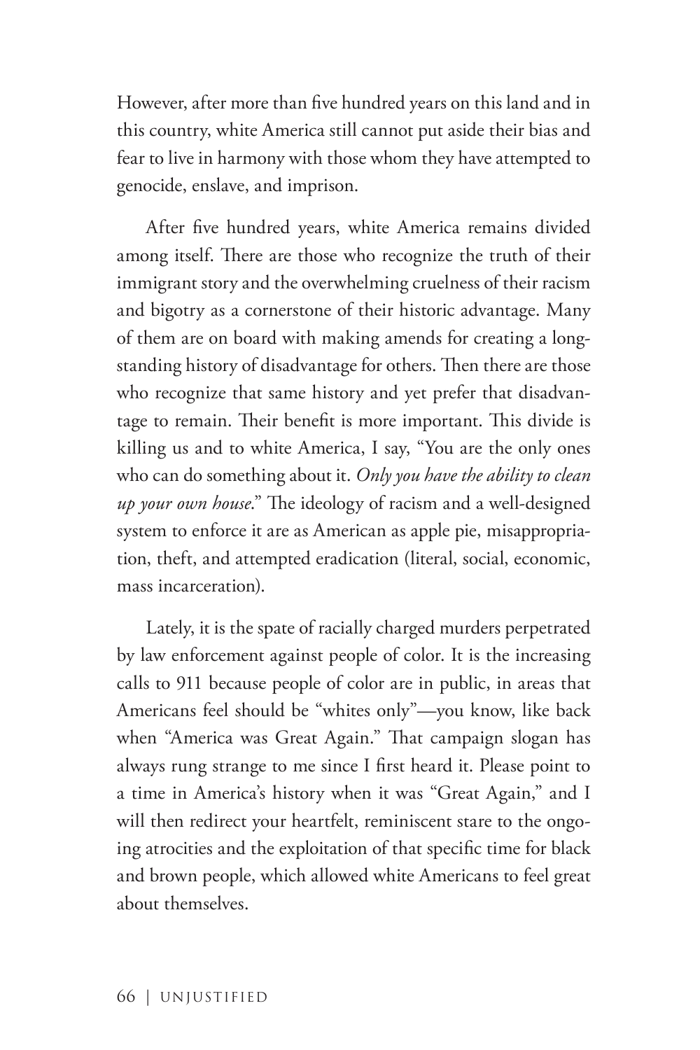However, after more than five hundred years on this land and in this country, white America still cannot put aside their bias and fear to live in harmony with those whom they have attempted to genocide, enslave, and imprison.

After five hundred years, white America remains divided among itself. There are those who recognize the truth of their immigrant story and the overwhelming cruelness of their racism and bigotry as a cornerstone of their historic advantage. Many of them are on board with making amends for creating a long-standing history of disadvantage for others. Then there are those who recognize that same history and yet prefer that disadvantage to remain. Their benefit is more important. This divide is killing us and to white America, I say, "You are the only ones who can do something about it. *Only you have the ability to clean up your own house*." The ideology of racism and a well-designed system to enforce it are as American as apple pie, misappropriation, theft, and attempted eradication (literal, social, economic, mass incarceration).

Lately, it is the spate of racially charged murders perpetrated by law enforcement against people of color. It is the increasing calls to 911 because people of color are in public, in areas that Americans feel should be "whites only"—you know, like back when "America was Great Again." That campaign slogan has always rung strange to me since I first heard it. Please point to a time in America's history when it was "Great Again," and I will then redirect your heartfelt, reminiscent stare to the ongoing atrocities and the exploitation of that specific time for black and brown people, which allowed white Americans to feel great about themselves.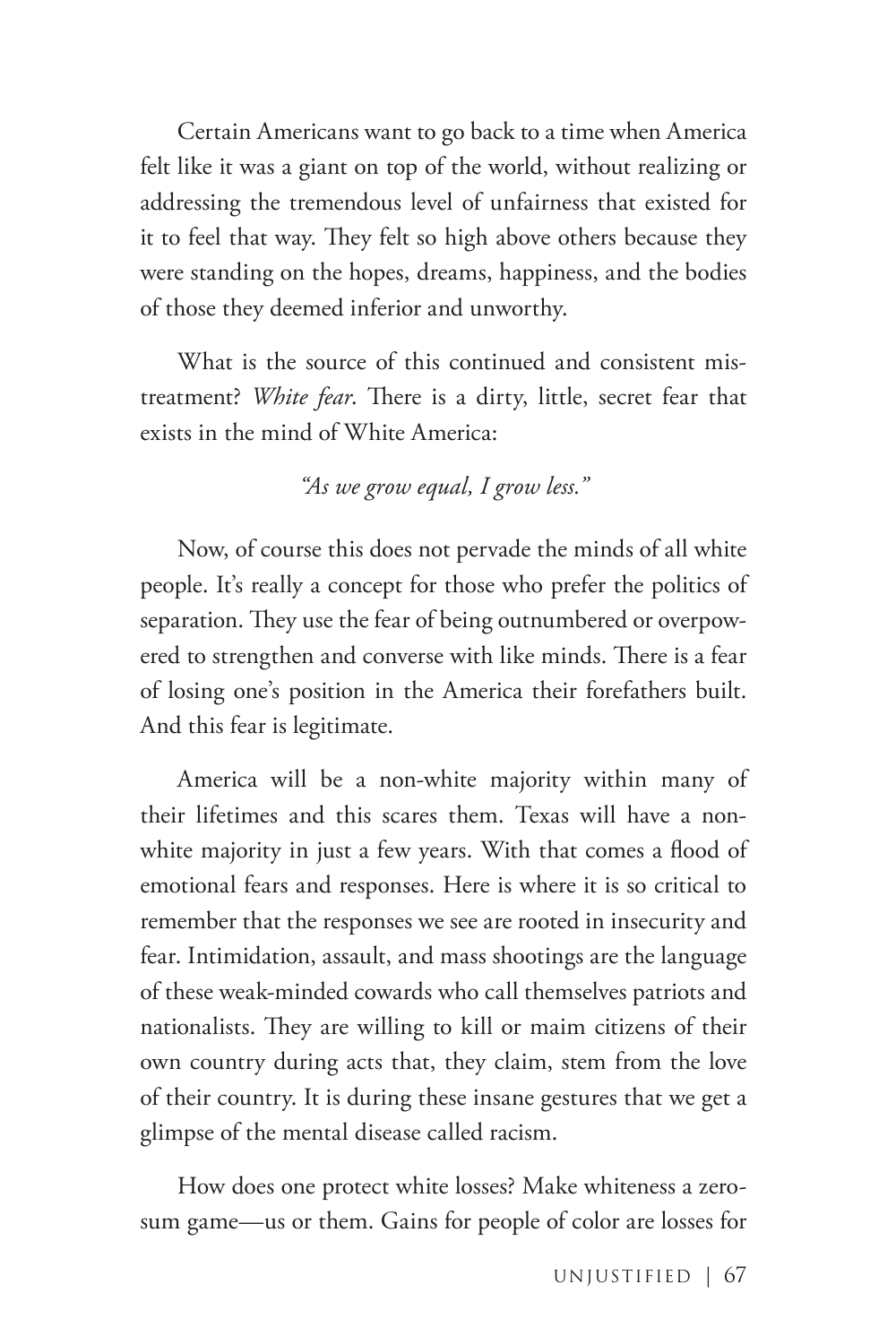Certain Americans want to go back to a time when America felt like it was a giant on top of the world, without realizing or addressing the tremendous level of unfairness that existed for it to feel that way. They felt so high above others because they were standing on the hopes, dreams, happiness, and the bodies of those they deemed inferior and unworthy.

What is the source of this continued and consistent mistreatment? *White fear*. There is a dirty, little, secret fear that exists in the mind of White America:

*"As we grow equal, I grow less."*

Now, of course this does not pervade the minds of all white people. It's really a concept for those who prefer the politics of separation. They use the fear of being outnumbered or overpowered to strengthen and converse with like minds. There is a fear of losing one's position in the America their forefathers built. And this fear is legitimate.

America will be a non-white majority within many of their lifetimes and this scares them. Texas will have a non-white majority in just a few years. With that comes a flood of emotional fears and responses. Here is where it is so critical to remember that the responses we see are rooted in insecurity and fear. Intimidation, assault, and mass shootings are the language of these weak-minded cowards who call themselves patriots and nationalists. They are willing to kill or maim citizens of their own country during acts that, they claim, stem from the love of their country. It is during these insane gestures that we get a glimpse of the mental disease called racism.

How does one protect white losses? Make whiteness a zero-sum game—us or them. Gains for people of color are losses for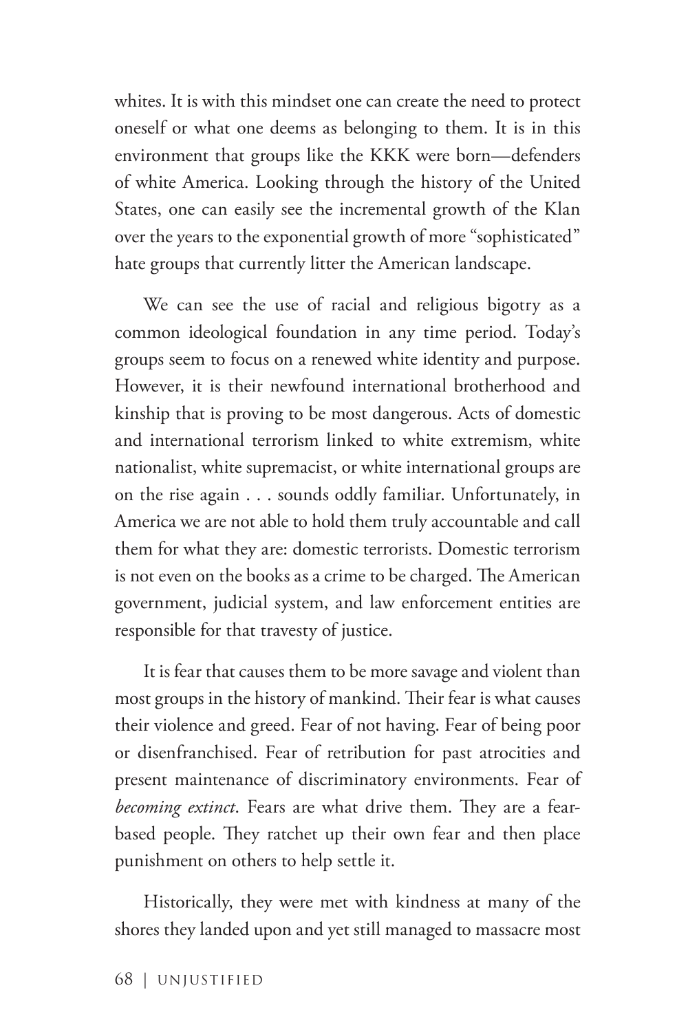whites. It is with this mindset one can create the need to protect oneself or what one deems as belonging to them. It is in this environment that groups like the KKK were born—defenders of white America. Looking through the history of the United States, one can easily see the incremental growth of the Klan over the years to the exponential growth of more "sophisticated" hate groups that currently litter the American landscape.

We can see the use of racial and religious bigotry as a common ideological foundation in any time period. Today's groups seem to focus on a renewed white identity and purpose. However, it is their newfound international brotherhood and kinship that is proving to be most dangerous. Acts of domestic and international terrorism linked to white extremism, white nationalist, white supremacist, or white international groups are on the rise again . . . sounds oddly familiar. Unfortunately, in America we are not able to hold them truly accountable and call them for what they are: domestic terrorists. Domestic terrorism is not even on the books as a crime to be charged. The American government, judicial system, and law enforcement entities are responsible for that travesty of justice.

It is fear that causes them to be more savage and violent than most groups in the history of mankind. Their fear is what causes their violence and greed. Fear of not having. Fear of being poor or disenfranchised. Fear of retribution for past atrocities and present maintenance of discriminatory environments. Fear of *becoming extinct*. Fears are what drive them. They are a fear-based people. They ratchet up their own fear and then place punishment on others to help settle it.

Historically, they were met with kindness at many of the shores they landed upon and yet still managed to massacre most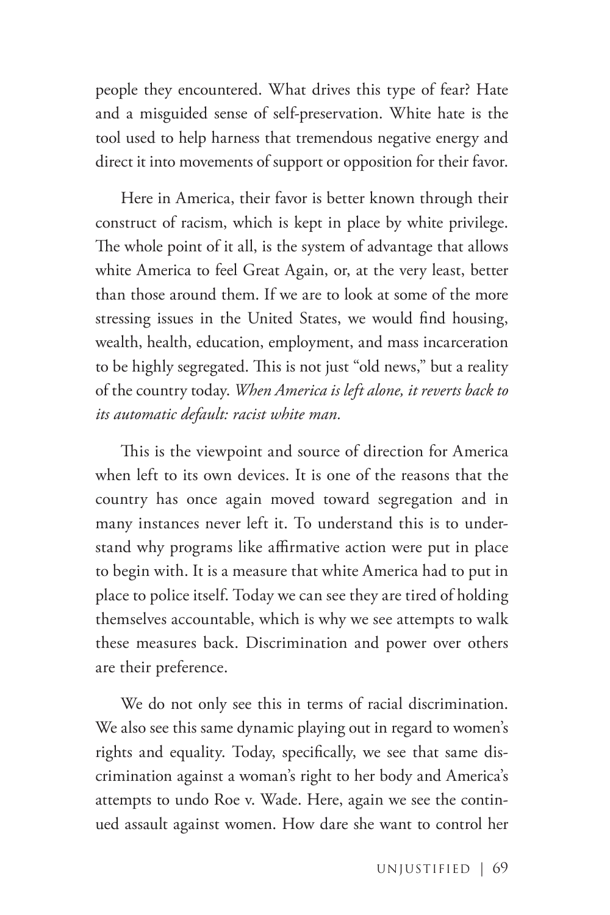people they encountered. What drives this type of fear? Hate and a misguided sense of self-preservation. White hate is the tool used to help harness that tremendous negative energy and direct it into movements of support or opposition for their favor.

Here in America, their favor is better known through their construct of racism, which is kept in place by white privilege. The whole point of it all, is the system of advantage that allows white America to feel Great Again, or, at the very least, better than those around them. If we are to look at some of the more stressing issues in the United States, we would find housing, wealth, health, education, employment, and mass incarceration to be highly segregated. This is not just "old news," but a reality of the country today. *When America is left alone, it reverts back to its automatic default: racist white man.*

This is the viewpoint and source of direction for America when left to its own devices. It is one of the reasons that the country has once again moved toward segregation and in many instances never left it. To understand this is to understand why programs like affirmative action were put in place to begin with. It is a measure that white America had to put in place to police itself. Today we can see they are tired of holding themselves accountable, which is why we see attempts to walk these measures back. Discrimination and power over others are their preference.

We do not only see this in terms of racial discrimination. We also see this same dynamic playing out in regard to women's rights and equality. Today, specifically, we see that same discrimination against a woman's right to her body and America's attempts to undo Roe v. Wade. Here, again we see the continued assault against women. How dare she want to control her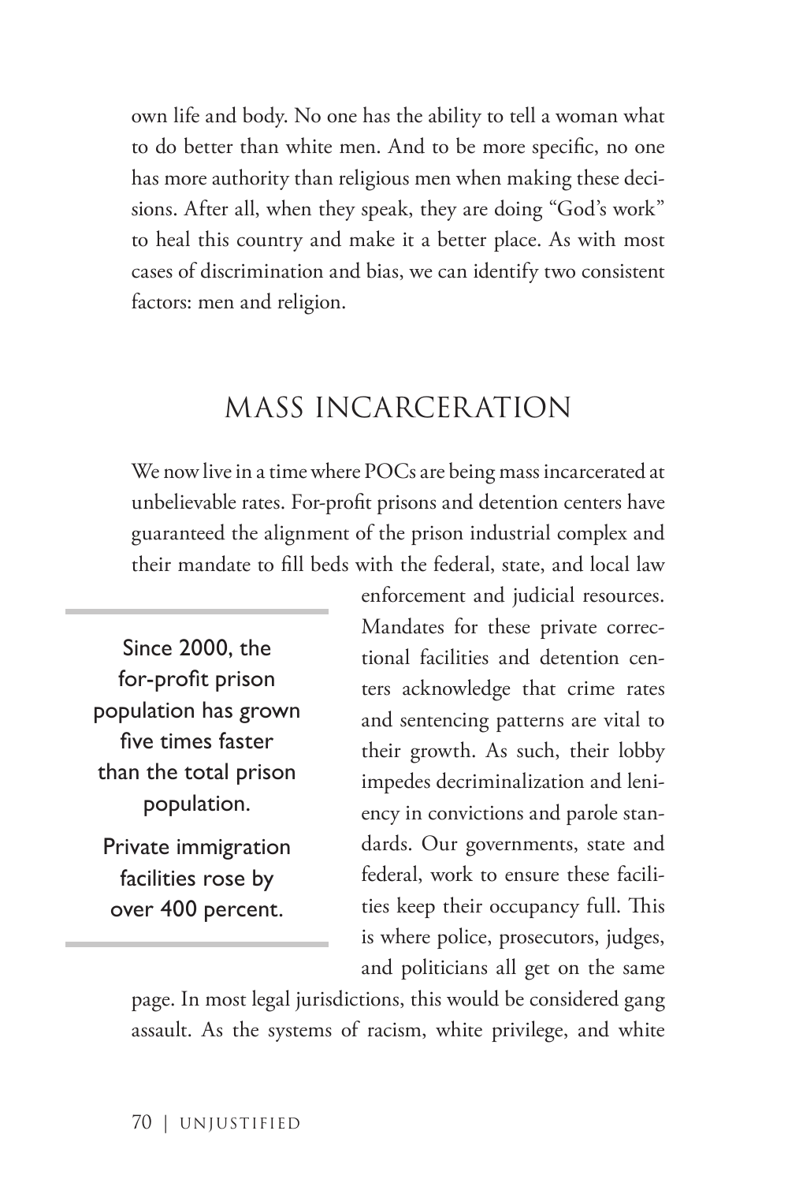own life and body. No one has the ability to tell a woman what to do better than white men. And to be more specific, no one has more authority than religious men when making these decisions. After all, when they speak, they are doing "God's work" to heal this country and make it a better place. As with most cases of discrimination and bias, we can identify two consistent factors: men and religion.

## MASS INCARCERATION

We now live in a time where POCs are being mass incarcerated at unbelievable rates. For-profit prisons and detention centers have guaranteed the alignment of the prison industrial complex and their mandate to fill beds with the federal, state, and local law enforcement and judicial resources. Mandates for these private correctional facilities and detention centers acknowledge that crime rates and sentencing patterns are vital to their growth. As such, their lobby impedes decriminalization and leniency in convictions and parole standards. Our governments, state and federal, work to ensure these facilities keep their occupancy full. This is where police, prosecutors, judges, and politicians all get on the same page. In most legal jurisdictions, this would be considered gang assault. As the systems of racism, white privilege, and white

> Since 2000, the for-profit prison population has grown five times faster than the total prison population.
>
> Private immigration facilities rose by over 400 percent.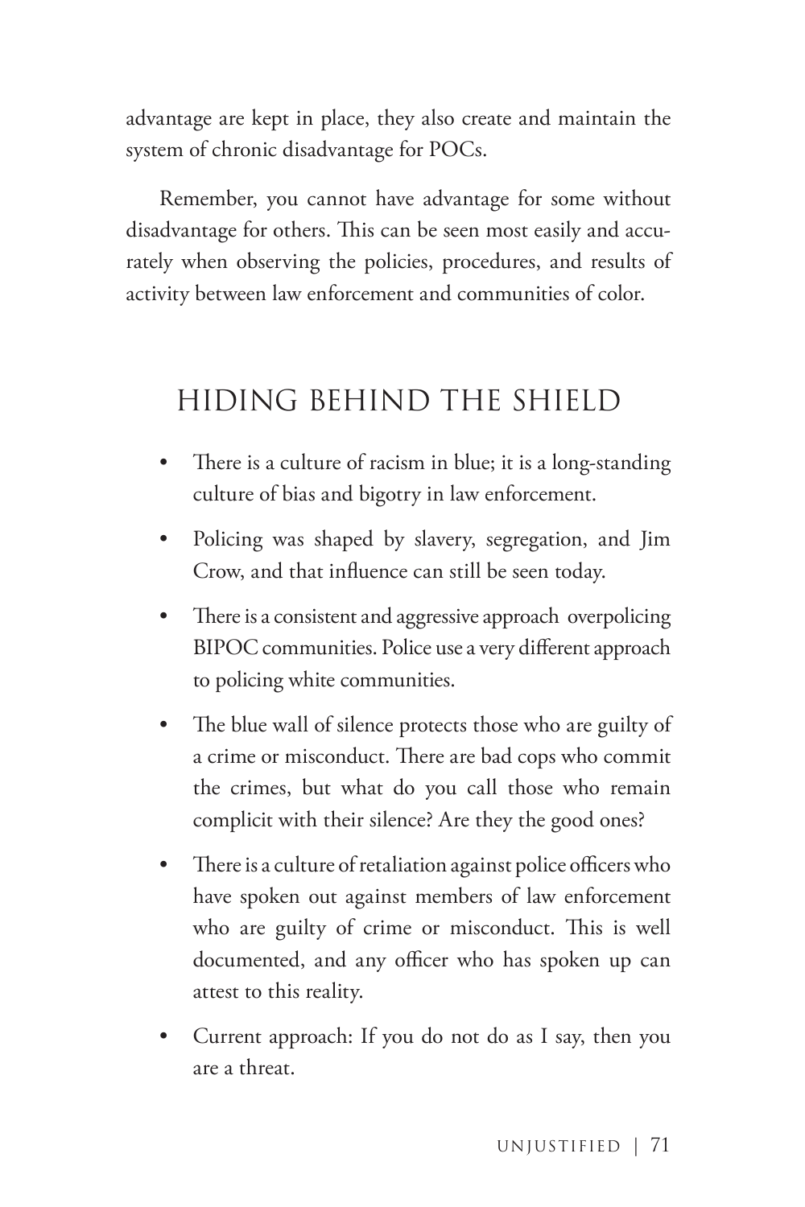advantage are kept in place, they also create and maintain the system of chronic disadvantage for POCs.

Remember, you cannot have advantage for some without disadvantage for others. This can be seen most easily and accurately when observing the policies, procedures, and results of activity between law enforcement and communities of color.

## HIDING BEHIND THE SHIELD

- There is a culture of racism in blue; it is a long-standing culture of bias and bigotry in law enforcement.
- Policing was shaped by slavery, segregation, and Jim Crow, and that influence can still be seen today.
- There is a consistent and aggressive approach overpolicing BIPOC communities. Police use a very different approach to policing white communities.
- The blue wall of silence protects those who are guilty of a crime or misconduct. There are bad cops who commit the crimes, but what do you call those who remain complicit with their silence? Are they the good ones?
- There is a culture of retaliation against police officers who have spoken out against members of law enforcement who are guilty of crime or misconduct. This is well documented, and any officer who has spoken up can attest to this reality.
- Current approach: If you do not do as I say, then you are a threat.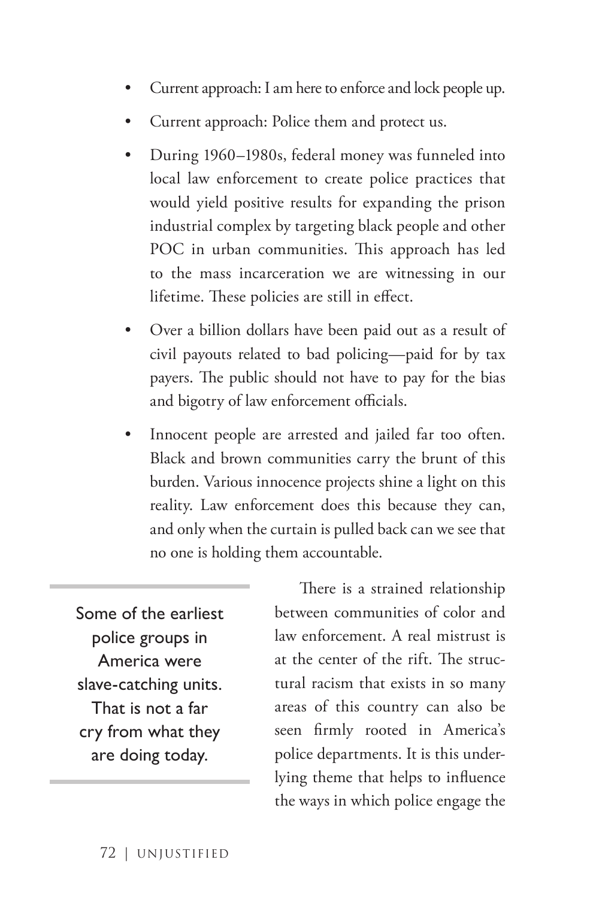- Current approach: I am here to enforce and lock people up.
- Current approach: Police them and protect us.
- During 1960–1980s, federal money was funneled into local law enforcement to create police practices that would yield positive results for expanding the prison industrial complex by targeting black people and other POC in urban communities. This approach has led to the mass incarceration we are witnessing in our lifetime. These policies are still in effect.
- Over a billion dollars have been paid out as a result of civil payouts related to bad policing—paid for by tax payers. The public should not have to pay for the bias and bigotry of law enforcement officials.
- Innocent people are arrested and jailed far too often. Black and brown communities carry the brunt of this burden. Various innocence projects shine a light on this reality. Law enforcement does this because they can, and only when the curtain is pulled back can we see that no one is holding them accountable.

> Some of the earliest police groups in America were slave-catching units. That is not a far cry from what they are doing today.

There is a strained relationship between communities of color and law enforcement. A real mistrust is at the center of the rift. The structural racism that exists in so many areas of this country can also be seen firmly rooted in America's police departments. It is this underlying theme that helps to influence the ways in which police engage the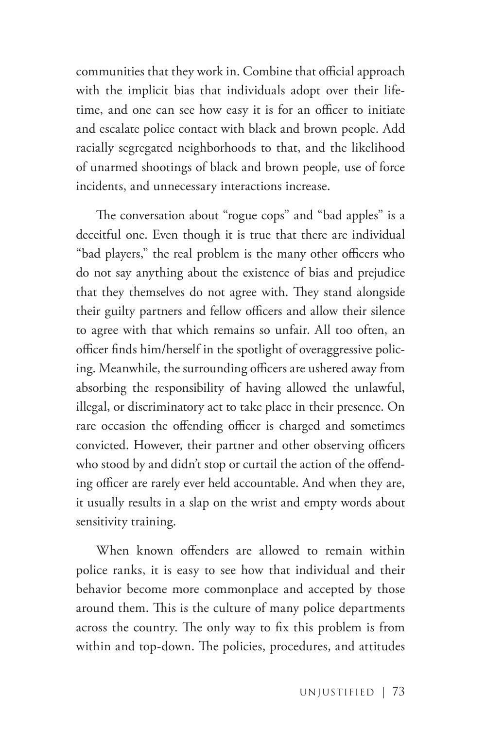communities that they work in. Combine that official approach with the implicit bias that individuals adopt over their lifetime, and one can see how easy it is for an officer to initiate and escalate police contact with black and brown people. Add racially segregated neighborhoods to that, and the likelihood of unarmed shootings of black and brown people, use of force incidents, and unnecessary interactions increase.

The conversation about "rogue cops" and "bad apples" is a deceitful one. Even though it is true that there are individual "bad players," the real problem is the many other officers who do not say anything about the existence of bias and prejudice that they themselves do not agree with. They stand alongside their guilty partners and fellow officers and allow their silence to agree with that which remains so unfair. All too often, an officer finds him/herself in the spotlight of overaggressive policing. Meanwhile, the surrounding officers are ushered away from absorbing the responsibility of having allowed the unlawful, illegal, or discriminatory act to take place in their presence. On rare occasion the offending officer is charged and sometimes convicted. However, their partner and other observing officers who stood by and didn't stop or curtail the action of the offending officer are rarely ever held accountable. And when they are, it usually results in a slap on the wrist and empty words about sensitivity training.

When known offenders are allowed to remain within police ranks, it is easy to see how that individual and their behavior become more commonplace and accepted by those around them. This is the culture of many police departments across the country. The only way to fix this problem is from within and top-down. The policies, procedures, and attitudes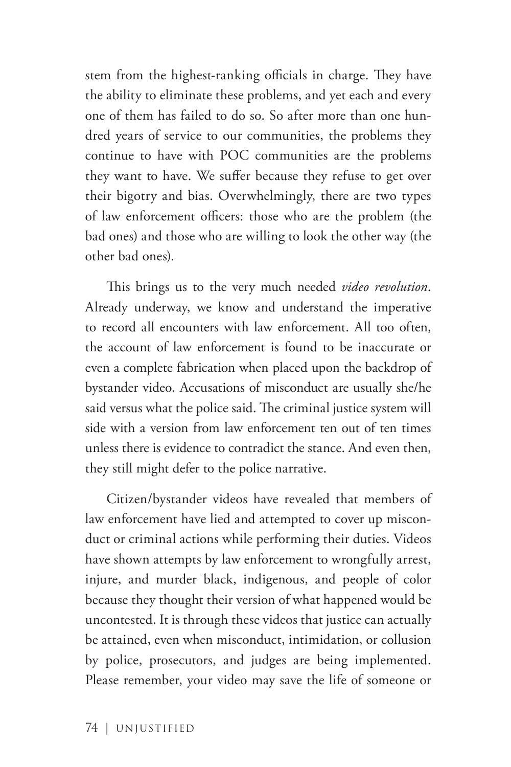stem from the highest-ranking officials in charge. They have the ability to eliminate these problems, and yet each and every one of them has failed to do so. So after more than one hundred years of service to our communities, the problems they continue to have with POC communities are the problems they want to have. We suffer because they refuse to get over their bigotry and bias. Overwhelmingly, there are two types of law enforcement officers: those who are the problem (the bad ones) and those who are willing to look the other way (the other bad ones).

This brings us to the very much needed *video revolution*. Already underway, we know and understand the imperative to record all encounters with law enforcement. All too often, the account of law enforcement is found to be inaccurate or even a complete fabrication when placed upon the backdrop of bystander video. Accusations of misconduct are usually she/he said versus what the police said. The criminal justice system will side with a version from law enforcement ten out of ten times unless there is evidence to contradict the stance. And even then, they still might defer to the police narrative.

Citizen/bystander videos have revealed that members of law enforcement have lied and attempted to cover up misconduct or criminal actions while performing their duties. Videos have shown attempts by law enforcement to wrongfully arrest, injure, and murder black, indigenous, and people of color because they thought their version of what happened would be uncontested. It is through these videos that justice can actually be attained, even when misconduct, intimidation, or collusion by police, prosecutors, and judges are being implemented. Please remember, your video may save the life of someone or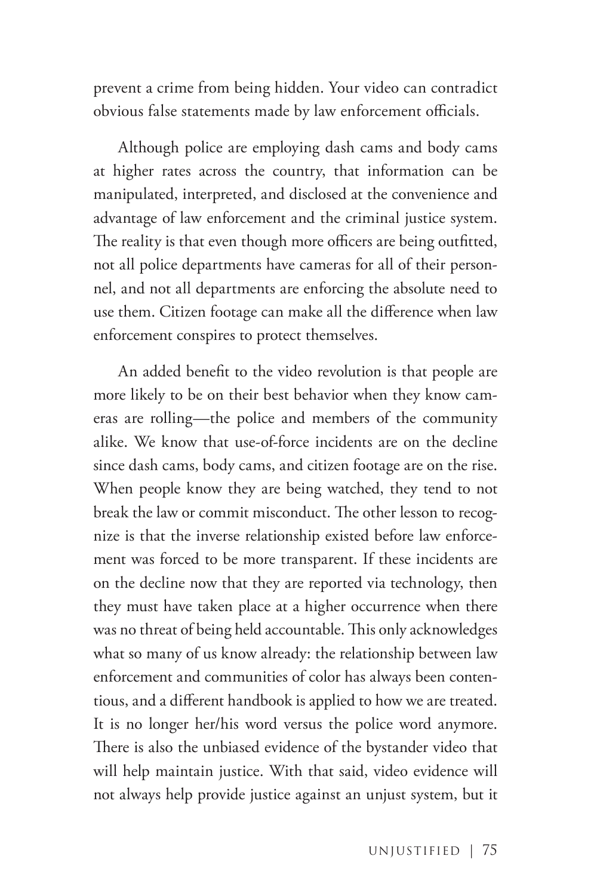prevent a crime from being hidden. Your video can contradict obvious false statements made by law enforcement officials.

Although police are employing dash cams and body cams at higher rates across the country, that information can be manipulated, interpreted, and disclosed at the convenience and advantage of law enforcement and the criminal justice system. The reality is that even though more officers are being outfitted, not all police departments have cameras for all of their personnel, and not all departments are enforcing the absolute need to use them. Citizen footage can make all the difference when law enforcement conspires to protect themselves.

An added benefit to the video revolution is that people are more likely to be on their best behavior when they know cameras are rolling—the police and members of the community alike. We know that use-of-force incidents are on the decline since dash cams, body cams, and citizen footage are on the rise. When people know they are being watched, they tend to not break the law or commit misconduct. The other lesson to recognize is that the inverse relationship existed before law enforcement was forced to be more transparent. If these incidents are on the decline now that they are reported via technology, then they must have taken place at a higher occurrence when there was no threat of being held accountable. This only acknowledges what so many of us know already: the relationship between law enforcement and communities of color has always been contentious, and a different handbook is applied to how we are treated. It is no longer her/his word versus the police word anymore. There is also the unbiased evidence of the bystander video that will help maintain justice. With that said, video evidence will not always help provide justice against an unjust system, but it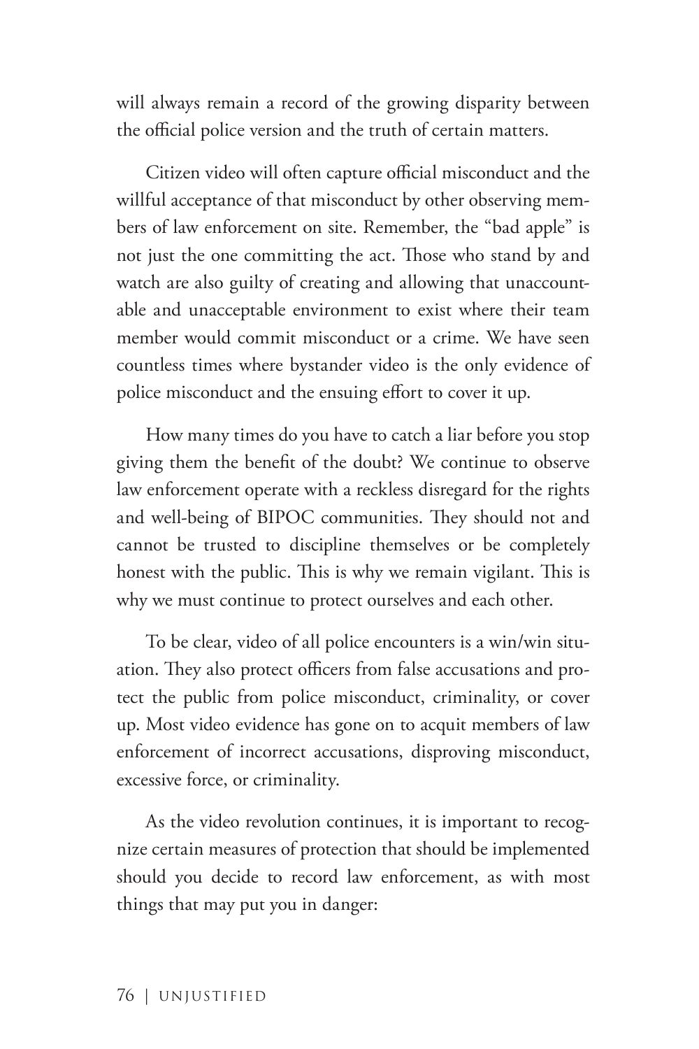will always remain a record of the growing disparity between the official police version and the truth of certain matters.

Citizen video will often capture official misconduct and the willful acceptance of that misconduct by other observing members of law enforcement on site. Remember, the "bad apple" is not just the one committing the act. Those who stand by and watch are also guilty of creating and allowing that unaccountable and unacceptable environment to exist where their team member would commit misconduct or a crime. We have seen countless times where bystander video is the only evidence of police misconduct and the ensuing effort to cover it up.

How many times do you have to catch a liar before you stop giving them the benefit of the doubt? We continue to observe law enforcement operate with a reckless disregard for the rights and well-being of BIPOC communities. They should not and cannot be trusted to discipline themselves or be completely honest with the public. This is why we remain vigilant. This is why we must continue to protect ourselves and each other.

To be clear, video of all police encounters is a win/win situation. They also protect officers from false accusations and protect the public from police misconduct, criminality, or cover up. Most video evidence has gone on to acquit members of law enforcement of incorrect accusations, disproving misconduct, excessive force, or criminality.

As the video revolution continues, it is important to recognize certain measures of protection that should be implemented should you decide to record law enforcement, as with most things that may put you in danger: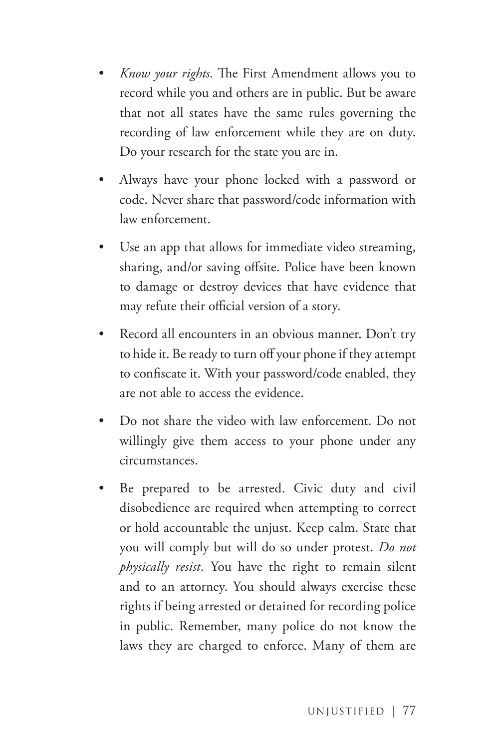- *Know your rights*. The First Amendment allows you to record while you and others are in public. But be aware that not all states have the same rules governing the recording of law enforcement while they are on duty. Do your research for the state you are in.
- Always have your phone locked with a password or code. Never share that password/code information with law enforcement.
- Use an app that allows for immediate video streaming, sharing, and/or saving offsite. Police have been known to damage or destroy devices that have evidence that may refute their official version of a story.
- Record all encounters in an obvious manner. Don't try to hide it. Be ready to turn off your phone if they attempt to confiscate it. With your password/code enabled, they are not able to access the evidence.
- Do not share the video with law enforcement. Do not willingly give them access to your phone under any circumstances.
- Be prepared to be arrested. Civic duty and civil disobedience are required when attempting to correct or hold accountable the unjust. Keep calm. State that you will comply but will do so under protest. *Do not physically resist.* You have the right to remain silent and to an attorney. You should always exercise these rights if being arrested or detained for recording police in public. Remember, many police do not know the laws they are charged to enforce. Many of them are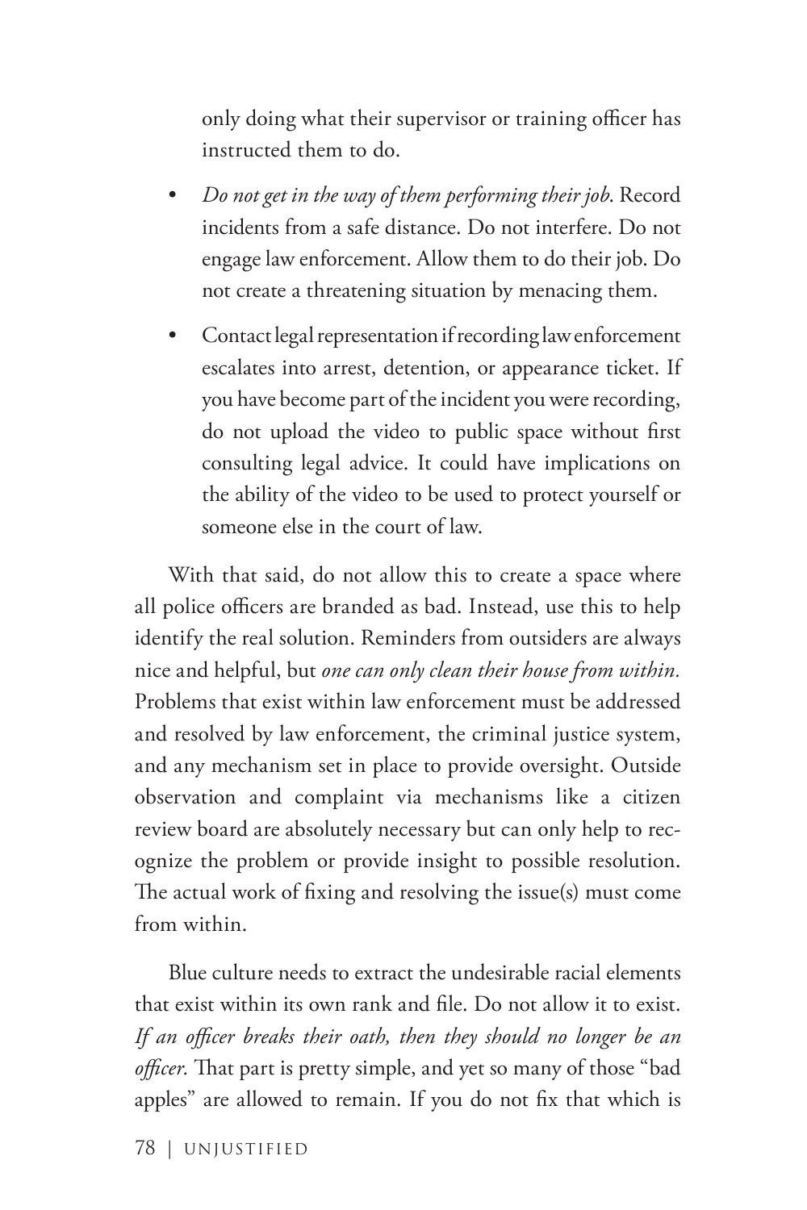only doing what their supervisor or training officer has instructed them to do.

- *Do not get in the way of them performing their job.* Record incidents from a safe distance. Do not interfere. Do not engage law enforcement. Allow them to do their job. Do not create a threatening situation by menacing them.
- Contact legal representation if recording law enforcement escalates into arrest, detention, or appearance ticket. If you have become part of the incident you were recording, do not upload the video to public space without first consulting legal advice. It could have implications on the ability of the video to be used to protect yourself or someone else in the court of law.

With that said, do not allow this to create a space where all police officers are branded as bad. Instead, use this to help identify the real solution. Reminders from outsiders are always nice and helpful, but *one can only clean their house from within.* Problems that exist within law enforcement must be addressed and resolved by law enforcement, the criminal justice system, and any mechanism set in place to provide oversight. Outside observation and complaint via mechanisms like a citizen review board are absolutely necessary but can only help to recognize the problem or provide insight to possible resolution. The actual work of fixing and resolving the issue(s) must come from within.

Blue culture needs to extract the undesirable racial elements that exist within its own rank and file. Do not allow it to exist. *If an officer breaks their oath, then they should no longer be an officer.* That part is pretty simple, and yet so many of those "bad apples" are allowed to remain. If you do not fix that which is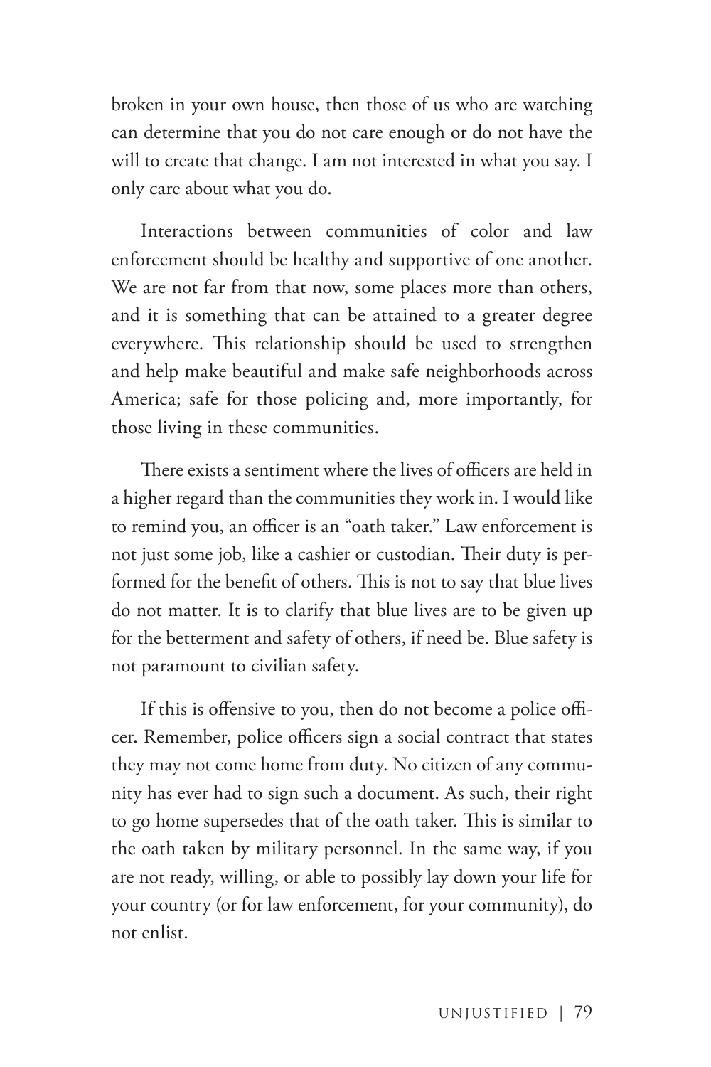broken in your own house, then those of us who are watching can determine that you do not care enough or do not have the will to create that change. I am not interested in what you say. I only care about what you do.

Interactions between communities of color and law enforcement should be healthy and supportive of one another. We are not far from that now, some places more than others, and it is something that can be attained to a greater degree everywhere. This relationship should be used to strengthen and help make beautiful and make safe neighborhoods across America; safe for those policing and, more importantly, for those living in these communities.

There exists a sentiment where the lives of officers are held in a higher regard than the communities they work in. I would like to remind you, an officer is an "oath taker." Law enforcement is not just some job, like a cashier or custodian. Their duty is performed for the benefit of others. This is not to say that blue lives do not matter. It is to clarify that blue lives are to be given up for the betterment and safety of others, if need be. Blue safety is not paramount to civilian safety.

If this is offensive to you, then do not become a police officer. Remember, police officers sign a social contract that states they may not come home from duty. No citizen of any community has ever had to sign such a document. As such, their right to go home supersedes that of the oath taker. This is similar to the oath taken by military personnel. In the same way, if you are not ready, willing, or able to possibly lay down your life for your country (or for law enforcement, for your community), do not enlist.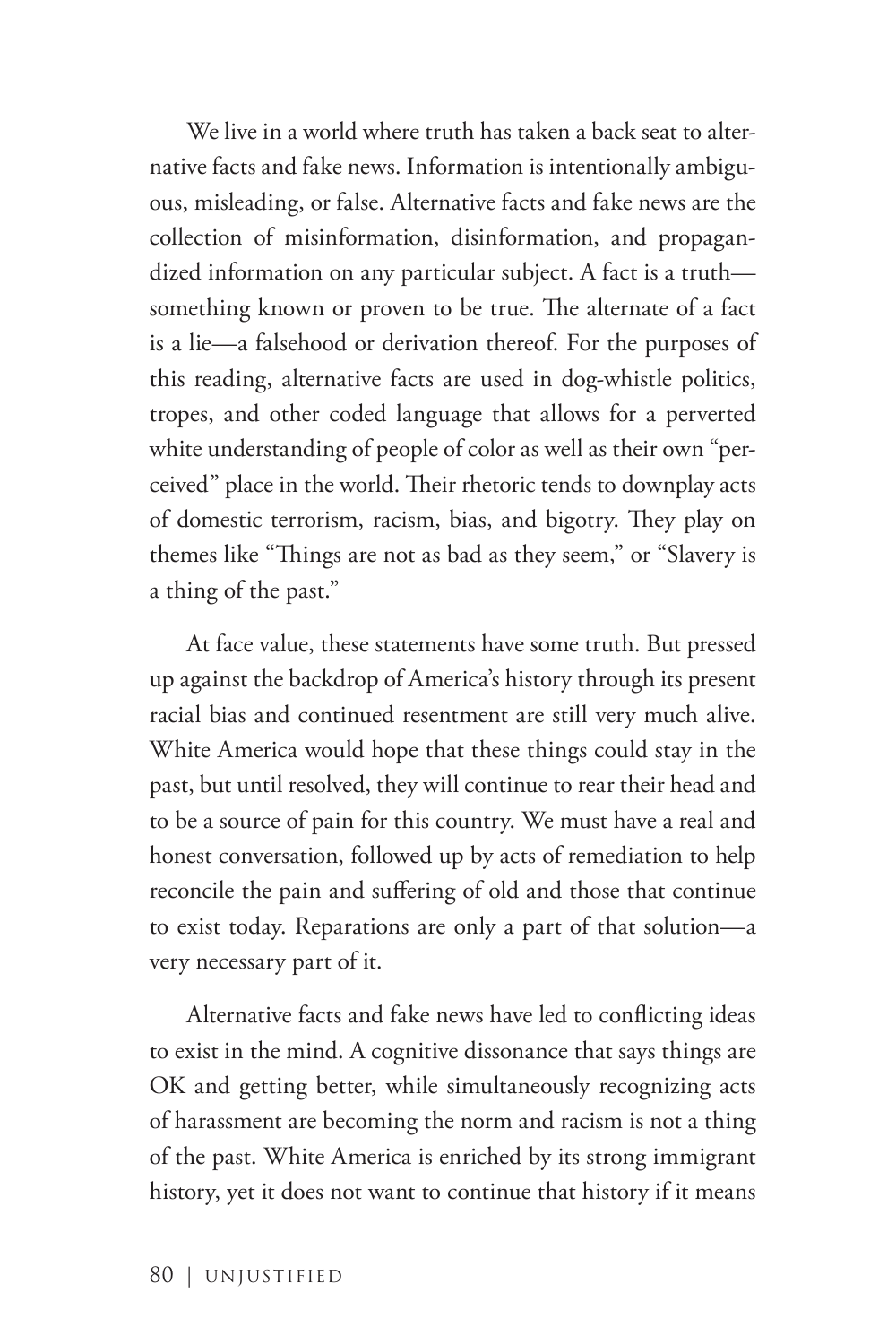We live in a world where truth has taken a back seat to alternative facts and fake news. Information is intentionally ambiguous, misleading, or false. Alternative facts and fake news are the collection of misinformation, disinformation, and propagandized information on any particular subject. A fact is a truth—something known or proven to be true. The alternate of a fact is a lie—a falsehood or derivation thereof. For the purposes of this reading, alternative facts are used in dog-whistle politics, tropes, and other coded language that allows for a perverted white understanding of people of color as well as their own "perceived" place in the world. Their rhetoric tends to downplay acts of domestic terrorism, racism, bias, and bigotry. They play on themes like "Things are not as bad as they seem," or "Slavery is a thing of the past."

At face value, these statements have some truth. But pressed up against the backdrop of America's history through its present racial bias and continued resentment are still very much alive. White America would hope that these things could stay in the past, but until resolved, they will continue to rear their head and to be a source of pain for this country. We must have a real and honest conversation, followed up by acts of remediation to help reconcile the pain and suffering of old and those that continue to exist today. Reparations are only a part of that solution—a very necessary part of it.

Alternative facts and fake news have led to conflicting ideas to exist in the mind. A cognitive dissonance that says things are OK and getting better, while simultaneously recognizing acts of harassment are becoming the norm and racism is not a thing of the past. White America is enriched by its strong immigrant history, yet it does not want to continue that history if it means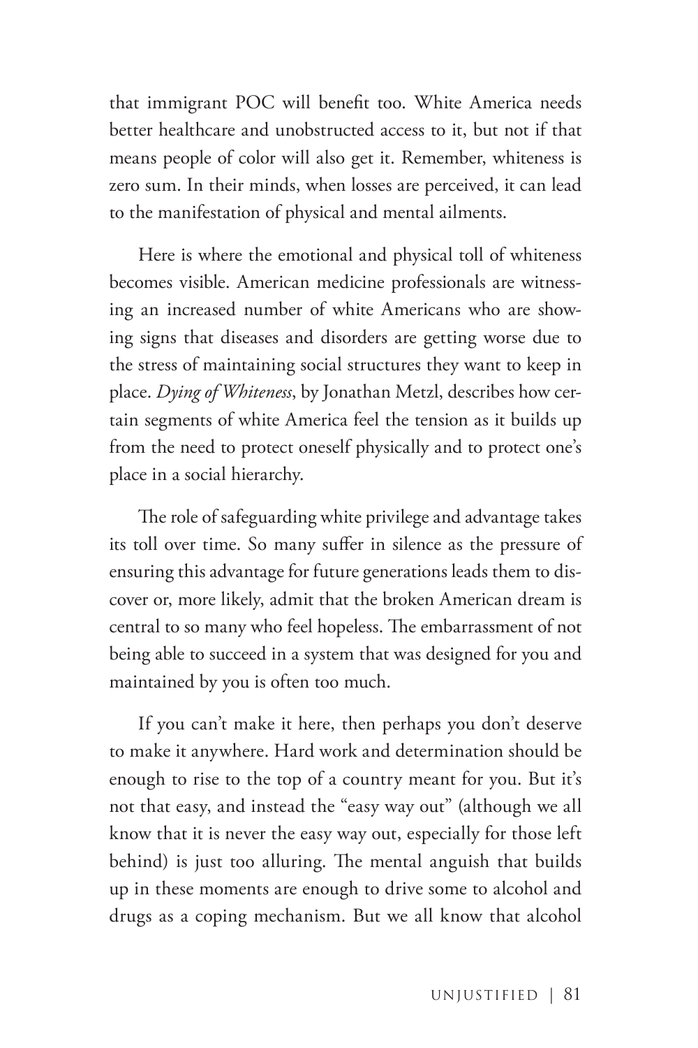that immigrant POC will benefit too. White America needs better healthcare and unobstructed access to it, but not if that means people of color will also get it. Remember, whiteness is zero sum. In their minds, when losses are perceived, it can lead to the manifestation of physical and mental ailments.

Here is where the emotional and physical toll of whiteness becomes visible. American medicine professionals are witnessing an increased number of white Americans who are showing signs that diseases and disorders are getting worse due to the stress of maintaining social structures they want to keep in place. *Dying of Whiteness*, by Jonathan Metzl, describes how certain segments of white America feel the tension as it builds up from the need to protect oneself physically and to protect one's place in a social hierarchy.

The role of safeguarding white privilege and advantage takes its toll over time. So many suffer in silence as the pressure of ensuring this advantage for future generations leads them to discover or, more likely, admit that the broken American dream is central to so many who feel hopeless. The embarrassment of not being able to succeed in a system that was designed for you and maintained by you is often too much.

If you can't make it here, then perhaps you don't deserve to make it anywhere. Hard work and determination should be enough to rise to the top of a country meant for you. But it's not that easy, and instead the "easy way out" (although we all know that it is never the easy way out, especially for those left behind) is just too alluring. The mental anguish that builds up in these moments are enough to drive some to alcohol and drugs as a coping mechanism. But we all know that alcohol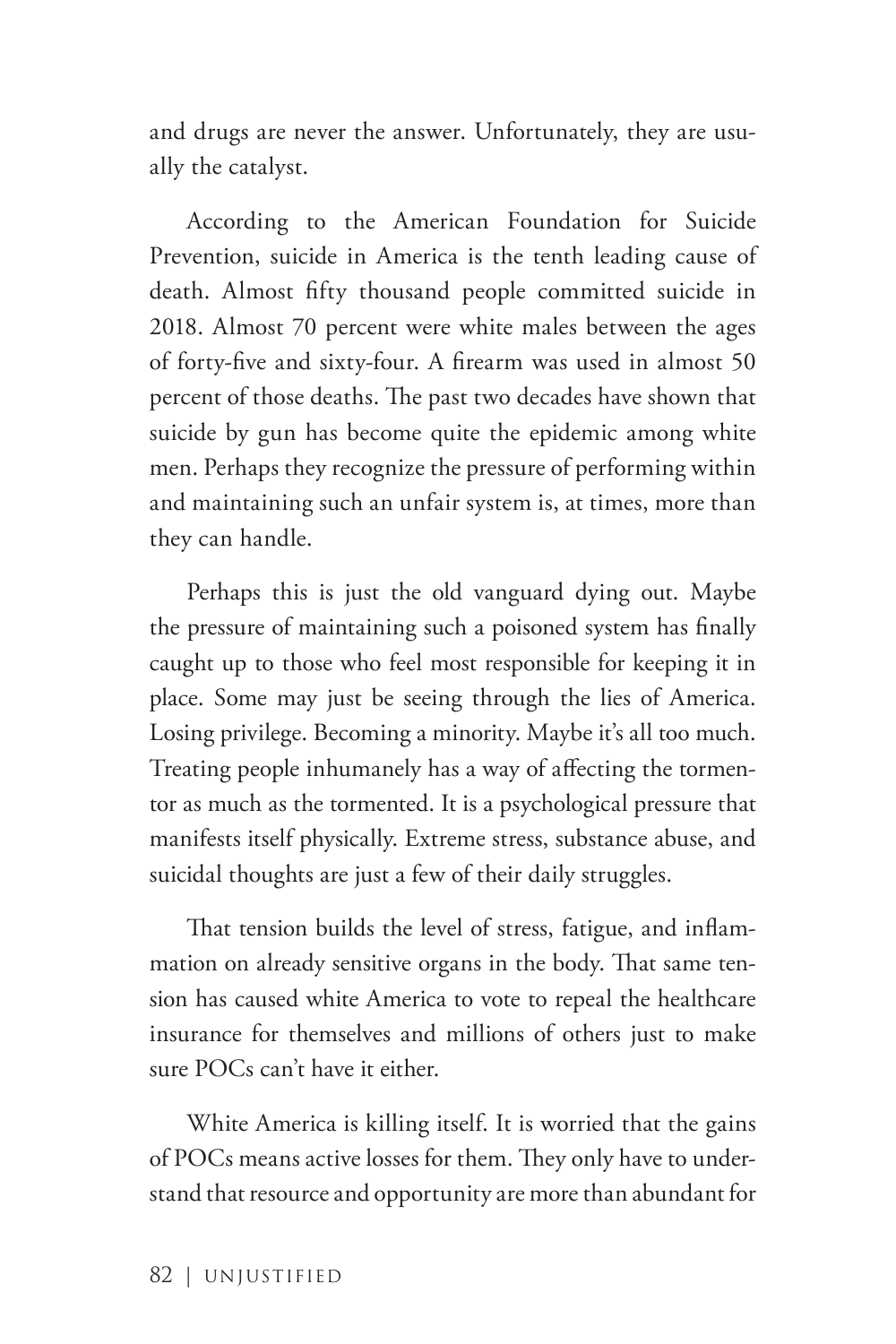and drugs are never the answer. Unfortunately, they are usually the catalyst.

According to the American Foundation for Suicide Prevention, suicide in America is the tenth leading cause of death. Almost fifty thousand people committed suicide in 2018. Almost 70 percent were white males between the ages of forty-five and sixty-four. A firearm was used in almost 50 percent of those deaths. The past two decades have shown that suicide by gun has become quite the epidemic among white men. Perhaps they recognize the pressure of performing within and maintaining such an unfair system is, at times, more than they can handle.

Perhaps this is just the old vanguard dying out. Maybe the pressure of maintaining such a poisoned system has finally caught up to those who feel most responsible for keeping it in place. Some may just be seeing through the lies of America. Losing privilege. Becoming a minority. Maybe it's all too much. Treating people inhumanely has a way of affecting the tormentor as much as the tormented. It is a psychological pressure that manifests itself physically. Extreme stress, substance abuse, and suicidal thoughts are just a few of their daily struggles.

That tension builds the level of stress, fatigue, and inflammation on already sensitive organs in the body. That same tension has caused white America to vote to repeal the healthcare insurance for themselves and millions of others just to make sure POCs can't have it either.

White America is killing itself. It is worried that the gains of POCs means active losses for them. They only have to understand that resource and opportunity are more than abundant for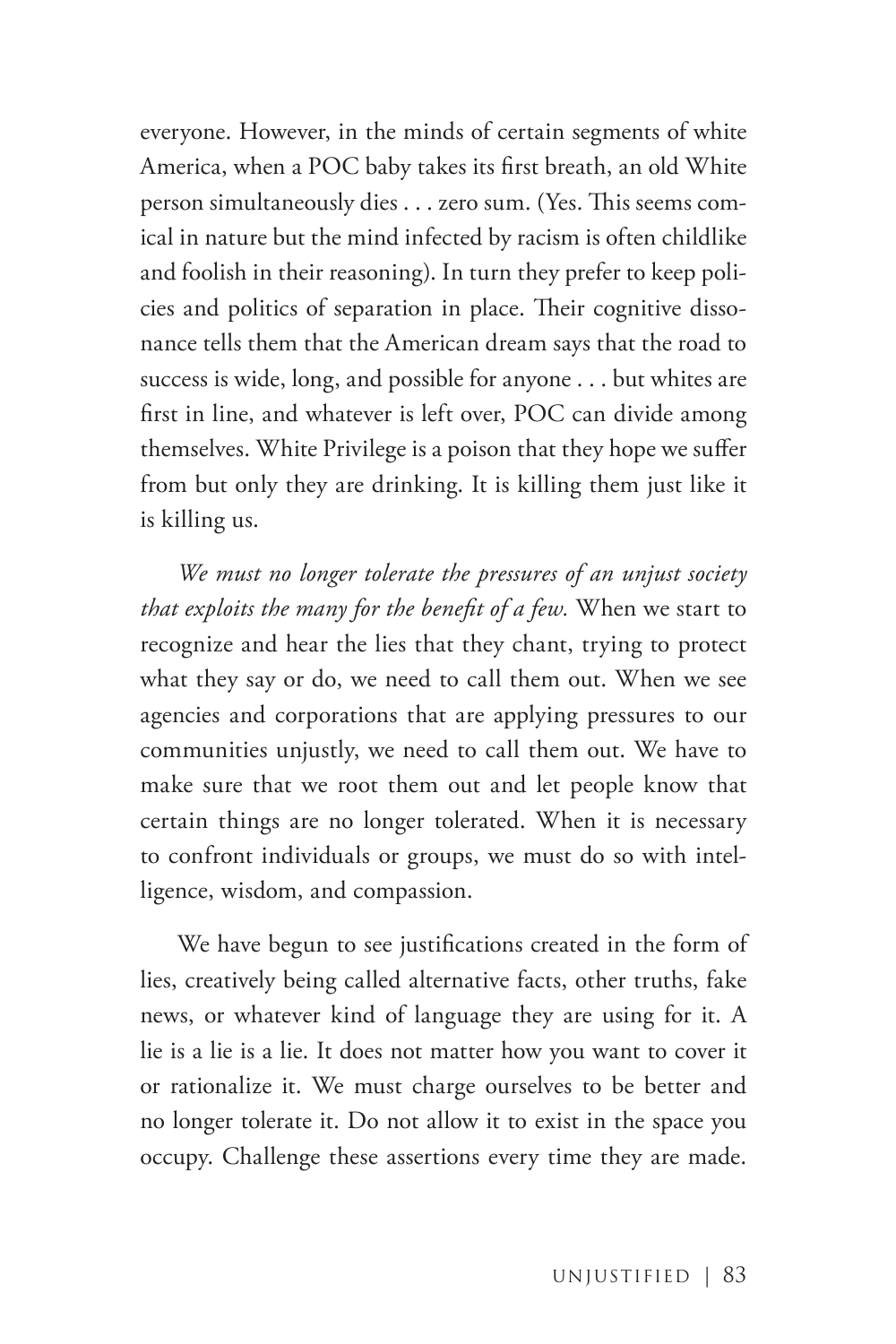everyone. However, in the minds of certain segments of white America, when a POC baby takes its first breath, an old White person simultaneously dies . . . zero sum. (Yes. This seems comical in nature but the mind infected by racism is often childlike and foolish in their reasoning). In turn they prefer to keep policies and politics of separation in place. Their cognitive dissonance tells them that the American dream says that the road to success is wide, long, and possible for anyone . . . but whites are first in line, and whatever is left over, POC can divide among themselves. White Privilege is a poison that they hope we suffer from but only they are drinking. It is killing them just like it is killing us.

*We must no longer tolerate the pressures of an unjust society that exploits the many for the benefit of a few.* When we start to recognize and hear the lies that they chant, trying to protect what they say or do, we need to call them out. When we see agencies and corporations that are applying pressures to our communities unjustly, we need to call them out. We have to make sure that we root them out and let people know that certain things are no longer tolerated. When it is necessary to confront individuals or groups, we must do so with intelligence, wisdom, and compassion.

We have begun to see justifications created in the form of lies, creatively being called alternative facts, other truths, fake news, or whatever kind of language they are using for it. A lie is a lie is a lie. It does not matter how you want to cover it or rationalize it. We must charge ourselves to be better and no longer tolerate it. Do not allow it to exist in the space you occupy. Challenge these assertions every time they are made.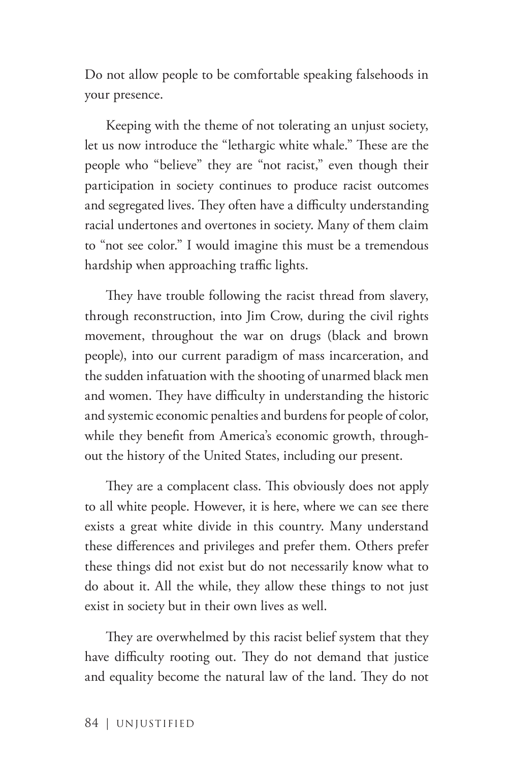Do not allow people to be comfortable speaking falsehoods in your presence.

Keeping with the theme of not tolerating an unjust society, let us now introduce the "lethargic white whale." These are the people who "believe" they are "not racist," even though their participation in society continues to produce racist outcomes and segregated lives. They often have a difficulty understanding racial undertones and overtones in society. Many of them claim to "not see color." I would imagine this must be a tremendous hardship when approaching traffic lights.

They have trouble following the racist thread from slavery, through reconstruction, into Jim Crow, during the civil rights movement, throughout the war on drugs (black and brown people), into our current paradigm of mass incarceration, and the sudden infatuation with the shooting of unarmed black men and women. They have difficulty in understanding the historic and systemic economic penalties and burdens for people of color, while they benefit from America's economic growth, throughout the history of the United States, including our present.

They are a complacent class. This obviously does not apply to all white people. However, it is here, where we can see there exists a great white divide in this country. Many understand these differences and privileges and prefer them. Others prefer these things did not exist but do not necessarily know what to do about it. All the while, they allow these things to not just exist in society but in their own lives as well.

They are overwhelmed by this racist belief system that they have difficulty rooting out. They do not demand that justice and equality become the natural law of the land. They do not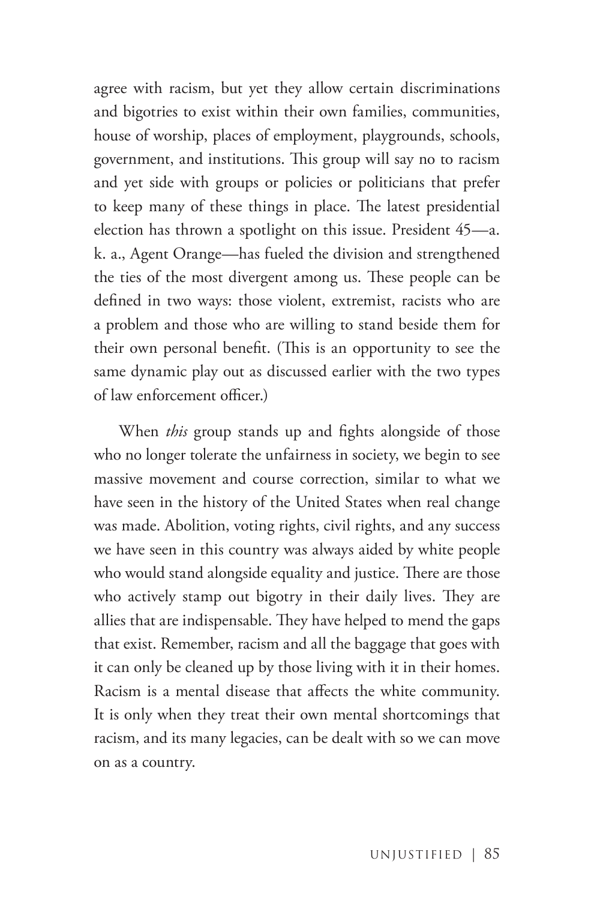agree with racism, but yet they allow certain discriminations and bigotries to exist within their own families, communities, house of worship, places of employment, playgrounds, schools, government, and institutions. This group will say no to racism and yet side with groups or policies or politicians that prefer to keep many of these things in place. The latest presidential election has thrown a spotlight on this issue. President 45—a. k. a., Agent Orange—has fueled the division and strengthened the ties of the most divergent among us. These people can be defined in two ways: those violent, extremist, racists who are a problem and those who are willing to stand beside them for their own personal benefit. (This is an opportunity to see the same dynamic play out as discussed earlier with the two types of law enforcement officer.)

When *this* group stands up and fights alongside of those who no longer tolerate the unfairness in society, we begin to see massive movement and course correction, similar to what we have seen in the history of the United States when real change was made. Abolition, voting rights, civil rights, and any success we have seen in this country was always aided by white people who would stand alongside equality and justice. There are those who actively stamp out bigotry in their daily lives. They are allies that are indispensable. They have helped to mend the gaps that exist. Remember, racism and all the baggage that goes with it can only be cleaned up by those living with it in their homes. Racism is a mental disease that affects the white community. It is only when they treat their own mental shortcomings that racism, and its many legacies, can be dealt with so we can move on as a country.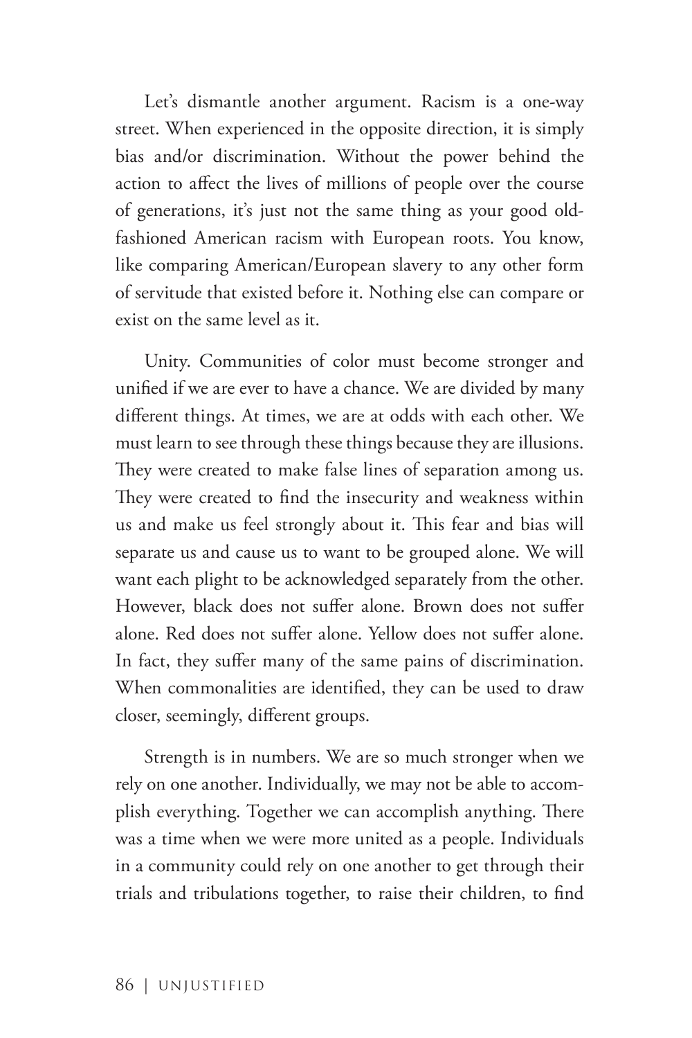Let's dismantle another argument. Racism is a one-way street. When experienced in the opposite direction, it is simply bias and/or discrimination. Without the power behind the action to affect the lives of millions of people over the course of generations, it's just not the same thing as your good old-fashioned American racism with European roots. You know, like comparing American/European slavery to any other form of servitude that existed before it. Nothing else can compare or exist on the same level as it.

Unity. Communities of color must become stronger and unified if we are ever to have a chance. We are divided by many different things. At times, we are at odds with each other. We must learn to see through these things because they are illusions. They were created to make false lines of separation among us. They were created to find the insecurity and weakness within us and make us feel strongly about it. This fear and bias will separate us and cause us to want to be grouped alone. We will want each plight to be acknowledged separately from the other. However, black does not suffer alone. Brown does not suffer alone. Red does not suffer alone. Yellow does not suffer alone. In fact, they suffer many of the same pains of discrimination. When commonalities are identified, they can be used to draw closer, seemingly, different groups.

Strength is in numbers. We are so much stronger when we rely on one another. Individually, we may not be able to accomplish everything. Together we can accomplish anything. There was a time when we were more united as a people. Individuals in a community could rely on one another to get through their trials and tribulations together, to raise their children, to find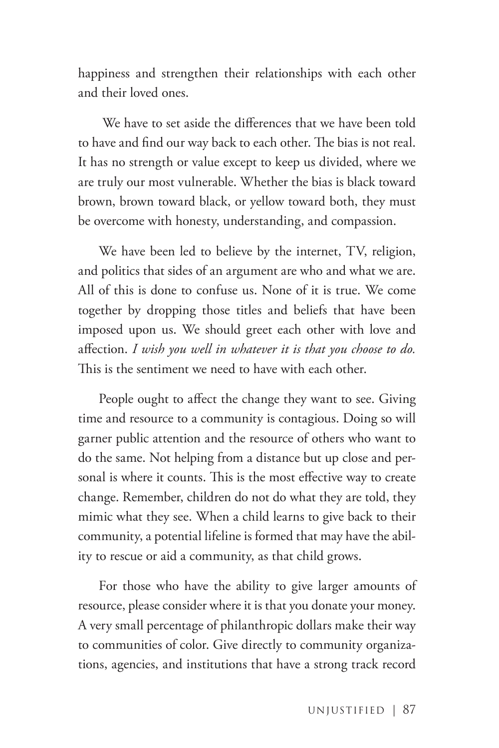happiness and strengthen their relationships with each other and their loved ones.

We have to set aside the differences that we have been told to have and find our way back to each other. The bias is not real. It has no strength or value except to keep us divided, where we are truly our most vulnerable. Whether the bias is black toward brown, brown toward black, or yellow toward both, they must be overcome with honesty, understanding, and compassion.

We have been led to believe by the internet, TV, religion, and politics that sides of an argument are who and what we are. All of this is done to confuse us. None of it is true. We come together by dropping those titles and beliefs that have been imposed upon us. We should greet each other with love and affection. *I wish you well in whatever it is that you choose to do.* This is the sentiment we need to have with each other.

People ought to affect the change they want to see. Giving time and resource to a community is contagious. Doing so will garner public attention and the resource of others who want to do the same. Not helping from a distance but up close and personal is where it counts. This is the most effective way to create change. Remember, children do not do what they are told, they mimic what they see. When a child learns to give back to their community, a potential lifeline is formed that may have the ability to rescue or aid a community, as that child grows.

For those who have the ability to give larger amounts of resource, please consider where it is that you donate your money. A very small percentage of philanthropic dollars make their way to communities of color. Give directly to community organizations, agencies, and institutions that have a strong track record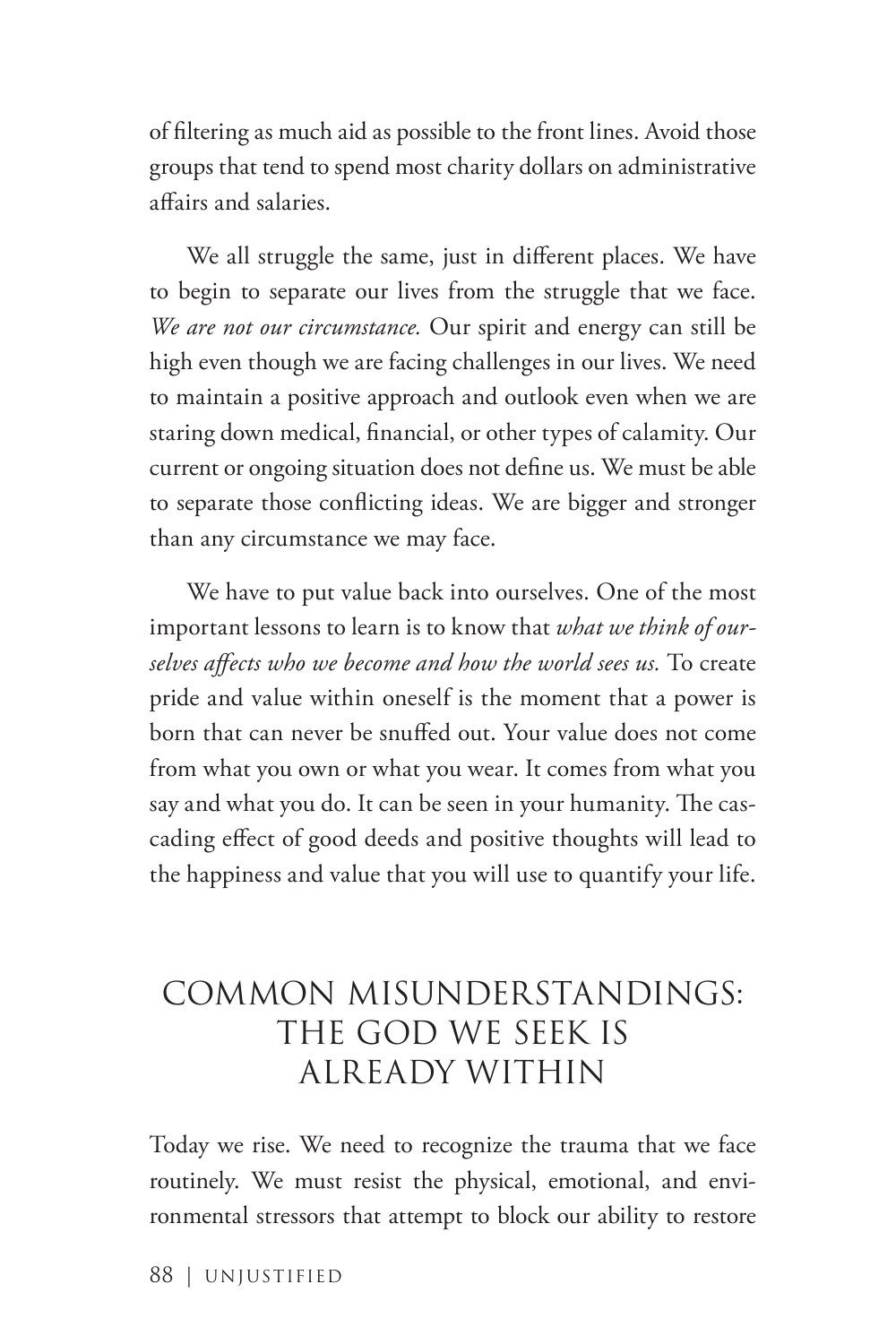of filtering as much aid as possible to the front lines. Avoid those groups that tend to spend most charity dollars on administrative affairs and salaries.

We all struggle the same, just in different places. We have to begin to separate our lives from the struggle that we face. *We are not our circumstance.* Our spirit and energy can still be high even though we are facing challenges in our lives. We need to maintain a positive approach and outlook even when we are staring down medical, financial, or other types of calamity. Our current or ongoing situation does not define us. We must be able to separate those conflicting ideas. We are bigger and stronger than any circumstance we may face.

We have to put value back into ourselves. One of the most important lessons to learn is to know that *what we think of ourselves affects who we become and how the world sees us.* To create pride and value within oneself is the moment that a power is born that can never be snuffed out. Your value does not come from what you own or what you wear. It comes from what you say and what you do. It can be seen in your humanity. The cascading effect of good deeds and positive thoughts will lead to the happiness and value that you will use to quantify your life.

## COMMON MISUNDERSTANDINGS: THE GOD WE SEEK IS ALREADY WITHIN

Today we rise. We need to recognize the trauma that we face routinely. We must resist the physical, emotional, and environmental stressors that attempt to block our ability to restore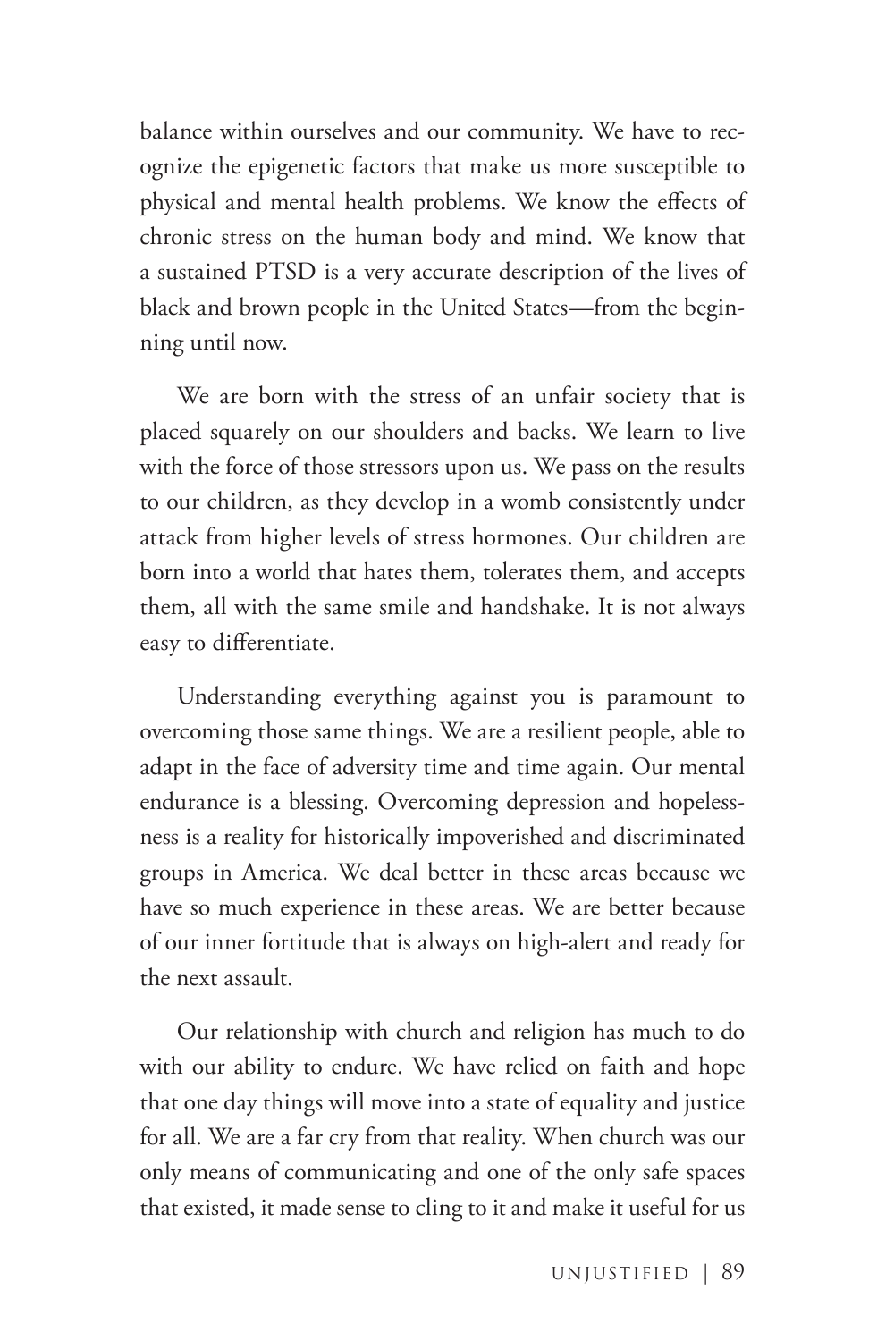balance within ourselves and our community. We have to recognize the epigenetic factors that make us more susceptible to physical and mental health problems. We know the effects of chronic stress on the human body and mind. We know that a sustained PTSD is a very accurate description of the lives of black and brown people in the United States—from the beginning until now.

We are born with the stress of an unfair society that is placed squarely on our shoulders and backs. We learn to live with the force of those stressors upon us. We pass on the results to our children, as they develop in a womb consistently under attack from higher levels of stress hormones. Our children are born into a world that hates them, tolerates them, and accepts them, all with the same smile and handshake. It is not always easy to differentiate.

Understanding everything against you is paramount to overcoming those same things. We are a resilient people, able to adapt in the face of adversity time and time again. Our mental endurance is a blessing. Overcoming depression and hopelessness is a reality for historically impoverished and discriminated groups in America. We deal better in these areas because we have so much experience in these areas. We are better because of our inner fortitude that is always on high-alert and ready for the next assault.

Our relationship with church and religion has much to do with our ability to endure. We have relied on faith and hope that one day things will move into a state of equality and justice for all. We are a far cry from that reality. When church was our only means of communicating and one of the only safe spaces that existed, it made sense to cling to it and make it useful for us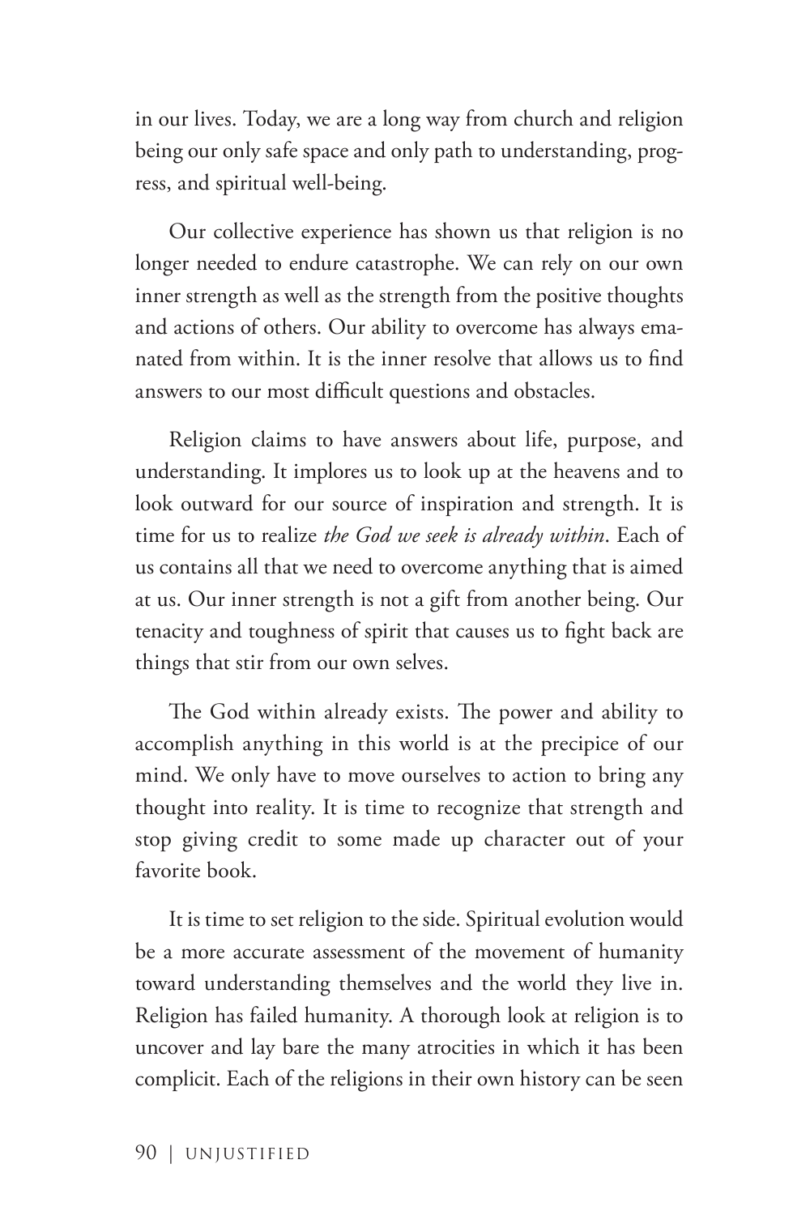in our lives. Today, we are a long way from church and religion being our only safe space and only path to understanding, progress, and spiritual well-being.

Our collective experience has shown us that religion is no longer needed to endure catastrophe. We can rely on our own inner strength as well as the strength from the positive thoughts and actions of others. Our ability to overcome has always emanated from within. It is the inner resolve that allows us to find answers to our most difficult questions and obstacles.

Religion claims to have answers about life, purpose, and understanding. It implores us to look up at the heavens and to look outward for our source of inspiration and strength. It is time for us to realize *the God we seek is already within*. Each of us contains all that we need to overcome anything that is aimed at us. Our inner strength is not a gift from another being. Our tenacity and toughness of spirit that causes us to fight back are things that stir from our own selves.

The God within already exists. The power and ability to accomplish anything in this world is at the precipice of our mind. We only have to move ourselves to action to bring any thought into reality. It is time to recognize that strength and stop giving credit to some made up character out of your favorite book.

It is time to set religion to the side. Spiritual evolution would be a more accurate assessment of the movement of humanity toward understanding themselves and the world they live in. Religion has failed humanity. A thorough look at religion is to uncover and lay bare the many atrocities in which it has been complicit. Each of the religions in their own history can be seen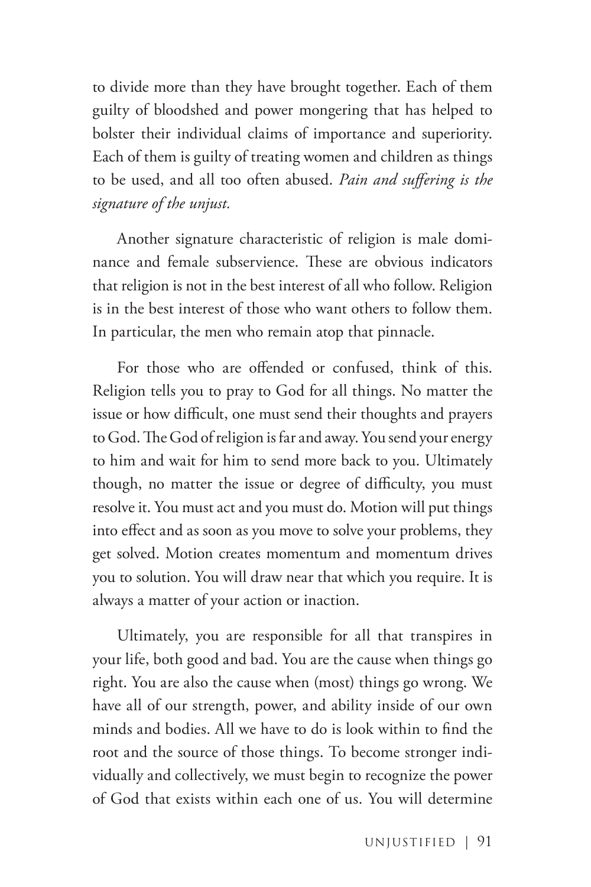to divide more than they have brought together. Each of them guilty of bloodshed and power mongering that has helped to bolster their individual claims of importance and superiority. Each of them is guilty of treating women and children as things to be used, and all too often abused. *Pain and suffering is the signature of the unjust.*

Another signature characteristic of religion is male dominance and female subservience. These are obvious indicators that religion is not in the best interest of all who follow. Religion is in the best interest of those who want others to follow them. In particular, the men who remain atop that pinnacle.

For those who are offended or confused, think of this. Religion tells you to pray to God for all things. No matter the issue or how difficult, one must send their thoughts and prayers to God. The God of religion is far and away. You send your energy to him and wait for him to send more back to you. Ultimately though, no matter the issue or degree of difficulty, you must resolve it. You must act and you must do. Motion will put things into effect and as soon as you move to solve your problems, they get solved. Motion creates momentum and momentum drives you to solution. You will draw near that which you require. It is always a matter of your action or inaction.

Ultimately, you are responsible for all that transpires in your life, both good and bad. You are the cause when things go right. You are also the cause when (most) things go wrong. We have all of our strength, power, and ability inside of our own minds and bodies. All we have to do is look within to find the root and the source of those things. To become stronger individually and collectively, we must begin to recognize the power of God that exists within each one of us. You will determine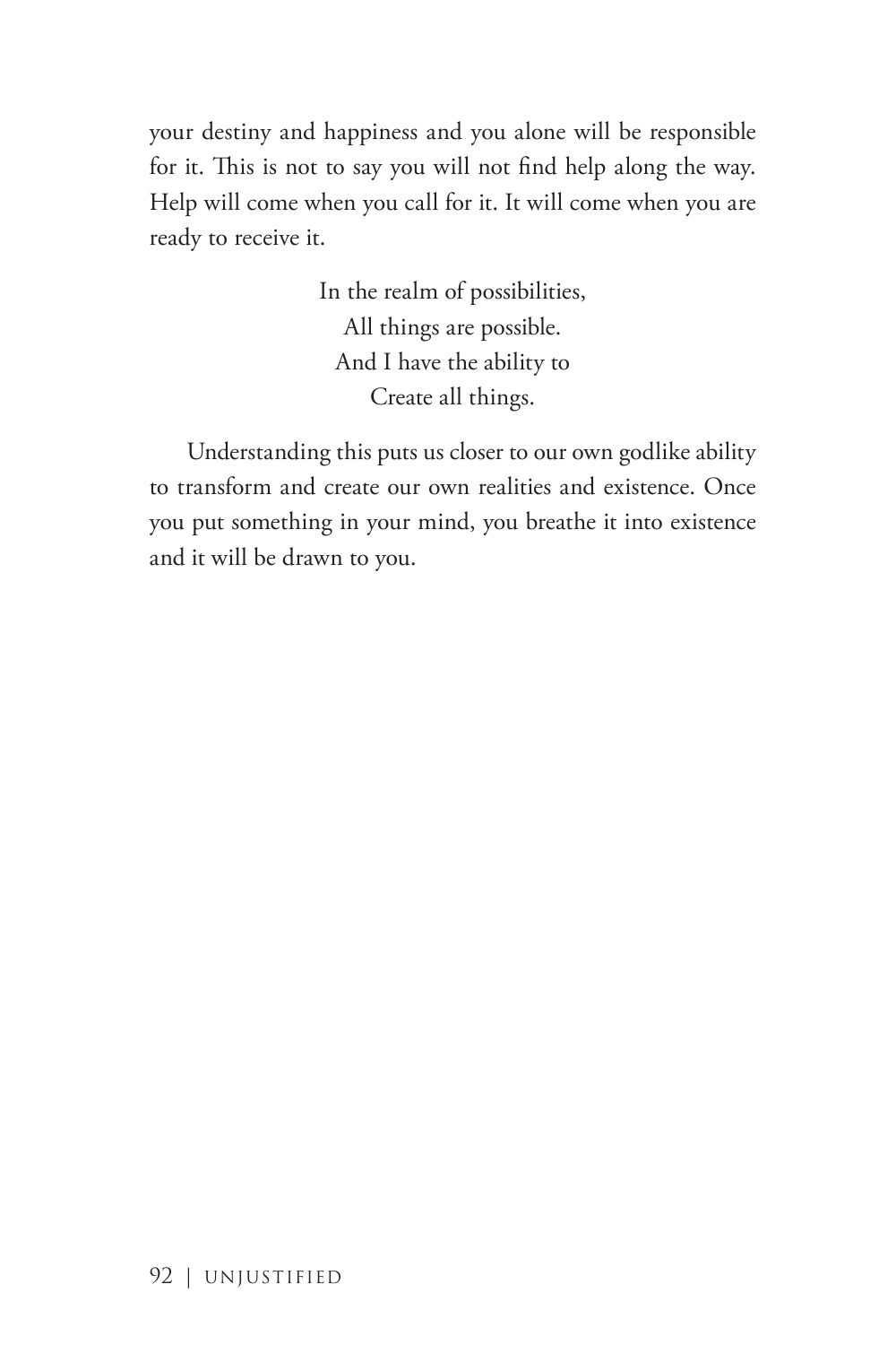your destiny and happiness and you alone will be responsible for it. This is not to say you will not find help along the way. Help will come when you call for it. It will come when you are ready to receive it.

In the realm of possibilities,
All things are possible.
And I have the ability to
Create all things.

Understanding this puts us closer to our own godlike ability to transform and create our own realities and existence. Once you put something in your mind, you breathe it into existence and it will be drawn to you.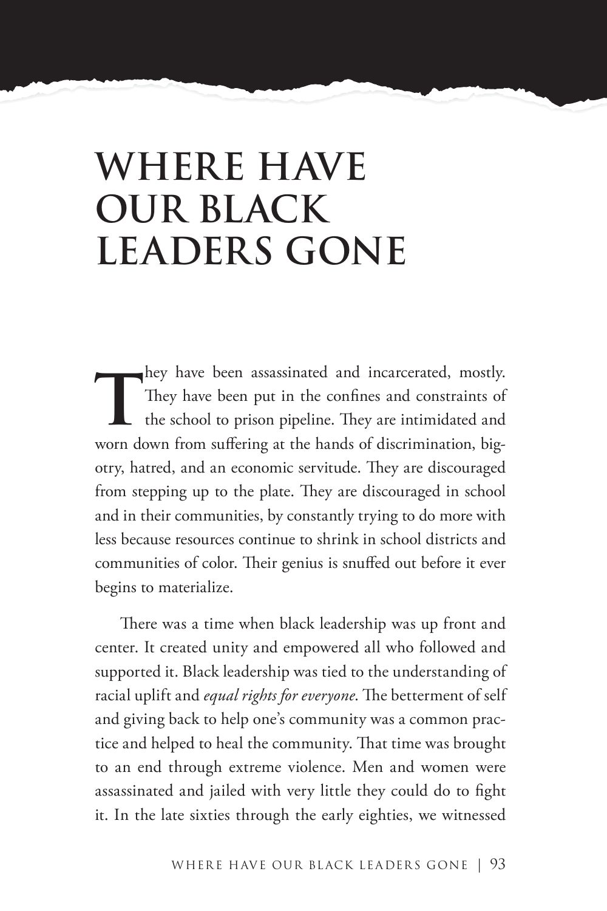# WHERE HAVE OUR BLACK LEADERS GONE

They have been assassinated and incarcerated, mostly. They have been put in the confines and constraints of the school to prison pipeline. They are intimidated and worn down from suffering at the hands of discrimination, bigotry, hatred, and an economic servitude. They are discouraged from stepping up to the plate. They are discouraged in school and in their communities, by constantly trying to do more with less because resources continue to shrink in school districts and communities of color. Their genius is snuffed out before it ever begins to materialize.

There was a time when black leadership was up front and center. It created unity and empowered all who followed and supported it. Black leadership was tied to the understanding of racial uplift and *equal rights for everyone*. The betterment of self and giving back to help one's community was a common practice and helped to heal the community. That time was brought to an end through extreme violence. Men and women were assassinated and jailed with very little they could do to fight it. In the late sixties through the early eighties, we witnessed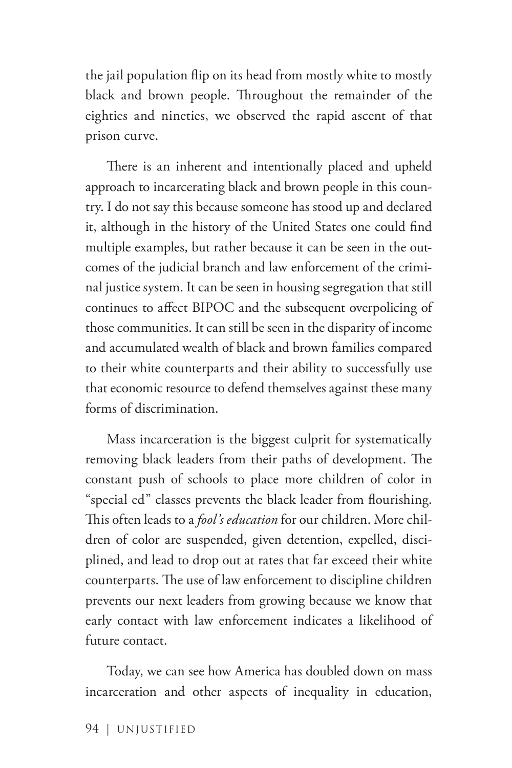the jail population flip on its head from mostly white to mostly black and brown people. Throughout the remainder of the eighties and nineties, we observed the rapid ascent of that prison curve.

There is an inherent and intentionally placed and upheld approach to incarcerating black and brown people in this country. I do not say this because someone has stood up and declared it, although in the history of the United States one could find multiple examples, but rather because it can be seen in the outcomes of the judicial branch and law enforcement of the criminal justice system. It can be seen in housing segregation that still continues to affect BIPOC and the subsequent overpolicing of those communities. It can still be seen in the disparity of income and accumulated wealth of black and brown families compared to their white counterparts and their ability to successfully use that economic resource to defend themselves against these many forms of discrimination.

Mass incarceration is the biggest culprit for systematically removing black leaders from their paths of development. The constant push of schools to place more children of color in "special ed" classes prevents the black leader from flourishing. This often leads to a *fool's education* for our children. More children of color are suspended, given detention, expelled, disciplined, and lead to drop out at rates that far exceed their white counterparts. The use of law enforcement to discipline children prevents our next leaders from growing because we know that early contact with law enforcement indicates a likelihood of future contact.

Today, we can see how America has doubled down on mass incarceration and other aspects of inequality in education,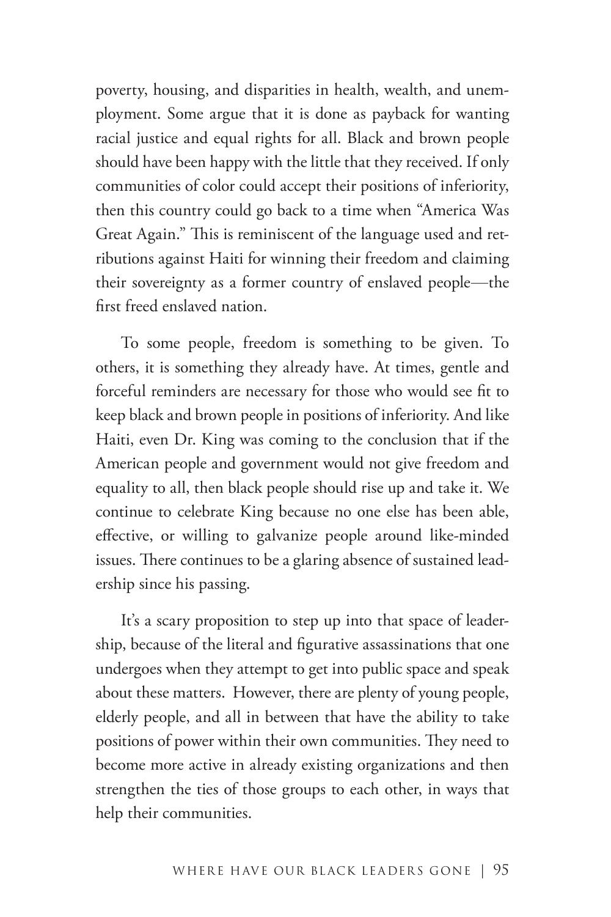poverty, housing, and disparities in health, wealth, and unemployment. Some argue that it is done as payback for wanting racial justice and equal rights for all. Black and brown people should have been happy with the little that they received. If only communities of color could accept their positions of inferiority, then this country could go back to a time when "America Was Great Again." This is reminiscent of the language used and retributions against Haiti for winning their freedom and claiming their sovereignty as a former country of enslaved people—the first freed enslaved nation.

To some people, freedom is something to be given. To others, it is something they already have. At times, gentle and forceful reminders are necessary for those who would see fit to keep black and brown people in positions of inferiority. And like Haiti, even Dr. King was coming to the conclusion that if the American people and government would not give freedom and equality to all, then black people should rise up and take it. We continue to celebrate King because no one else has been able, effective, or willing to galvanize people around like-minded issues. There continues to be a glaring absence of sustained leadership since his passing.

It's a scary proposition to step up into that space of leadership, because of the literal and figurative assassinations that one undergoes when they attempt to get into public space and speak about these matters. However, there are plenty of young people, elderly people, and all in between that have the ability to take positions of power within their own communities. They need to become more active in already existing organizations and then strengthen the ties of those groups to each other, in ways that help their communities.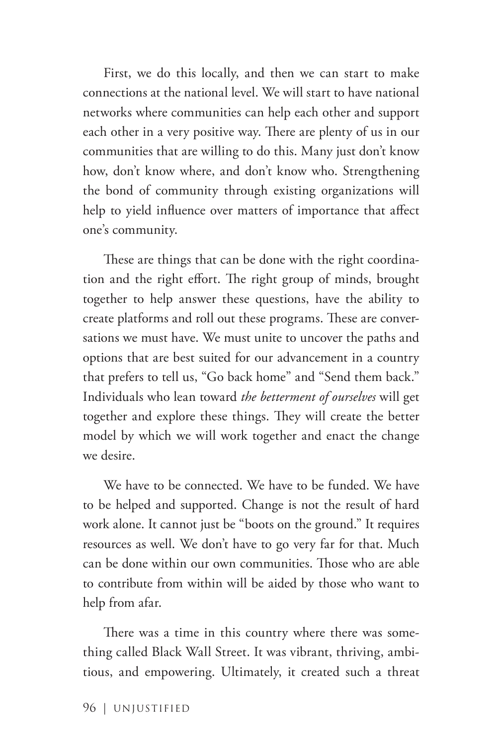First, we do this locally, and then we can start to make connections at the national level. We will start to have national networks where communities can help each other and support each other in a very positive way. There are plenty of us in our communities that are willing to do this. Many just don't know how, don't know where, and don't know who. Strengthening the bond of community through existing organizations will help to yield influence over matters of importance that affect one's community.

These are things that can be done with the right coordination and the right effort. The right group of minds, brought together to help answer these questions, have the ability to create platforms and roll out these programs. These are conversations we must have. We must unite to uncover the paths and options that are best suited for our advancement in a country that prefers to tell us, "Go back home" and "Send them back." Individuals who lean toward *the betterment of ourselves* will get together and explore these things. They will create the better model by which we will work together and enact the change we desire.

We have to be connected. We have to be funded. We have to be helped and supported. Change is not the result of hard work alone. It cannot just be "boots on the ground." It requires resources as well. We don't have to go very far for that. Much can be done within our own communities. Those who are able to contribute from within will be aided by those who want to help from afar.

There was a time in this country where there was something called Black Wall Street. It was vibrant, thriving, ambitious, and empowering. Ultimately, it created such a threat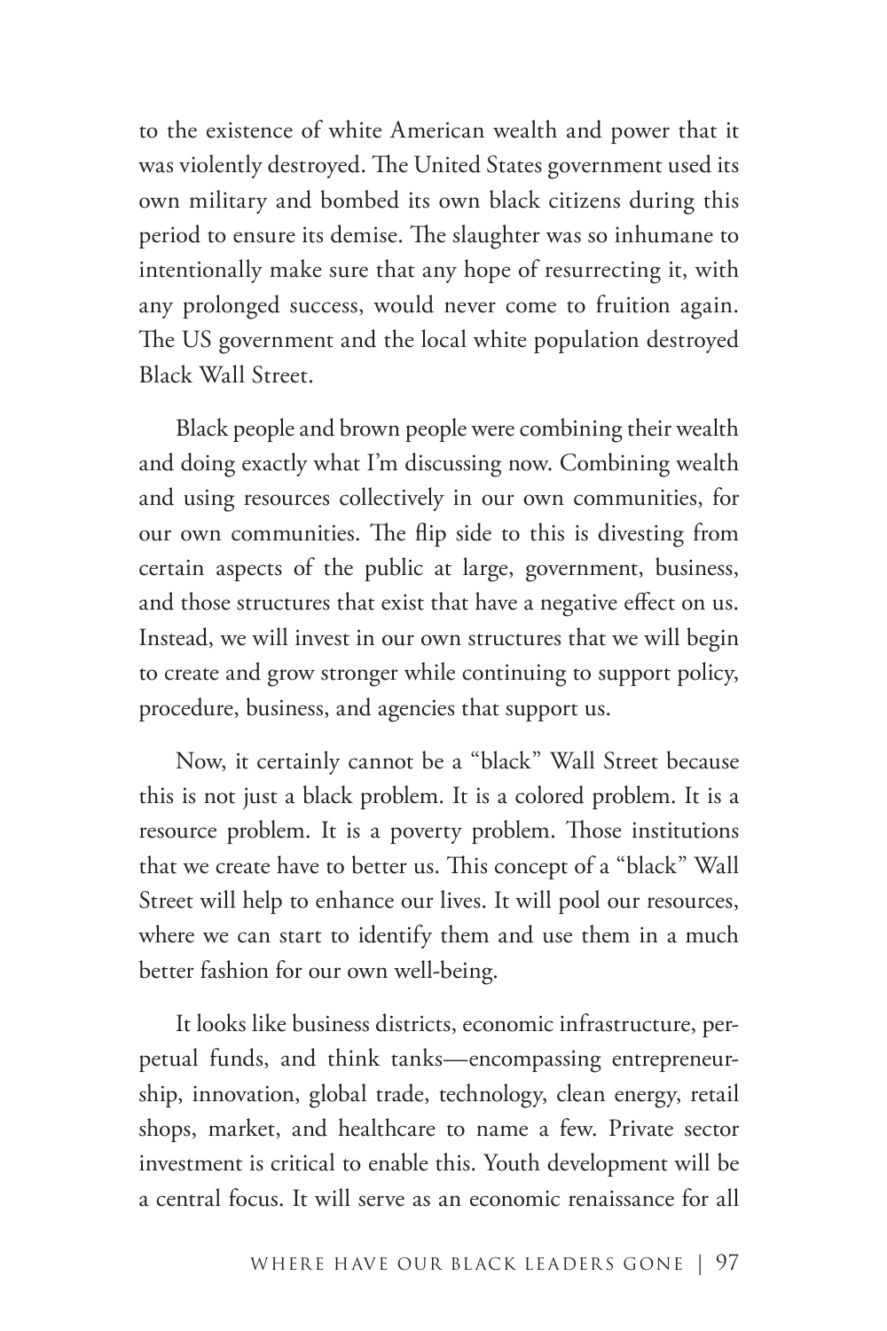to the existence of white American wealth and power that it was violently destroyed. The United States government used its own military and bombed its own black citizens during this period to ensure its demise. The slaughter was so inhumane to intentionally make sure that any hope of resurrecting it, with any prolonged success, would never come to fruition again. The US government and the local white population destroyed Black Wall Street.

Black people and brown people were combining their wealth and doing exactly what I'm discussing now. Combining wealth and using resources collectively in our own communities, for our own communities. The flip side to this is divesting from certain aspects of the public at large, government, business, and those structures that exist that have a negative effect on us. Instead, we will invest in our own structures that we will begin to create and grow stronger while continuing to support policy, procedure, business, and agencies that support us.

Now, it certainly cannot be a "black" Wall Street because this is not just a black problem. It is a colored problem. It is a resource problem. It is a poverty problem. Those institutions that we create have to better us. This concept of a "black" Wall Street will help to enhance our lives. It will pool our resources, where we can start to identify them and use them in a much better fashion for our own well-being.

It looks like business districts, economic infrastructure, perpetual funds, and think tanks—encompassing entrepreneurship, innovation, global trade, technology, clean energy, retail shops, market, and healthcare to name a few. Private sector investment is critical to enable this. Youth development will be a central focus. It will serve as an economic renaissance for all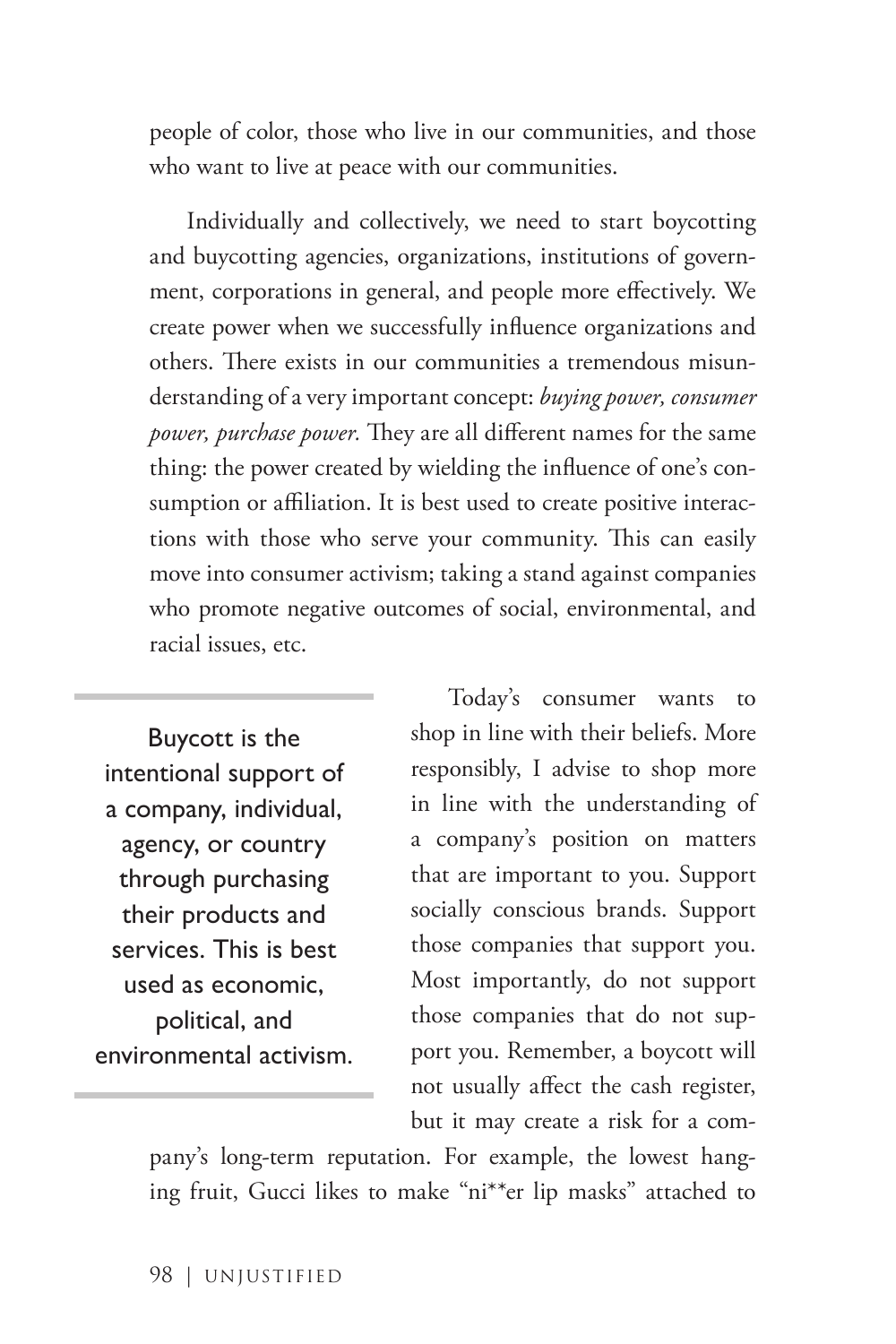people of color, those who live in our communities, and those who want to live at peace with our communities.

Individually and collectively, we need to start boycotting and buycotting agencies, organizations, institutions of government, corporations in general, and people more effectively. We create power when we successfully influence organizations and others. There exists in our communities a tremendous misunderstanding of a very important concept: *buying power, consumer power, purchase power.* They are all different names for the same thing: the power created by wielding the influence of one's consumption or affiliation. It is best used to create positive interactions with those who serve your community. This can easily move into consumer activism; taking a stand against companies who promote negative outcomes of social, environmental, and racial issues, etc.

> Buycott is the intentional support of a company, individual, agency, or country through purchasing their products and services. This is best used as economic, political, and environmental activism.

Today's consumer wants to shop in line with their beliefs. More responsibly, I advise to shop more in line with the understanding of a company's position on matters that are important to you. Support socially conscious brands. Support those companies that support you. Most importantly, do not support those companies that do not support you. Remember, a boycott will not usually affect the cash register, but it may create a risk for a company's long-term reputation. For example, the lowest hanging fruit, Gucci likes to make "ni**er lip masks" attached to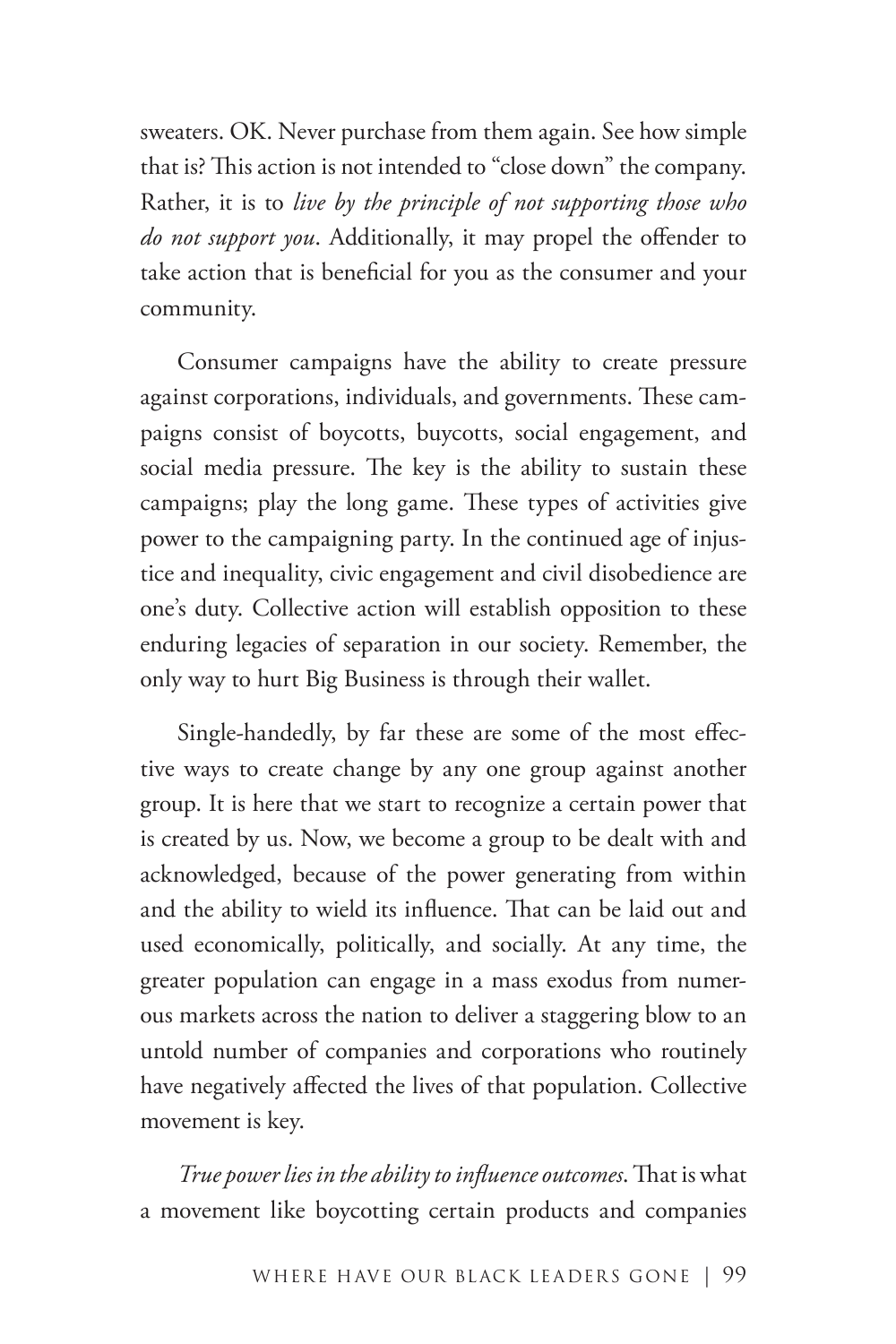sweaters. OK. Never purchase from them again. See how simple that is? This action is not intended to "close down" the company. Rather, it is to *live by the principle of not supporting those who do not support you*. Additionally, it may propel the offender to take action that is beneficial for you as the consumer and your community.

Consumer campaigns have the ability to create pressure against corporations, individuals, and governments. These campaigns consist of boycotts, buycotts, social engagement, and social media pressure. The key is the ability to sustain these campaigns; play the long game. These types of activities give power to the campaigning party. In the continued age of injustice and inequality, civic engagement and civil disobedience are one's duty. Collective action will establish opposition to these enduring legacies of separation in our society. Remember, the only way to hurt Big Business is through their wallet.

Single-handedly, by far these are some of the most effective ways to create change by any one group against another group. It is here that we start to recognize a certain power that is created by us. Now, we become a group to be dealt with and acknowledged, because of the power generating from within and the ability to wield its influence. That can be laid out and used economically, politically, and socially. At any time, the greater population can engage in a mass exodus from numerous markets across the nation to deliver a staggering blow to an untold number of companies and corporations who routinely have negatively affected the lives of that population. Collective movement is key.

*True power lies in the ability to influence outcomes.* That is what a movement like boycotting certain products and companies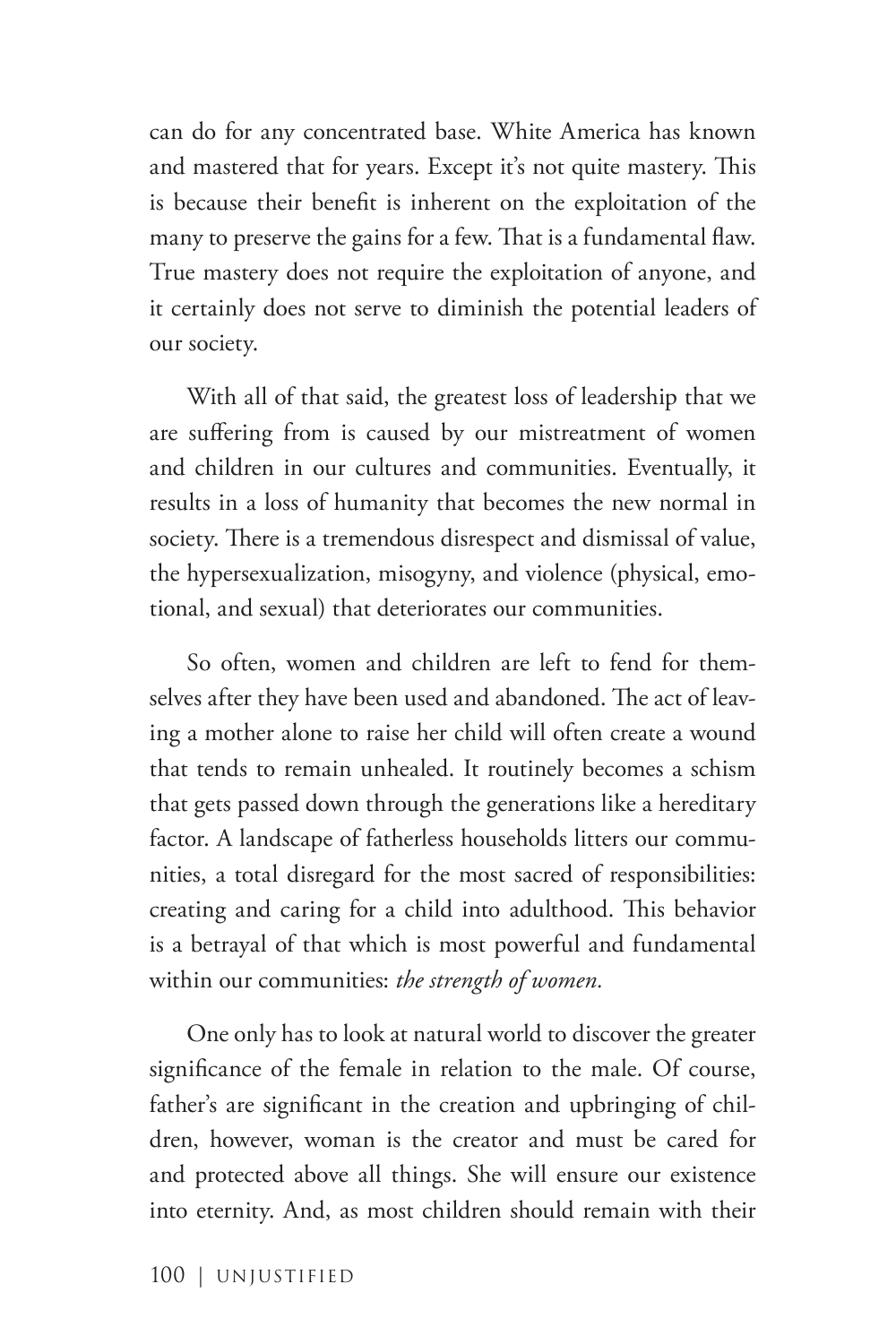can do for any concentrated base. White America has known and mastered that for years. Except it's not quite mastery. This is because their benefit is inherent on the exploitation of the many to preserve the gains for a few. That is a fundamental flaw. True mastery does not require the exploitation of anyone, and it certainly does not serve to diminish the potential leaders of our society.

With all of that said, the greatest loss of leadership that we are suffering from is caused by our mistreatment of women and children in our cultures and communities. Eventually, it results in a loss of humanity that becomes the new normal in society. There is a tremendous disrespect and dismissal of value, the hypersexualization, misogyny, and violence (physical, emotional, and sexual) that deteriorates our communities.

So often, women and children are left to fend for themselves after they have been used and abandoned. The act of leaving a mother alone to raise her child will often create a wound that tends to remain unhealed. It routinely becomes a schism that gets passed down through the generations like a hereditary factor. A landscape of fatherless households litters our communities, a total disregard for the most sacred of responsibilities: creating and caring for a child into adulthood. This behavior is a betrayal of that which is most powerful and fundamental within our communities: *the strength of women.*

One only has to look at natural world to discover the greater significance of the female in relation to the male. Of course, father's are significant in the creation and upbringing of children, however, woman is the creator and must be cared for and protected above all things. She will ensure our existence into eternity. And, as most children should remain with their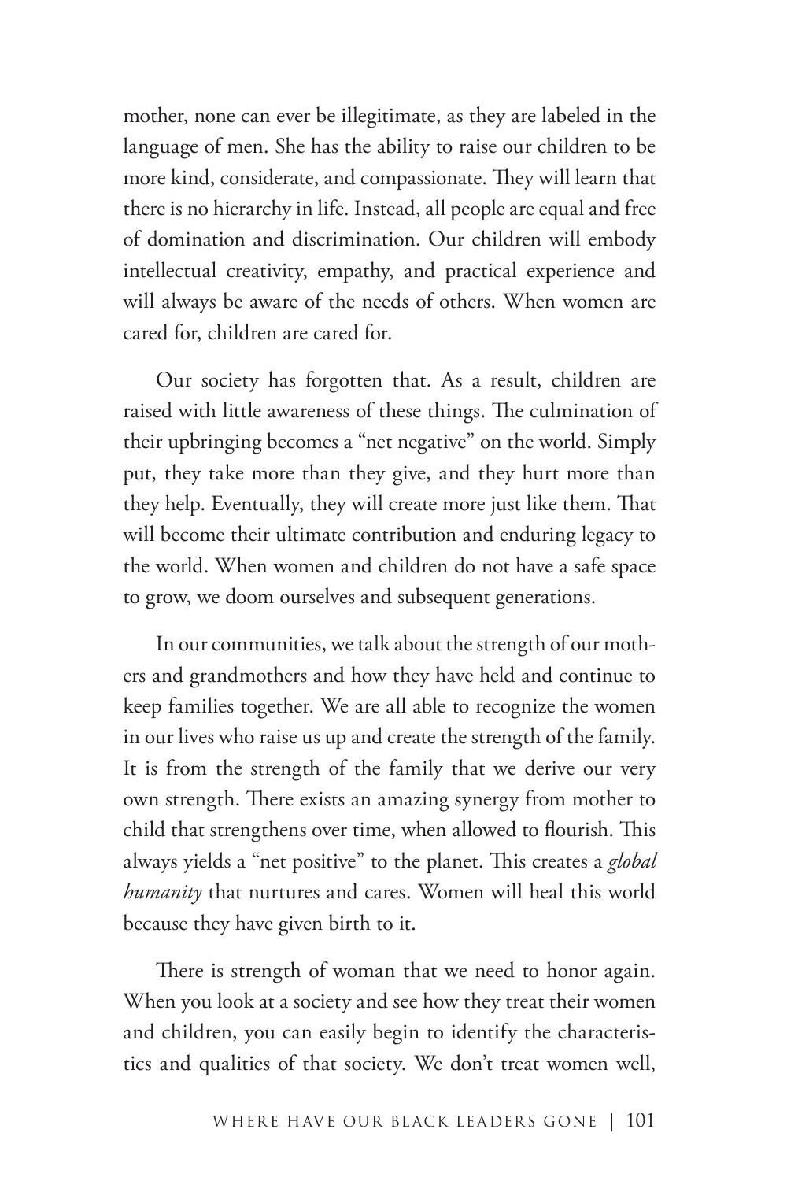mother, none can ever be illegitimate, as they are labeled in the language of men. She has the ability to raise our children to be more kind, considerate, and compassionate. They will learn that there is no hierarchy in life. Instead, all people are equal and free of domination and discrimination. Our children will embody intellectual creativity, empathy, and practical experience and will always be aware of the needs of others. When women are cared for, children are cared for.

Our society has forgotten that. As a result, children are raised with little awareness of these things. The culmination of their upbringing becomes a "net negative" on the world. Simply put, they take more than they give, and they hurt more than they help. Eventually, they will create more just like them. That will become their ultimate contribution and enduring legacy to the world. When women and children do not have a safe space to grow, we doom ourselves and subsequent generations.

In our communities, we talk about the strength of our mothers and grandmothers and how they have held and continue to keep families together. We are all able to recognize the women in our lives who raise us up and create the strength of the family. It is from the strength of the family that we derive our very own strength. There exists an amazing synergy from mother to child that strengthens over time, when allowed to flourish. This always yields a "net positive" to the planet. This creates a *global humanity* that nurtures and cares. Women will heal this world because they have given birth to it.

There is strength of woman that we need to honor again. When you look at a society and see how they treat their women and children, you can easily begin to identify the characteristics and qualities of that society. We don't treat women well,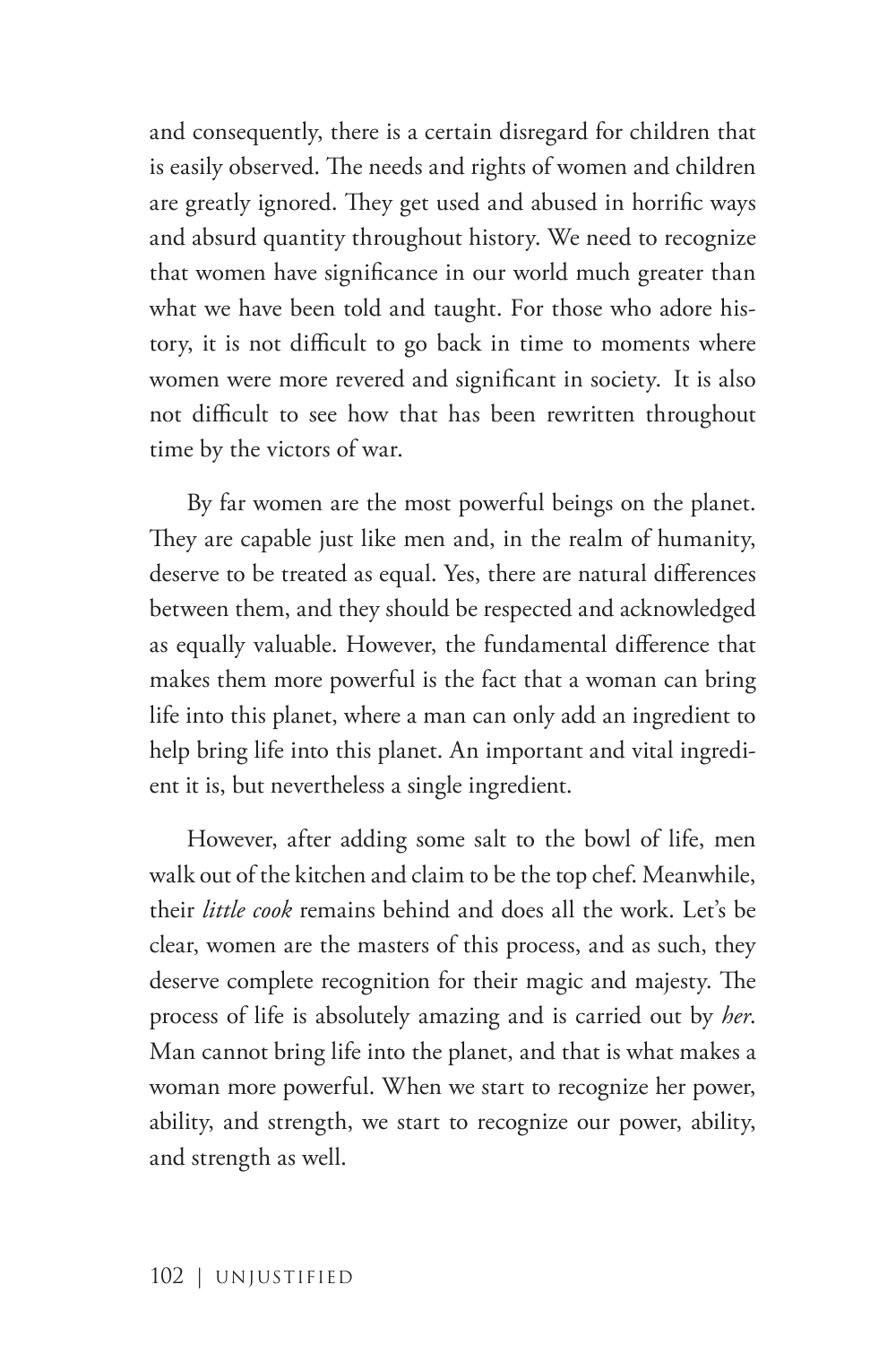and consequently, there is a certain disregard for children that is easily observed. The needs and rights of women and children are greatly ignored. They get used and abused in horrific ways and absurd quantity throughout history. We need to recognize that women have significance in our world much greater than what we have been told and taught. For those who adore history, it is not difficult to go back in time to moments where women were more revered and significant in society. It is also not difficult to see how that has been rewritten throughout time by the victors of war.

By far women are the most powerful beings on the planet. They are capable just like men and, in the realm of humanity, deserve to be treated as equal. Yes, there are natural differences between them, and they should be respected and acknowledged as equally valuable. However, the fundamental difference that makes them more powerful is the fact that a woman can bring life into this planet, where a man can only add an ingredient to help bring life into this planet. An important and vital ingredient it is, but nevertheless a single ingredient.

However, after adding some salt to the bowl of life, men walk out of the kitchen and claim to be the top chef. Meanwhile, their *little cook* remains behind and does all the work. Let's be clear, women are the masters of this process, and as such, they deserve complete recognition for their magic and majesty. The process of life is absolutely amazing and is carried out by *her*. Man cannot bring life into the planet, and that is what makes a woman more powerful. When we start to recognize her power, ability, and strength, we start to recognize our power, ability, and strength as well.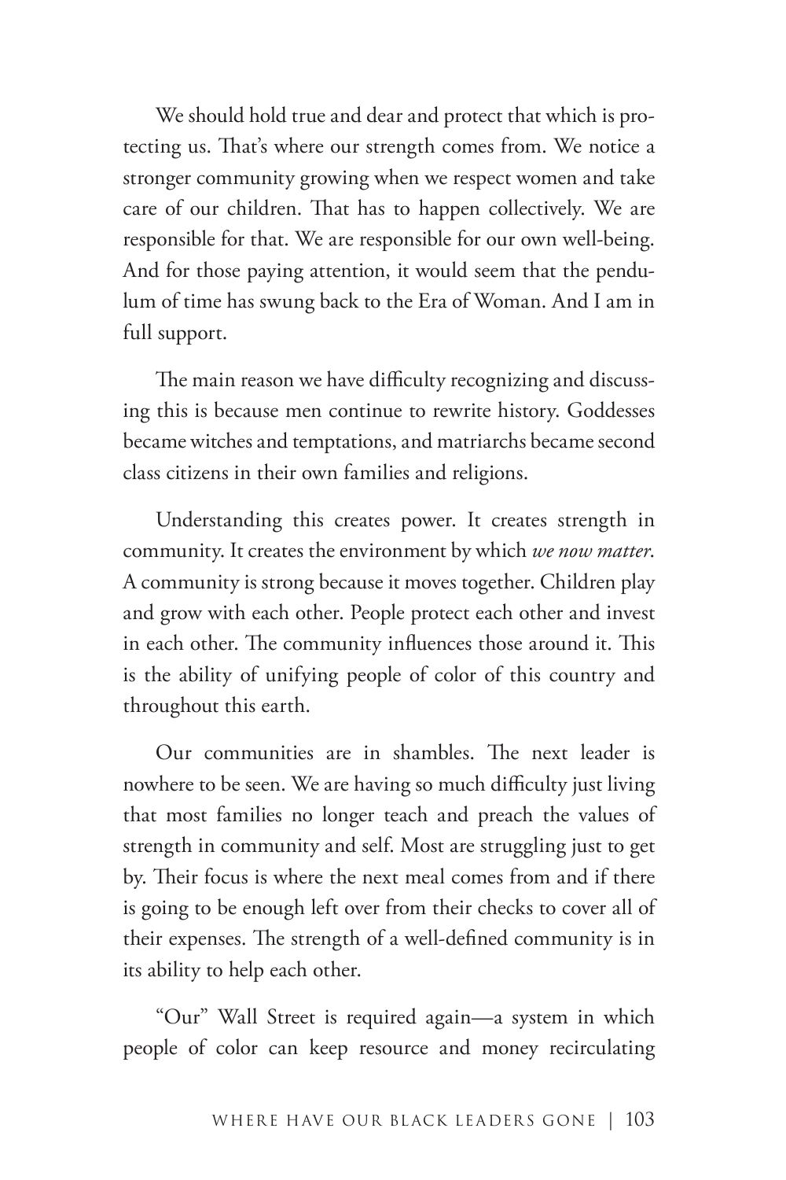We should hold true and dear and protect that which is protecting us. That's where our strength comes from. We notice a stronger community growing when we respect women and take care of our children. That has to happen collectively. We are responsible for that. We are responsible for our own well-being. And for those paying attention, it would seem that the pendulum of time has swung back to the Era of Woman. And I am in full support.

The main reason we have difficulty recognizing and discussing this is because men continue to rewrite history. Goddesses became witches and temptations, and matriarchs became second class citizens in their own families and religions.

Understanding this creates power. It creates strength in community. It creates the environment by which *we now matter*. A community is strong because it moves together. Children play and grow with each other. People protect each other and invest in each other. The community influences those around it. This is the ability of unifying people of color of this country and throughout this earth.

Our communities are in shambles. The next leader is nowhere to be seen. We are having so much difficulty just living that most families no longer teach and preach the values of strength in community and self. Most are struggling just to get by. Their focus is where the next meal comes from and if there is going to be enough left over from their checks to cover all of their expenses. The strength of a well-defined community is in its ability to help each other.

"Our" Wall Street is required again—a system in which people of color can keep resource and money recirculating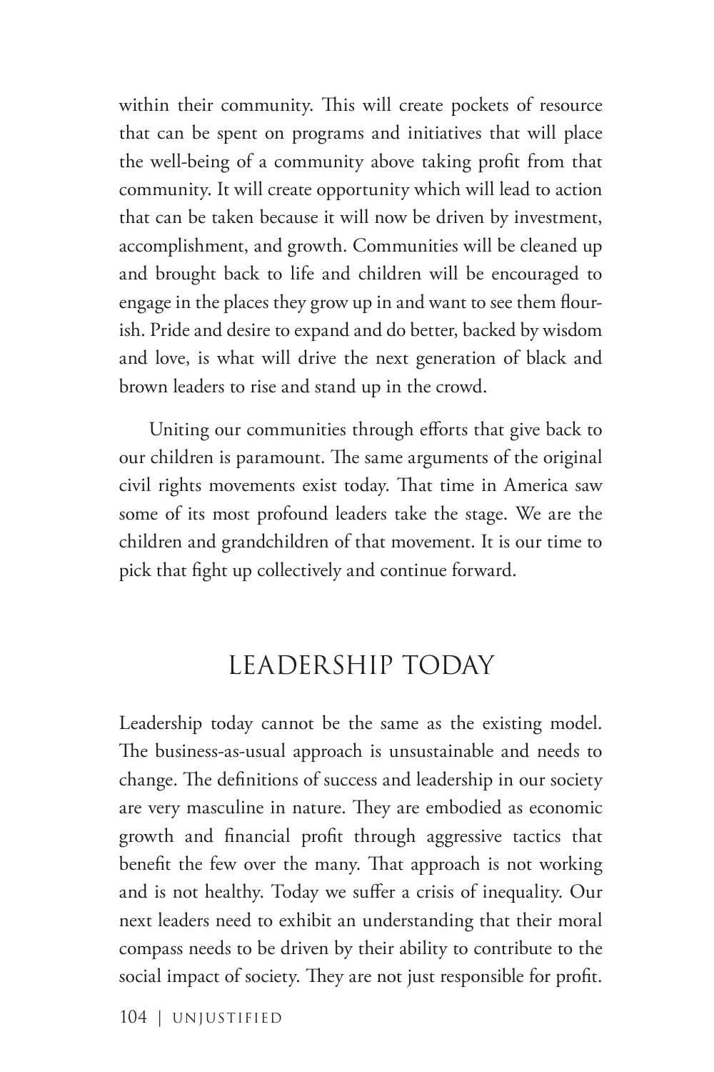within their community. This will create pockets of resource that can be spent on programs and initiatives that will place the well-being of a community above taking profit from that community. It will create opportunity which will lead to action that can be taken because it will now be driven by investment, accomplishment, and growth. Communities will be cleaned up and brought back to life and children will be encouraged to engage in the places they grow up in and want to see them flourish. Pride and desire to expand and do better, backed by wisdom and love, is what will drive the next generation of black and brown leaders to rise and stand up in the crowd.

Uniting our communities through efforts that give back to our children is paramount. The same arguments of the original civil rights movements exist today. That time in America saw some of its most profound leaders take the stage. We are the children and grandchildren of that movement. It is our time to pick that fight up collectively and continue forward.

## LEADERSHIP TODAY

Leadership today cannot be the same as the existing model. The business-as-usual approach is unsustainable and needs to change. The definitions of success and leadership in our society are very masculine in nature. They are embodied as economic growth and financial profit through aggressive tactics that benefit the few over the many. That approach is not working and is not healthy. Today we suffer a crisis of inequality. Our next leaders need to exhibit an understanding that their moral compass needs to be driven by their ability to contribute to the social impact of society. They are not just responsible for profit.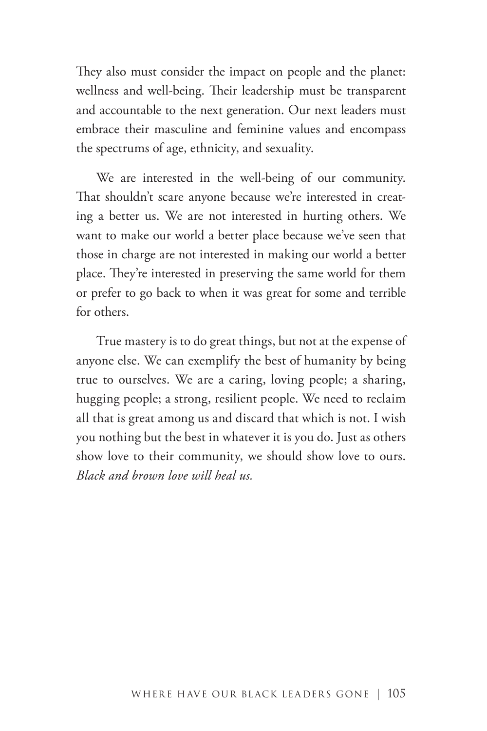They also must consider the impact on people and the planet: wellness and well-being. Their leadership must be transparent and accountable to the next generation. Our next leaders must embrace their masculine and feminine values and encompass the spectrums of age, ethnicity, and sexuality.

We are interested in the well-being of our community. That shouldn't scare anyone because we're interested in creating a better us. We are not interested in hurting others. We want to make our world a better place because we've seen that those in charge are not interested in making our world a better place. They're interested in preserving the same world for them or prefer to go back to when it was great for some and terrible for others.

True mastery is to do great things, but not at the expense of anyone else. We can exemplify the best of humanity by being true to ourselves. We are a caring, loving people; a sharing, hugging people; a strong, resilient people. We need to reclaim all that is great among us and discard that which is not. I wish you nothing but the best in whatever it is you do. Just as others show love to their community, we should show love to ours. *Black and brown love will heal us.*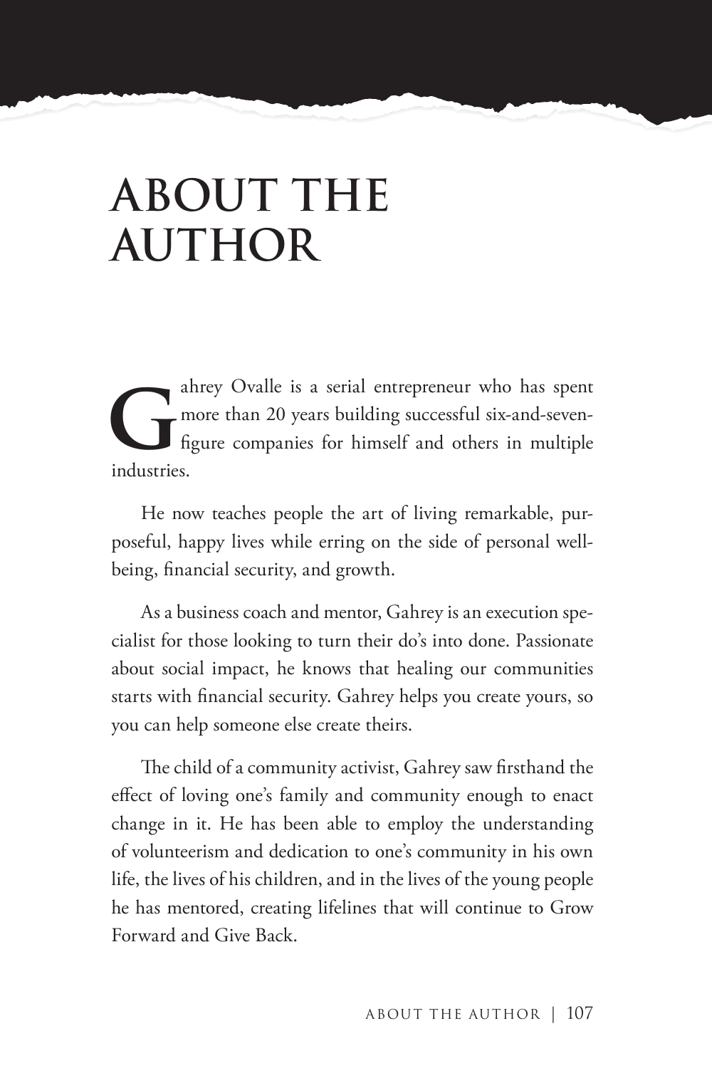# ABOUT THE AUTHOR

Gahrey Ovalle is a serial entrepreneur who has spent more than 20 years building successful six-and-seven-figure companies for himself and others in multiple industries.

He now teaches people the art of living remarkable, purposeful, happy lives while erring on the side of personal well-being, financial security, and growth.

As a business coach and mentor, Gahrey is an execution specialist for those looking to turn their do's into done. Passionate about social impact, he knows that healing our communities starts with financial security. Gahrey helps you create yours, so you can help someone else create theirs.

The child of a community activist, Gahrey saw firsthand the effect of loving one's family and community enough to enact change in it. He has been able to employ the understanding of volunteerism and dedication to one's community in his own life, the lives of his children, and in the lives of the young people he has mentored, creating lifelines that will continue to Grow Forward and Give Back.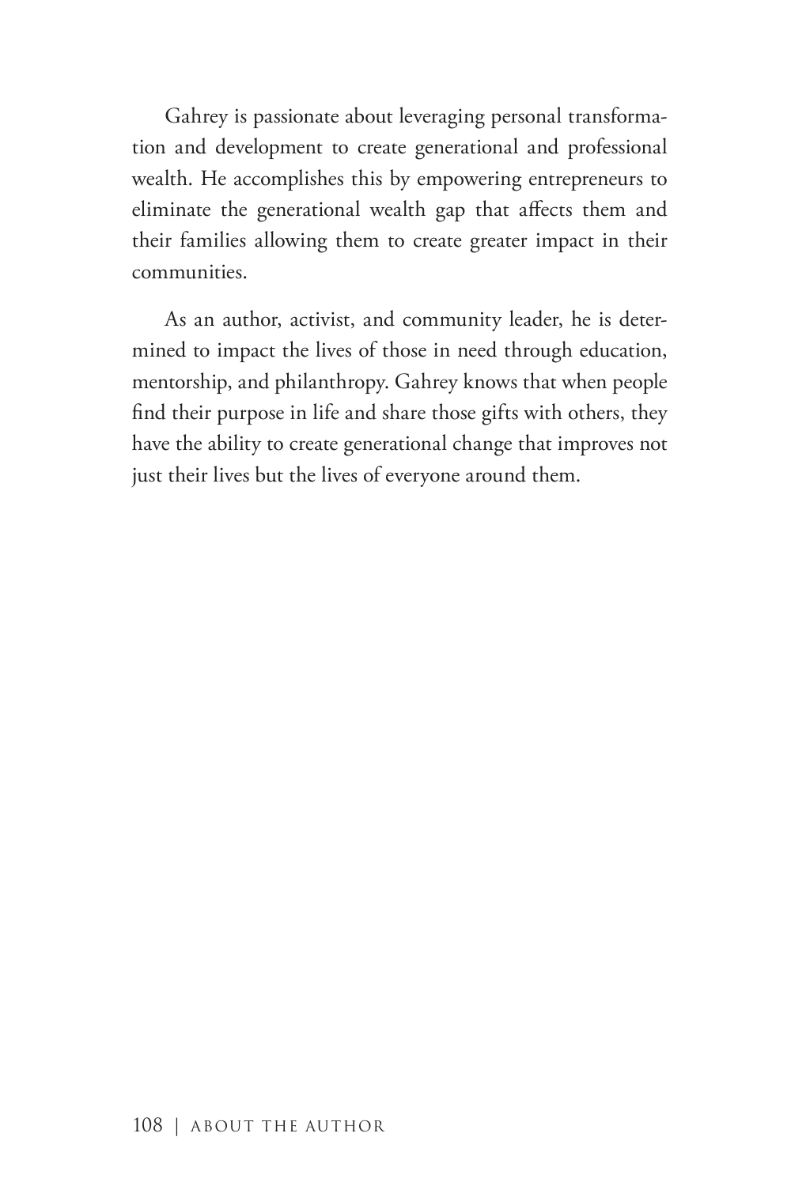Gahrey is passionate about leveraging personal transformation and development to create generational and professional wealth. He accomplishes this by empowering entrepreneurs to eliminate the generational wealth gap that affects them and their families allowing them to create greater impact in their communities.

As an author, activist, and community leader, he is determined to impact the lives of those in need through education, mentorship, and philanthropy. Gahrey knows that when people find their purpose in life and share those gifts with others, they have the ability to create generational change that improves not just their lives but the lives of everyone around them.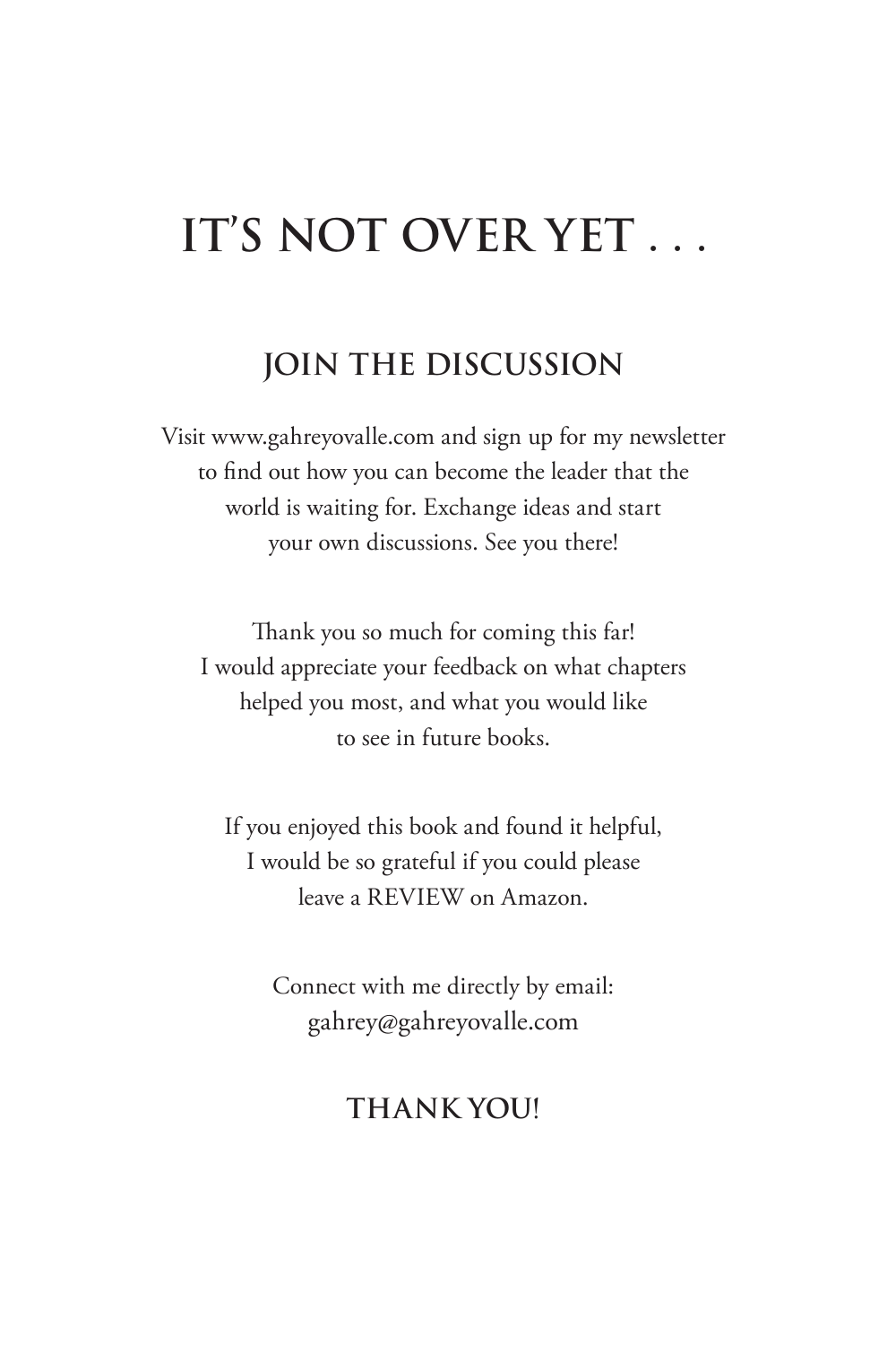# IT'S NOT OVER YET . . .

## JOIN THE DISCUSSION

Visit www.gahreyovalle.com and sign up for my newsletter to find out how you can become the leader that the world is waiting for. Exchange ideas and start your own discussions. See you there!

Thank you so much for coming this far! I would appreciate your feedback on what chapters helped you most, and what you would like to see in future books.

If you enjoyed this book and found it helpful, I would be so grateful if you could please leave a REVIEW on Amazon.

Connect with me directly by email:
gahrey@gahreyovalle.com

## THANK YOU!